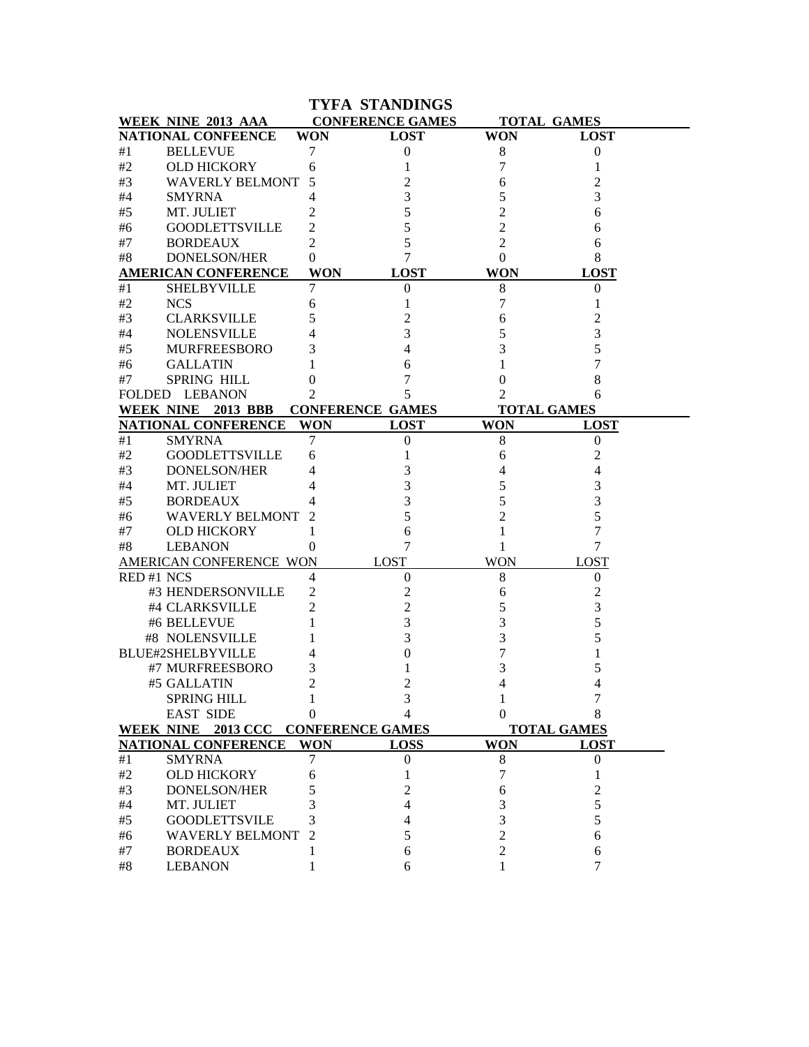# TYFA STANDINGS

| WEEK NINE 2013 AAA | | CONFERENCE GAMES | | TOTAL GAMES | |
|---|---|---|---|---|---|
| **NATIONAL CONFEENCE** | | **WON** | **LOST** | **WON** | **LOST** |
| #1 | BELLEVUE | 7 | 0 | 8 | 0 |
| #2 | OLD HICKORY | 6 | 1 | 7 | 1 |
| #3 | WAVERLY BELMONT | 5 | 2 | 6 | 2 |
| #4 | SMYRNA | 4 | 3 | 5 | 3 |
| #5 | MT. JULIET | 2 | 5 | 2 | 6 |
| #6 | GOODLETTSVILLE | 2 | 5 | 2 | 6 |
| #7 | BORDEAUX | 2 | 5 | 2 | 6 |
| #8 | DONELSON/HER | 0 | 7 | 0 | 8 |
| **AMERICAN CONFERENCE** | | **WON** | **LOST** | **WON** | **LOST** |
| #1 | SHELBYVILLE | 7 | 0 | 8 | 0 |
| #2 | NCS | 6 | 1 | 7 | 1 |
| #3 | CLARKSVILLE | 5 | 2 | 6 | 2 |
| #4 | NOLENSVILLE | 4 | 3 | 5 | 3 |
| #5 | MURFREESBORO | 3 | 4 | 3 | 5 |
| #6 | GALLATIN | 1 | 6 | 1 | 7 |
| #7 | SPRING HILL | 0 | 7 | 0 | 8 |
| FOLDED | LEBANON | 2 | 5 | 2 | 6 |

| WEEK NINE 2013 BBB | | CONFERENCE GAMES | | TOTAL GAMES | |
|---|---|---|---|---|---|
| **NATIONAL CONFERENCE** | | **WON** | **LOST** | **WON** | **LOST** |
| #1 | SMYRNA | 7 | 0 | 8 | 0 |
| #2 | GOODLETTSVILLE | 6 | 1 | 6 | 2 |
| #3 | DONELSON/HER | 4 | 3 | 4 | 4 |
| #4 | MT. JULIET | 4 | 3 | 5 | 3 |
| #5 | BORDEAUX | 4 | 3 | 5 | 3 |
| #6 | WAVERLY BELMONT | 2 | 5 | 2 | 5 |
| #7 | OLD HICKORY | 1 | 6 | 1 | 7 |
| #8 | LEBANON | 0 | 7 | 1 | 7 |
| AMERICAN CONFERENCE | | WON | LOST | WON | LOST |
| RED #1 | NCS | 4 | 0 | 8 | 0 |
| | #3 HENDERSONVILLE | 2 | 2 | 6 | 2 |
| | #4 CLARKSVILLE | 2 | 2 | 5 | 3 |
| | #6 BELLEVUE | 1 | 3 | 3 | 5 |
| | #8 NOLENSVILLE | 1 | 3 | 3 | 5 |
| BLUE#2 | SHELBYVILLE | 4 | 0 | 7 | 1 |
| | #7 MURFREESBORO | 3 | 1 | 3 | 5 |
| | #5 GALLATIN | 2 | 2 | 4 | 4 |
| | SPRING HILL | 1 | 3 | 1 | 7 |
| | EAST SIDE | 0 | 4 | 0 | 8 |

| WEEK NINE 2013 CCC | | CONFERENCE GAMES | | TOTAL GAMES | |
|---|---|---|---|---|---|
| **NATIONAL CONFERENCE** | | **WON** | **LOSS** | **WON** | **LOST** |
| #1 | SMYRNA | 7 | 0 | 8 | 0 |
| #2 | OLD HICKORY | 6 | 1 | 7 | 1 |
| #3 | DONELSON/HER | 5 | 2 | 6 | 2 |
| #4 | MT. JULIET | 3 | 4 | 3 | 5 |
| #5 | GOODLETTSVILE | 3 | 4 | 3 | 5 |
| #6 | WAVERLY BELMONT | 2 | 5 | 2 | 6 |
| #7 | BORDEAUX | 1 | 6 | 2 | 6 |
| #8 | LEBANON | 1 | 6 | 1 | 7 |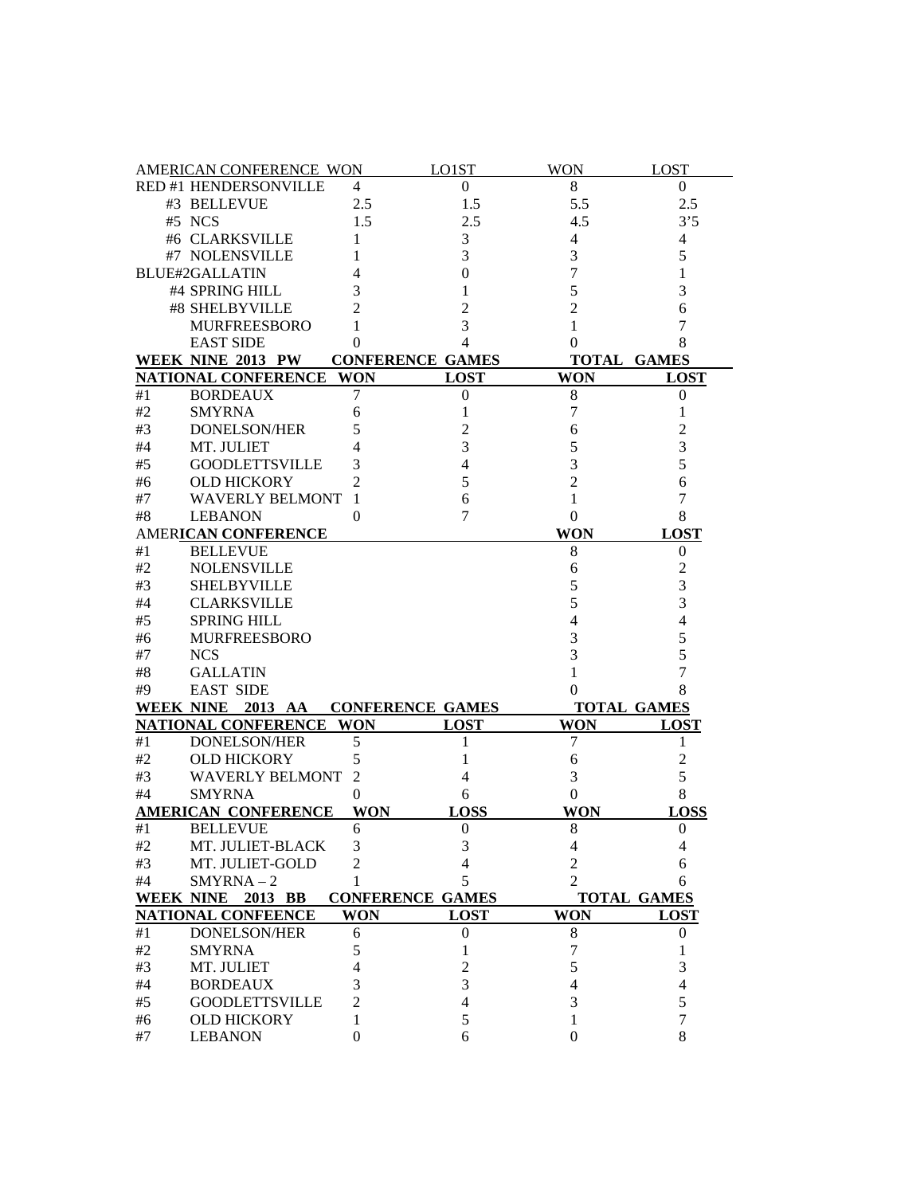| AMERICAN CONFERENCE | WON | LO1ST | WON | LOST |
|---|---|---|---|---|
| RED #1 HENDERSONVILLE | 4 | 0 | 8 | 0 |
| #3 BELLEVUE | 2.5 | 1.5 | 5.5 | 2.5 |
| #5 NCS | 1.5 | 2.5 | 4.5 | 3'5 |
| #6 CLARKSVILLE | 1 | 3 | 4 | 4 |
| #7 NOLENSVILLE | 1 | 3 | 3 | 5 |
| BLUE#2GALLATIN | 4 | 0 | 7 | 1 |
| #4 SPRING HILL | 3 | 1 | 5 | 3 |
| #8 SHELBYVILLE | 2 | 2 | 2 | 6 |
| MURFREESBORO | 1 | 3 | 1 | 7 |
| EAST SIDE | 0 | 4 | 0 | 8 |

**WEEK NINE 2013 PW**

| | NATIONAL CONFERENCE | CONFERENCE GAMES WON | LOST | TOTAL GAMES WON | LOST |
|---|---|---|---|---|---|
| #1 | BORDEAUX | 7 | 0 | 8 | 0 |
| #2 | SMYRNA | 6 | 1 | 7 | 1 |
| #3 | DONELSON/HER | 5 | 2 | 6 | 2 |
| #4 | MT. JULIET | 4 | 3 | 5 | 3 |
| #5 | GOODLETTSVILLE | 3 | 4 | 3 | 5 |
| #6 | OLD HICKORY | 2 | 5 | 2 | 6 |
| #7 | WAVERLY BELMONT | 1 | 6 | 1 | 7 |
| #8 | LEBANON | 0 | 7 | 0 | 8 |

| | AMERICAN CONFERENCE | WON | LOST |
|---|---|---|---|
| #1 | BELLEVUE | 8 | 0 |
| #2 | NOLENSVILLE | 6 | 2 |
| #3 | SHELBYVILLE | 5 | 3 |
| #4 | CLARKSVILLE | 5 | 3 |
| #5 | SPRING HILL | 4 | 4 |
| #6 | MURFREESBORO | 3 | 5 |
| #7 | NCS | 3 | 5 |
| #8 | GALLATIN | 1 | 7 |
| #9 | EAST SIDE | 0 | 8 |

**WEEK NINE 2013 AA**

| | NATIONAL CONFERENCE | CONFERENCE GAMES WON | LOST | TOTAL GAMES WON | LOST |
|---|---|---|---|---|---|
| #1 | DONELSON/HER | 5 | 1 | 7 | 1 |
| #2 | OLD HICKORY | 5 | 1 | 6 | 2 |
| #3 | WAVERLY BELMONT | 2 | 4 | 3 | 5 |
| #4 | SMYRNA | 0 | 6 | 0 | 8 |

| | AMERICAN CONFERENCE | WON | LOSS | WON | LOSS |
|---|---|---|---|---|---|
| #1 | BELLEVUE | 6 | 0 | 8 | 0 |
| #2 | MT. JULIET-BLACK | 3 | 3 | 4 | 4 |
| #3 | MT. JULIET-GOLD | 2 | 4 | 2 | 6 |
| #4 | SMYRNA – 2 | 1 | 5 | 2 | 6 |

**WEEK NINE 2013 BB**

| | NATIONAL CONFEENCE | CONFERENCE GAMES WON | LOST | TOTAL GAMES WON | LOST |
|---|---|---|---|---|---|
| #1 | DONELSON/HER | 6 | 0 | 8 | 0 |
| #2 | SMYRNA | 5 | 1 | 7 | 1 |
| #3 | MT. JULIET | 4 | 2 | 5 | 3 |
| #4 | BORDEAUX | 3 | 3 | 4 | 4 |
| #5 | GOODLETTSVILLE | 2 | 4 | 3 | 5 |
| #6 | OLD HICKORY | 1 | 5 | 1 | 7 |
| #7 | LEBANON | 0 | 6 | 0 | 8 |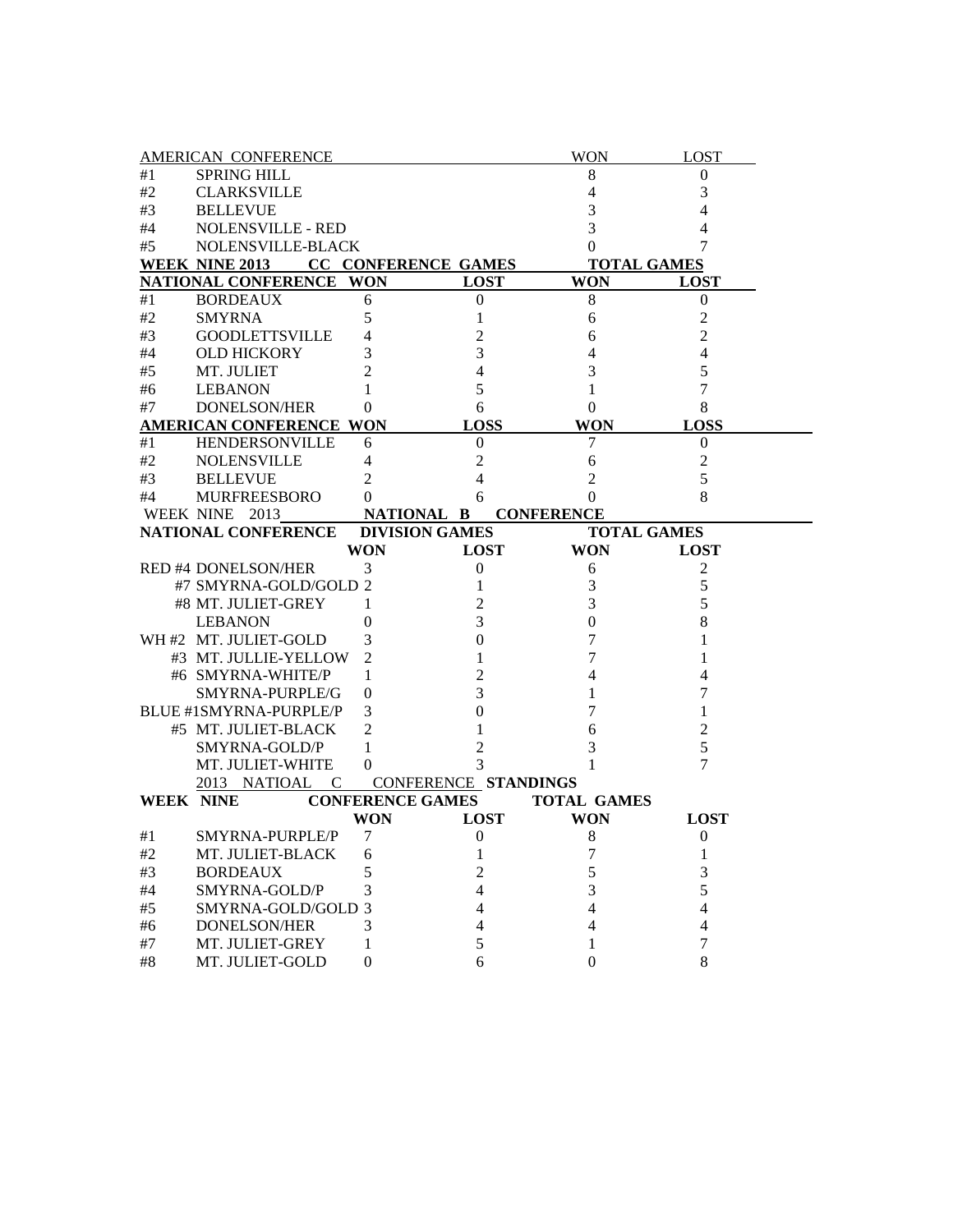| AMERICAN CONFERENCE | | | | WON | LOST |
|---|---|---|---|---|---|
| #1 | SPRING HILL | | | 8 | 0 |
| #2 | CLARKSVILLE | | | 4 | 3 |
| #3 | BELLEVUE | | | 3 | 4 |
| #4 | NOLENSVILLE - RED | | | 3 | 4 |
| #5 | NOLENSVILLE-BLACK | | | 0 | 7 |

| **WEEK NINE 2013** | **CC CONFERENCE GAMES** | | | **TOTAL GAMES** | |
|---|---|---|---|---|---|
| **NATIONAL CONFERENCE** | | **WON** | **LOST** | **WON** | **LOST** |
| #1 | BORDEAUX | 6 | 0 | 8 | 0 |
| #2 | SMYRNA | 5 | 1 | 6 | 2 |
| #3 | GOODLETTSVILLE | 4 | 2 | 6 | 2 |
| #4 | OLD HICKORY | 3 | 3 | 4 | 4 |
| #5 | MT. JULIET | 2 | 4 | 3 | 5 |
| #6 | LEBANON | 1 | 5 | 1 | 7 |
| #7 | DONELSON/HER | 0 | 6 | 0 | 8 |
| **AMERICAN CONFERENCE** | | **WON** | **LOSS** | **WON** | **LOSS** |
| #1 | HENDERSONVILLE | 6 | 0 | 7 | 0 |
| #2 | NOLENSVILLE | 4 | 2 | 6 | 2 |
| #3 | BELLEVUE | 2 | 4 | 2 | 5 |
| #4 | MURFREESBORO | 0 | 6 | 0 | 8 |

| WEEK NINE 2013 | **NATIONAL B CONFERENCE** | | | |
|---|---|---|---|---|
| **NATIONAL CONFERENCE** | **DIVISION GAMES** | | **TOTAL GAMES** | |
| | **WON** | **LOST** | **WON** | **LOST** |
| RED #4 DONELSON/HER | 3 | 0 | 6 | 2 |
| #7 SMYRNA-GOLD/GOLD | 2 | 1 | 3 | 5 |
| #8 MT. JULIET-GREY | 1 | 2 | 3 | 5 |
| LEBANON | 0 | 3 | 0 | 8 |
| WH #2 MT. JULIET-GOLD | 3 | 0 | 7 | 1 |
| #3 MT. JULLIE-YELLOW | 2 | 1 | 7 | 1 |
| #6 SMYRNA-WHITE/P | 1 | 2 | 4 | 4 |
| SMYRNA-PURPLE/G | 0 | 3 | 1 | 7 |
| BLUE #1SMYRNA-PURPLE/P | 3 | 0 | 7 | 1 |
| #5 MT. JULIET-BLACK | 2 | 1 | 6 | 2 |
| SMYRNA-GOLD/P | 1 | 2 | 3 | 5 |
| MT. JULIET-WHITE | 0 | 3 | 1 | 7 |

| 2013 NATIOAL C CONFERENCE **STANDINGS** | | | | | |
|---|---|---|---|---|---|
| **WEEK NINE** | | **CONFERENCE GAMES** | | **TOTAL GAMES** | |
| | | **WON** | **LOST** | **WON** | **LOST** |
| #1 | SMYRNA-PURPLE/P | 7 | 0 | 8 | 0 |
| #2 | MT. JULIET-BLACK | 6 | 1 | 7 | 1 |
| #3 | BORDEAUX | 5 | 2 | 5 | 3 |
| #4 | SMYRNA-GOLD/P | 3 | 4 | 3 | 5 |
| #5 | SMYRNA-GOLD/GOLD | 3 | 4 | 4 | 4 |
| #6 | DONELSON/HER | 3 | 4 | 4 | 4 |
| #7 | MT. JULIET-GREY | 1 | 5 | 1 | 7 |
| #8 | MT. JULIET-GOLD | 0 | 6 | 0 | 8 |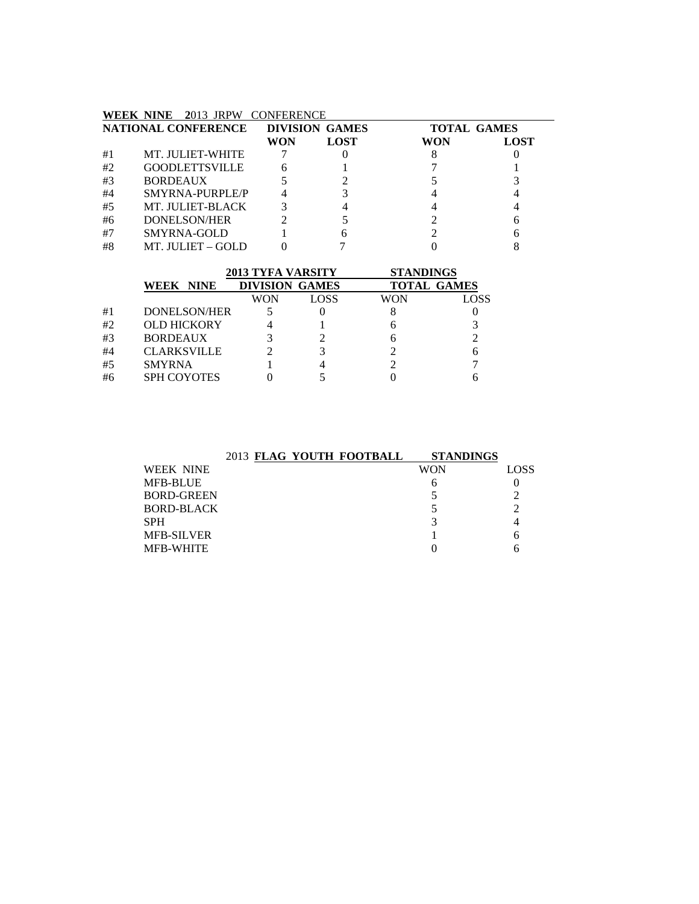**WEEK NINE 2013 JRPW CONFERENCE**

| NATIONAL CONFERENCE | | DIVISION GAMES | | TOTAL GAMES | |
|---|---|---|---|---|---|
| | | **WON** | **LOST** | **WON** | **LOST** |
| #1 | MT. JULIET-WHITE | 7 | 0 | 8 | 0 |
| #2 | GOODLETTSVILLE | 6 | 1 | 7 | 1 |
| #3 | BORDEAUX | 5 | 2 | 5 | 3 |
| #4 | SMYRNA-PURPLE/P | 4 | 3 | 4 | 4 |
| #5 | MT. JULIET-BLACK | 3 | 4 | 4 | 4 |
| #6 | DONELSON/HER | 2 | 5 | 2 | 6 |
| #7 | SMYRNA-GOLD | 1 | 6 | 2 | 6 |
| #8 | MT. JULIET – GOLD | 0 | 7 | 0 | 8 |

**2013 TYFA VARSITY STANDINGS**

| | **WEEK NINE** | **DIVISION GAMES** | | **TOTAL GAMES** | |
|---|---|---|---|---|---|
| | | WON | LOSS | WON | LOSS |
| #1 | DONELSON/HER | 5 | 0 | 8 | 0 |
| #2 | OLD HICKORY | 4 | 1 | 6 | 3 |
| #3 | BORDEAUX | 3 | 2 | 6 | 2 |
| #4 | CLARKSVILLE | 2 | 3 | 2 | 6 |
| #5 | SMYRNA | 1 | 4 | 2 | 7 |
| #6 | SPH COYOTES | 0 | 5 | 0 | 6 |

2013 **FLAG YOUTH FOOTBALL STANDINGS**

| WEEK NINE | WON | LOSS |
|---|---|---|
| MFB-BLUE | 6 | 0 |
| BORD-GREEN | 5 | 2 |
| BORD-BLACK | 5 | 2 |
| SPH | 3 | 4 |
| MFB-SILVER | 1 | 6 |
| MFB-WHITE | 0 | 6 |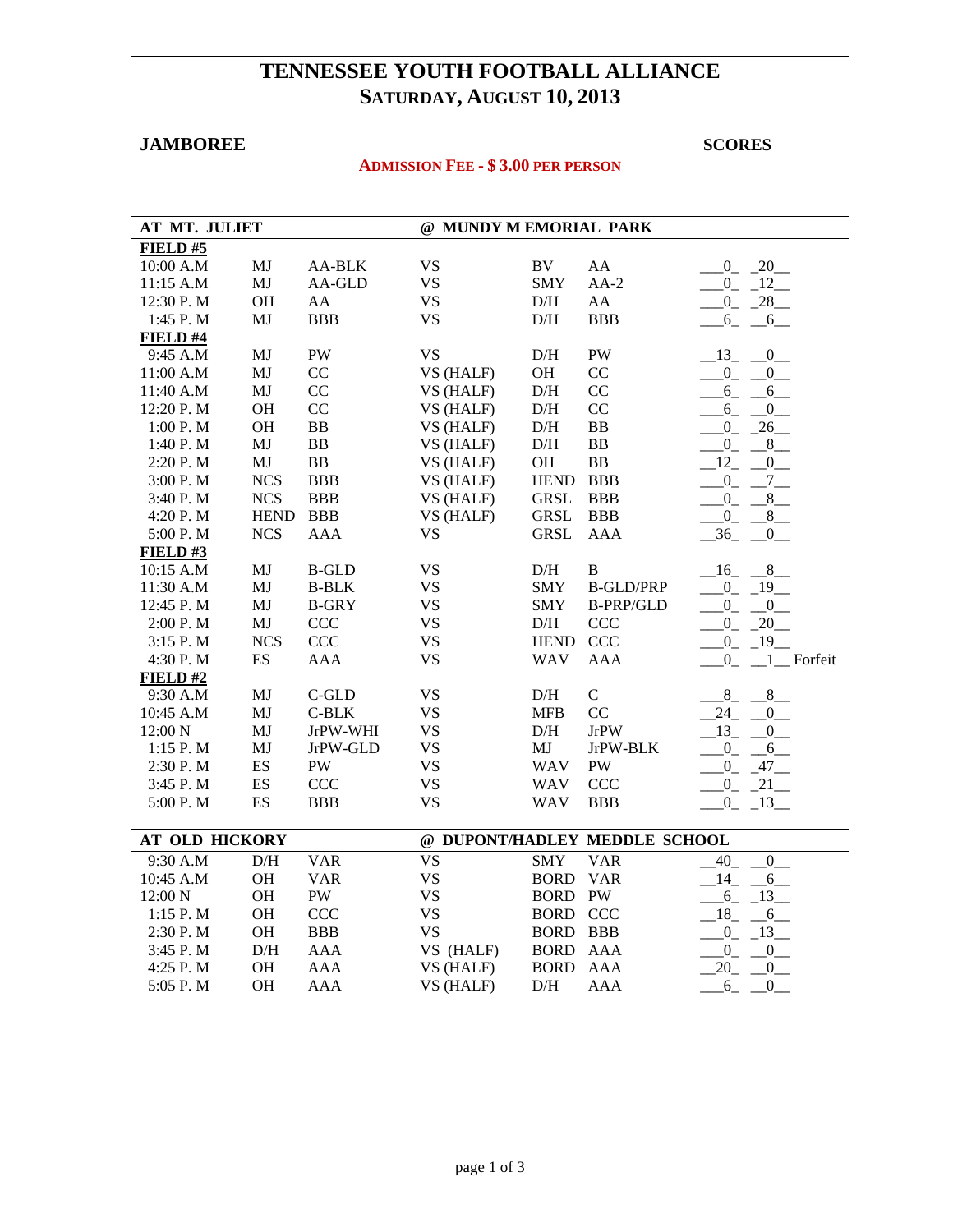# TENNESSEE YOUTH FOOTBALL ALLIANCE
## SATURDAY, AUGUST 10, 2013

**JAMBOREE** **SCORES**

**ADMISSION FEE - $ 3.00 PER PERSON**

| AT MT. JULIET | | | @ MUNDY MEMORIAL PARK | | | |
|---|---|---|---|---|---|---|
| **FIELD #5** | | | | | | |
| 10:00 A.M | MJ | AA-BLK | VS | BV | AA | 0 20 |
| 11:15 A.M | MJ | AA-GLD | VS | SMY | AA-2 | 0 12 |
| 12:30 P. M | OH | AA | VS | D/H | AA | 0 28 |
| 1:45 P. M | MJ | BBB | VS | D/H | BBB | 6 6 |
| **FIELD #4** | | | | | | |
| 9:45 A.M | MJ | PW | VS | D/H | PW | 13 0 |
| 11:00 A.M | MJ | CC | VS (HALF) | OH | CC | 0 0 |
| 11:40 A.M | MJ | CC | VS (HALF) | D/H | CC | 6 6 |
| 12:20 P. M | OH | CC | VS (HALF) | D/H | CC | 6 0 |
| 1:00 P. M | OH | BB | VS (HALF) | D/H | BB | 0 26 |
| 1:40 P. M | MJ | BB | VS (HALF) | D/H | BB | 0 8 |
| 2:20 P. M | MJ | BB | VS (HALF) | OH | BB | 12 0 |
| 3:00 P. M | NCS | BBB | VS (HALF) | HEND | BBB | 0 7 |
| 3:40 P. M | NCS | BBB | VS (HALF) | GRSL | BBB | 0 8 |
| 4:20 P. M | HEND | BBB | VS (HALF) | GRSL | BBB | 0 8 |
| 5:00 P. M | NCS | AAA | VS | GRSL | AAA | 36 0 |
| **FIELD #3** | | | | | | |
| 10:15 A.M | MJ | B-GLD | VS | D/H | B | 16 8 |
| 11:30 A.M | MJ | B-BLK | VS | SMY | B-GLD/PRP | 0 19 |
| 12:45 P. M | MJ | B-GRY | VS | SMY | B-PRP/GLD | 0 0 |
| 2:00 P. M | MJ | CCC | VS | D/H | CCC | 0 20 |
| 3:15 P. M | NCS | CCC | VS | HEND | CCC | 0 19 |
| 4:30 P. M | ES | AAA | VS | WAV | AAA | 0 1 Forfeit |
| **FIELD #2** | | | | | | |
| 9:30 A.M | MJ | C-GLD | VS | D/H | C | 8 8 |
| 10:45 A.M | MJ | C-BLK | VS | MFB | CC | 24 0 |
| 12:00 N | MJ | JrPW-WHI | VS | D/H | JrPW | 13 0 |
| 1:15 P. M | MJ | JrPW-GLD | VS | MJ | JrPW-BLK | 0 6 |
| 2:30 P. M | ES | PW | VS | WAV | PW | 0 47 |
| 3:45 P. M | ES | CCC | VS | WAV | CCC | 0 21 |
| 5:00 P. M | ES | BBB | VS | WAV | BBB | 0 13 |

| AT OLD HICKORY | | | @ DUPONT/HADLEY MEDDLE SCHOOL | | | |
|---|---|---|---|---|---|---|
| 9:30 A.M | D/H | VAR | VS | SMY | VAR | 40 0 |
| 10:45 A.M | OH | VAR | VS | BORD | VAR | 14 6 |
| 12:00 N | OH | PW | VS | BORD | PW | 6 13 |
| 1:15 P. M | OH | CCC | VS | BORD | CCC | 18 6 |
| 2:30 P. M | OH | BBB | VS | BORD | BBB | 0 13 |
| 3:45 P. M | D/H | AAA | VS (HALF) | BORD | AAA | 0 0 |
| 4:25 P. M | OH | AAA | VS (HALF) | BORD | AAA | 20 0 |
| 5:05 P. M | OH | AAA | VS (HALF) | D/H | AAA | 6 0 |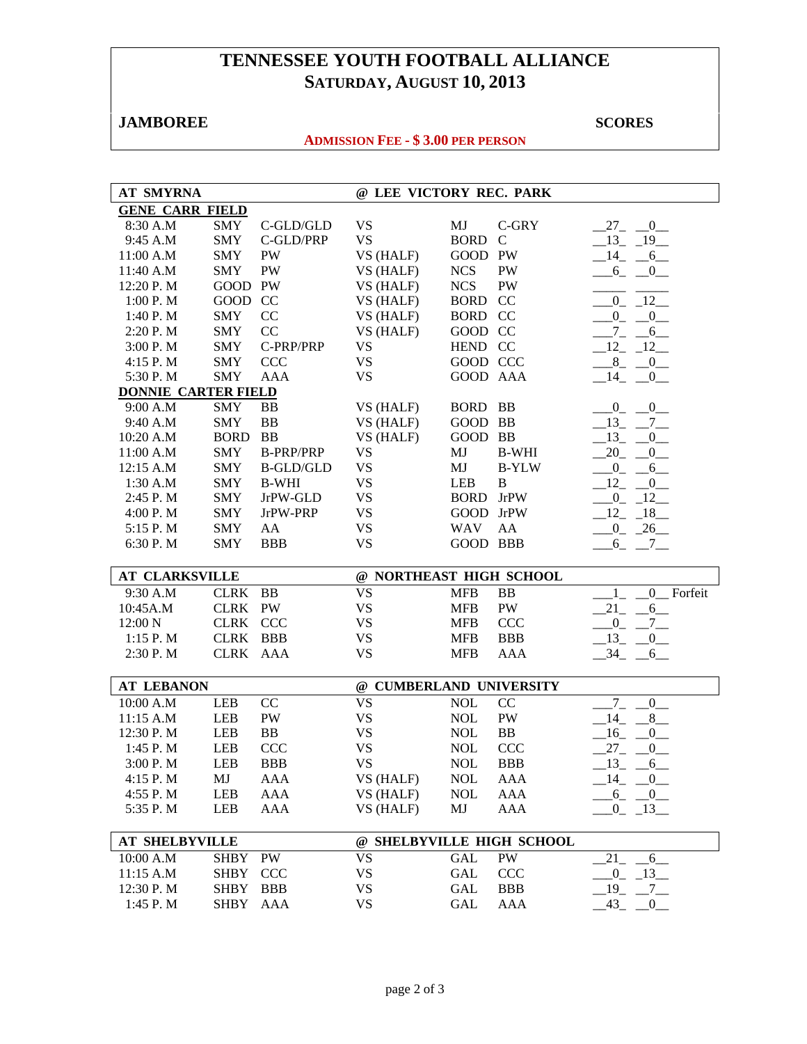# TENNESSEE YOUTH FOOTBALL ALLIANCE
## SATURDAY, AUGUST 10, 2013

**JAMBOREE** **SCORES**

**ADMISSION FEE - $ 3.00 PER PERSON**

| AT SMYRNA | | | @ LEE VICTORY REC. PARK | | | | |
|---|---|---|---|---|---|---|---|
| **GENE CARR FIELD** | | | | | | | |
| 8:30 A.M | SMY | C-GLD/GLD | VS | MJ | C-GRY | 27 | 0 |
| 9:45 A.M | SMY | C-GLD/PRP | VS | BORD | C | 13 | 19 |
| 11:00 A.M | SMY | PW | VS (HALF) | GOOD | PW | 14 | 6 |
| 11:40 A.M | SMY | PW | VS (HALF) | NCS | PW | 6 | 0 |
| 12:20 P. M | GOOD | PW | VS (HALF) | NCS | PW | | |
| 1:00 P. M | GOOD | CC | VS (HALF) | BORD | CC | 0 | 12 |
| 1:40 P. M | SMY | CC | VS (HALF) | BORD | CC | 0 | 0 |
| 2:20 P. M | SMY | CC | VS (HALF) | GOOD | CC | 7 | 6 |
| 3:00 P. M | SMY | C-PRP/PRP | VS | HEND | CC | 12 | 12 |
| 4:15 P. M | SMY | CCC | VS | GOOD | CCC | 8 | 0 |
| 5:30 P. M | SMY | AAA | VS | GOOD | AAA | 14 | 0 |
| **DONNIE CARTER FIELD** | | | | | | | |
| 9:00 A.M | SMY | BB | VS (HALF) | BORD | BB | 0 | 0 |
| 9:40 A.M | SMY | BB | VS (HALF) | GOOD | BB | 13 | 7 |
| 10:20 A.M | BORD | BB | VS (HALF) | GOOD | BB | 13 | 0 |
| 11:00 A.M | SMY | B-PRP/PRP | VS | MJ | B-WHI | 20 | 0 |
| 12:15 A.M | SMY | B-GLD/GLD | VS | MJ | B-YLW | 0 | 6 |
| 1:30 A.M | SMY | B-WHI | VS | LEB | B | 12 | 0 |
| 2:45 P. M | SMY | JrPW-GLD | VS | BORD | JrPW | 0 | 12 |
| 4:00 P. M | SMY | JrPW-PRP | VS | GOOD | JrPW | 12 | 18 |
| 5:15 P. M | SMY | AA | VS | WAV | AA | 0 | 26 |
| 6:30 P. M | SMY | BBB | VS | GOOD | BBB | 6 | 7 |

| AT CLARKSVILLE | | | @ NORTHEAST HIGH SCHOOL | | | | |
|---|---|---|---|---|---|---|---|
| 9:30 A.M | CLRK | BB | VS | MFB | BB | 1 | 0 Forfeit |
| 10:45A.M | CLRK | PW | VS | MFB | PW | 21 | 6 |
| 12:00 N | CLRK | CCC | VS | MFB | CCC | 0 | 7 |
| 1:15 P. M | CLRK | BBB | VS | MFB | BBB | 13 | 0 |
| 2:30 P. M | CLRK | AAA | VS | MFB | AAA | 34 | 6 |

| AT LEBANON | | | @ CUMBERLAND UNIVERSITY | | | | |
|---|---|---|---|---|---|---|---|
| 10:00 A.M | LEB | CC | VS | NOL | CC | 7 | 0 |
| 11:15 A.M | LEB | PW | VS | NOL | PW | 14 | 8 |
| 12:30 P. M | LEB | BB | VS | NOL | BB | 16 | 0 |
| 1:45 P. M | LEB | CCC | VS | NOL | CCC | 27 | 0 |
| 3:00 P. M | LEB | BBB | VS | NOL | BBB | 13 | 6 |
| 4:15 P. M | MJ | AAA | VS (HALF) | NOL | AAA | 14 | 0 |
| 4:55 P. M | LEB | AAA | VS (HALF) | NOL | AAA | 6 | 0 |
| 5:35 P. M | LEB | AAA | VS (HALF) | MJ | AAA | 0 | 13 |

| AT SHELBYVILLE | | | @ SHELBYVILLE HIGH SCHOOL | | | | |
|---|---|---|---|---|---|---|---|
| 10:00 A.M | SHBY | PW | VS | GAL | PW | 21 | 6 |
| 11:15 A.M | SHBY | CCC | VS | GAL | CCC | 0 | 13 |
| 12:30 P. M | SHBY | BBB | VS | GAL | BBB | 19 | 7 |
| 1:45 P. M | SHBY | AAA | VS | GAL | AAA | 43 | 0 |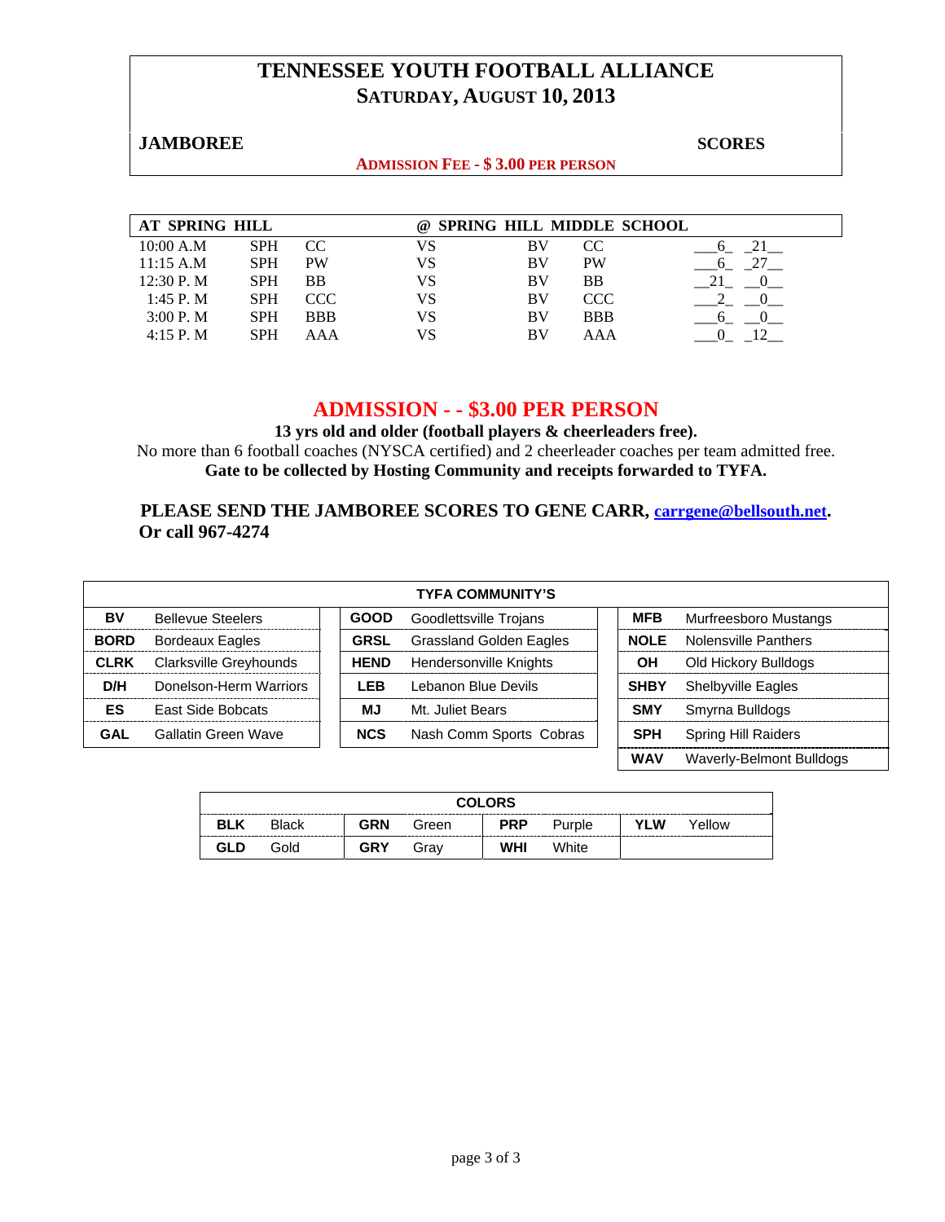# TENNESSEE YOUTH FOOTBALL ALLIANCE

## SATURDAY, AUGUST 10, 2013

**JAMBOREE** **SCORES**

**ADMISSION FEE - $ 3.00 PER PERSON**

| AT SPRING HILL | | | @ SPRING HILL MIDDLE SCHOOL | | | |
|---|---|---|---|---|---|---|
| 10:00 A.M | SPH | CC | VS | BV | CC | 6 21 |
| 11:15 A.M | SPH | PW | VS | BV | PW | 6 27 |
| 12:30 P. M | SPH | BB | VS | BV | BB | 21 0 |
| 1:45 P. M | SPH | CCC | VS | BV | CCC | 2 0 |
| 3:00 P. M | SPH | BBB | VS | BV | BBB | 6 0 |
| 4:15 P. M | SPH | AAA | VS | BV | AAA | 0 12 |

## ADMISSION - - $3.00 PER PERSON

**13 yrs old and older (football players & cheerleaders free).**
No more than 6 football coaches (NYSCA certified) and 2 cheerleader coaches per team admitted free.
**Gate to be collected by Hosting Community and receipts forwarded to TYFA.**

**PLEASE SEND THE JAMBOREE SCORES TO GENE CARR, carrgene@bellsouth.net. Or call 967-4274**

| TYFA COMMUNITY'S | | | | | |
|---|---|---|---|---|---|
| **BV** | Bellevue Steelers | **GOOD** | Goodlettsville Trojans | **MFB** | Murfreesboro Mustangs |
| **BORD** | Bordeaux Eagles | **GRSL** | Grassland Golden Eagles | **NOLE** | Nolensville Panthers |
| **CLRK** | Clarksville Greyhounds | **HEND** | Hendersonville Knights | **OH** | Old Hickory Bulldogs |
| **D/H** | Donelson-Herm Warriors | **LEB** | Lebanon Blue Devils | **SHBY** | Shelbyville Eagles |
| **ES** | East Side Bobcats | **MJ** | Mt. Juliet Bears | **SMY** | Smyrna Bulldogs |
| **GAL** | Gallatin Green Wave | **NCS** | Nash Comm Sports Cobras | **SPH** | Spring Hill Raiders |
| | | | | **WAV** | Waverly-Belmont Bulldogs |

| COLORS | | | | | | | |
|---|---|---|---|---|---|---|---|
| **BLK** | Black | **GRN** | Green | **PRP** | Purple | **YLW** | Yellow |
| **GLD** | Gold | **GRY** | Gray | **WHI** | White | | |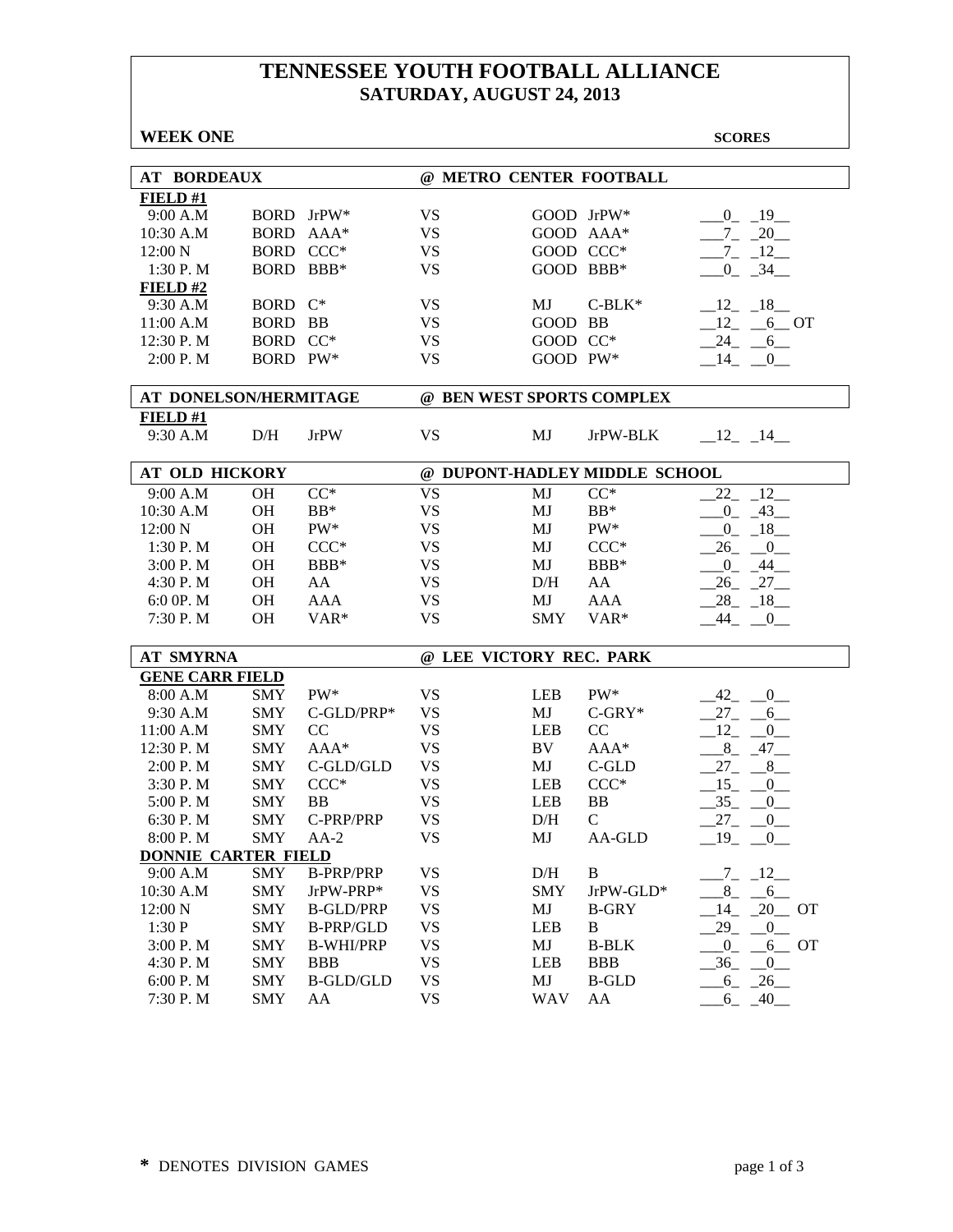# TENNESSEE YOUTH FOOTBALL ALLIANCE
## SATURDAY, AUGUST 24, 2013

**WEEK ONE** **SCORES**

| AT BORDEAUX | | | | @ METRO CENTER FOOTBALL | | |
|---|---|---|---|---|---|---|
| **FIELD #1** | | | | | | |
| 9:00 A.M | BORD | JrPW* | VS | GOOD | JrPW* | 0 19 |
| 10:30 A.M | BORD | AAA* | VS | GOOD | AAA* | 7 20 |
| 12:00 N | BORD | CCC* | VS | GOOD | CCC* | 7 12 |
| 1:30 P. M | BORD | BBB* | VS | GOOD | BBB* | 0 34 |
| **FIELD #2** | | | | | | |
| 9:30 A.M | BORD | C* | VS | MJ | C-BLK* | 12 18 |
| 11:00 A.M | BORD | BB | VS | GOOD | BB | 12 6 OT |
| 12:30 P. M | BORD | CC* | VS | GOOD | CC* | 24 6 |
| 2:00 P. M | BORD | PW* | VS | GOOD | PW* | 14 0 |

| AT DONELSON/HERMITAGE | | | | @ BEN WEST SPORTS COMPLEX | | |
|---|---|---|---|---|---|---|
| **FIELD #1** | | | | | | |
| 9:30 A.M | D/H | JrPW | VS | MJ | JrPW-BLK | 12 14 |

| AT OLD HICKORY | | | | @ DUPONT-HADLEY MIDDLE SCHOOL | | |
|---|---|---|---|---|---|---|
| 9:00 A.M | OH | CC* | VS | MJ | CC* | 22 12 |
| 10:30 A.M | OH | BB* | VS | MJ | BB* | 0 43 |
| 12:00 N | OH | PW* | VS | MJ | PW* | 0 18 |
| 1:30 P. M | OH | CCC* | VS | MJ | CCC* | 26 0 |
| 3:00 P. M | OH | BBB* | VS | MJ | BBB* | 0 44 |
| 4:30 P. M | OH | AA | VS | D/H | AA | 26 27 |
| 6:0 0P. M | OH | AAA | VS | MJ | AAA | 28 18 |
| 7:30 P. M | OH | VAR* | VS | SMY | VAR* | 44 0 |

| AT SMYRNA | | | | @ LEE VICTORY REC. PARK | | |
|---|---|---|---|---|---|---|
| **GENE CARR FIELD** | | | | | | |
| 8:00 A.M | SMY | PW* | VS | LEB | PW* | 42 0 |
| 9:30 A.M | SMY | C-GLD/PRP* | VS | MJ | C-GRY* | 27 6 |
| 11:00 A.M | SMY | CC | VS | LEB | CC | 12 0 |
| 12:30 P. M | SMY | AAA* | VS | BV | AAA* | 8 47 |
| 2:00 P. M | SMY | C-GLD/GLD | VS | MJ | C-GLD | 27 8 |
| 3:30 P. M | SMY | CCC* | VS | LEB | CCC* | 15 0 |
| 5:00 P. M | SMY | BB | VS | LEB | BB | 35 0 |
| 6:30 P. M | SMY | C-PRP/PRP | VS | D/H | C | 27 0 |
| 8:00 P. M | SMY | AA-2 | VS | MJ | AA-GLD | 19 0 |
| **DONNIE CARTER FIELD** | | | | | | |
| 9:00 A.M | SMY | B-PRP/PRP | VS | D/H | B | 7 12 |
| 10:30 A.M | SMY | JrPW-PRP* | VS | SMY | JrPW-GLD* | 8 6 |
| 12:00 N | SMY | B-GLD/PRP | VS | MJ | B-GRY | 14 20 OT |
| 1:30 P | SMY | B-PRP/GLD | VS | LEB | B | 29 0 |
| 3:00 P. M | SMY | B-WHI/PRP | VS | MJ | B-BLK | 0 6 OT |
| 4:30 P. M | SMY | BBB | VS | LEB | BBB | 36 0 |
| 6:00 P. M | SMY | B-GLD/GLD | VS | MJ | B-GLD | 6 26 |
| 7:30 P. M | SMY | AA | VS | WAV | AA | 6 40 |

**\*** DENOTES DIVISION GAMES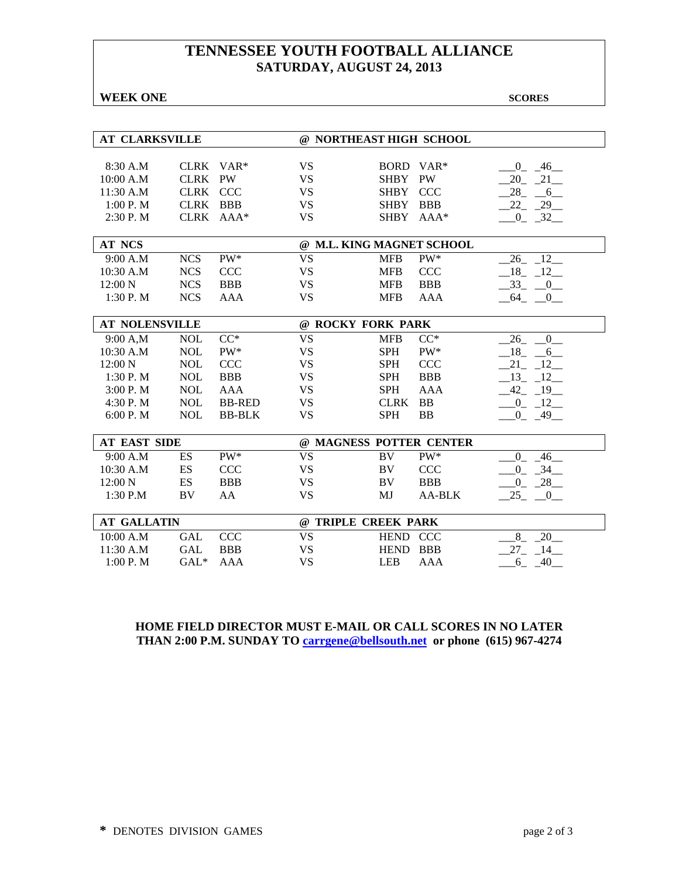# TENNESSEE YOUTH FOOTBALL ALLIANCE
## SATURDAY, AUGUST 24, 2013

**WEEK ONE** **SCORES**

| AT CLARKSVILLE | | | @ NORTHEAST HIGH SCHOOL | | | |
|---|---|---|---|---|---|---|
| 8:30 A.M | CLRK | VAR* | VS | BORD | VAR* | 0 46 |
| 10:00 A.M | CLRK | PW | VS | SHBY | PW | 20 21 |
| 11:30 A.M | CLRK | CCC | VS | SHBY | CCC | 28 6 |
| 1:00 P. M | CLRK | BBB | VS | SHBY | BBB | 22 29 |
| 2:30 P. M | CLRK | AAA* | VS | SHBY | AAA* | 0 32 |

| AT NCS | | | @ M.L. KING MAGNET SCHOOL | | | |
|---|---|---|---|---|---|---|
| 9:00 A.M | NCS | PW* | VS | MFB | PW* | 26 12 |
| 10:30 A.M | NCS | CCC | VS | MFB | CCC | 18 12 |
| 12:00 N | NCS | BBB | VS | MFB | BBB | 33 0 |
| 1:30 P. M | NCS | AAA | VS | MFB | AAA | 64 0 |

| AT NOLENSVILLE | | | @ ROCKY FORK PARK | | | |
|---|---|---|---|---|---|---|
| 9:00 A,M | NOL | CC* | VS | MFB | CC* | 26 0 |
| 10:30 A.M | NOL | PW* | VS | SPH | PW* | 18 6 |
| 12:00 N | NOL | CCC | VS | SPH | CCC | 21 12 |
| 1:30 P. M | NOL | BBB | VS | SPH | BBB | 13 12 |
| 3:00 P. M | NOL | AAA | VS | SPH | AAA | 42 19 |
| 4:30 P. M | NOL | BB-RED | VS | CLRK | BB | 0 12 |
| 6:00 P. M | NOL | BB-BLK | VS | SPH | BB | 0 49 |

| AT EAST SIDE | | | @ MAGNESS POTTER CENTER | | | |
|---|---|---|---|---|---|---|
| 9:00 A.M | ES | PW* | VS | BV | PW* | 0 46 |
| 10:30 A.M | ES | CCC | VS | BV | CCC | 0 34 |
| 12:00 N | ES | BBB | VS | BV | BBB | 0 28 |
| 1:30 P.M | BV | AA | VS | MJ | AA-BLK | 25 0 |

| AT GALLATIN | | | @ TRIPLE CREEK PARK | | | |
|---|---|---|---|---|---|---|
| 10:00 A.M | GAL | CCC | VS | HEND | CCC | 8 20 |
| 11:30 A.M | GAL | BBB | VS | HEND | BBB | 27 14 |
| 1:00 P. M | GAL* | AAA | VS | LEB | AAA | 6 40 |

**HOME FIELD DIRECTOR MUST E-MAIL OR CALL SCORES IN NO LATER THAN 2:00 P.M. SUNDAY TO carrgene@bellsouth.net or phone (615) 967-4274**

**\*** DENOTES DIVISION GAMES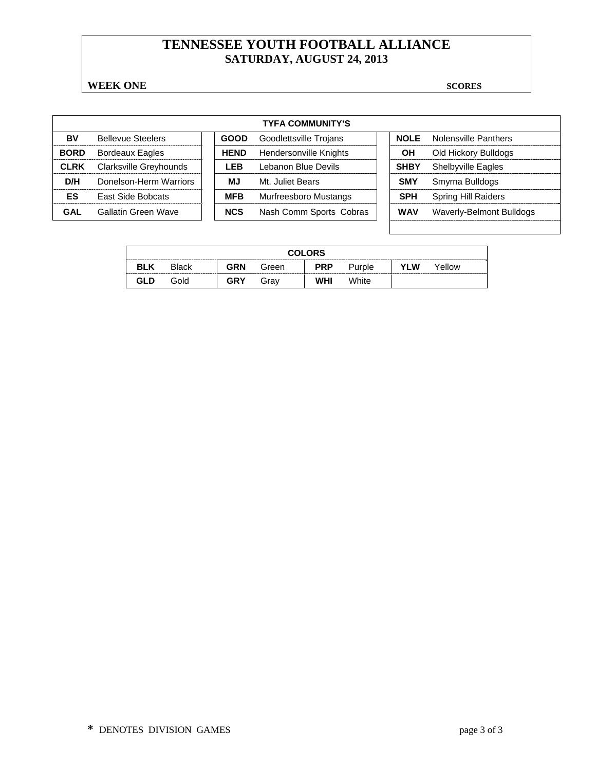# TENNESSEE YOUTH FOOTBALL ALLIANCE
## SATURDAY, AUGUST 24, 2013

**WEEK ONE** **SCORES**

| TYFA COMMUNITY'S | | | | | |
|---|---|---|---|---|---|
| **BV** | Bellevue Steelers | **GOOD** | Goodlettsville Trojans | **NOLE** | Nolensville Panthers |
| **BORD** | Bordeaux Eagles | **HEND** | Hendersonville Knights | **OH** | Old Hickory Bulldogs |
| **CLRK** | Clarksville Greyhounds | **LEB** | Lebanon Blue Devils | **SHBY** | Shelbyville Eagles |
| **D/H** | Donelson-Herm Warriors | **MJ** | Mt. Juliet Bears | **SMY** | Smyrna Bulldogs |
| **ES** | East Side Bobcats | **MFB** | Murfreesboro Mustangs | **SPH** | Spring Hill Raiders |
| **GAL** | Gallatin Green Wave | **NCS** | Nash Comm Sports Cobras | **WAV** | Waverly-Belmont Bulldogs |

| COLORS | | | | | | | |
|---|---|---|---|---|---|---|---|
| **BLK** | Black | **GRN** | Green | **PRP** | Purple | **YLW** | Yellow |
| **GLD** | Gold | **GRY** | Gray | **WHI** | White | | |

**\*** DENOTES DIVISION GAMES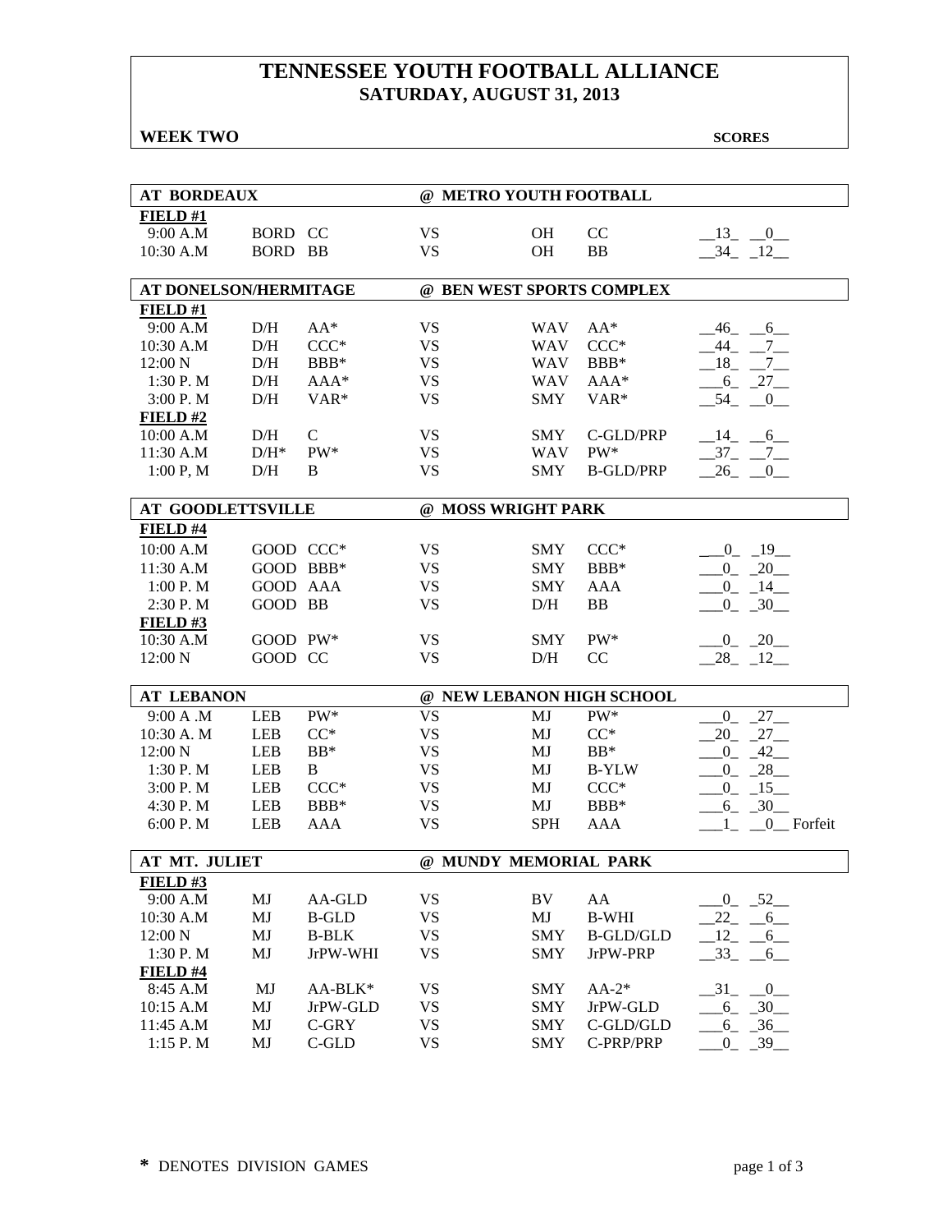# TENNESSEE YOUTH FOOTBALL ALLIANCE
## SATURDAY, AUGUST 31, 2013

**WEEK TWO** **SCORES**

| AT BORDEAUX | | | @ METRO YOUTH FOOTBALL | | | |
|---|---|---|---|---|---|---|
| **FIELD #1** | | | | | | |
| 9:00 A.M | BORD | CC | VS | OH | CC | 13 0 |
| 10:30 A.M | BORD | BB | VS | OH | BB | 34 12 |

| AT DONELSON/HERMITAGE | | | @ BEN WEST SPORTS COMPLEX | | | |
|---|---|---|---|---|---|---|
| **FIELD #1** | | | | | | |
| 9:00 A.M | D/H | AA* | VS | WAV | AA* | 46 6 |
| 10:30 A.M | D/H | CCC* | VS | WAV | CCC* | 44 7 |
| 12:00 N | D/H | BBB* | VS | WAV | BBB* | 18 7 |
| 1:30 P. M | D/H | AAA* | VS | WAV | AAA* | 6 27 |
| 3:00 P. M | D/H | VAR* | VS | SMY | VAR* | 54 0 |
| **FIELD #2** | | | | | | |
| 10:00 A.M | D/H | C | VS | SMY | C-GLD/PRP | 14 6 |
| 11:30 A.M | D/H* | PW* | VS | WAV | PW* | 37 7 |
| 1:00 P, M | D/H | B | VS | SMY | B-GLD/PRP | 26 0 |

| AT GOODLETTSVILLE | | | @ MOSS WRIGHT PARK | | | |
|---|---|---|---|---|---|---|
| **FIELD #4** | | | | | | |
| 10:00 A.M | GOOD | CCC* | VS | SMY | CCC* | 0 19 |
| 11:30 A.M | GOOD | BBB* | VS | SMY | BBB* | 0 20 |
| 1:00 P. M | GOOD | AAA | VS | SMY | AAA | 0 14 |
| 2:30 P. M | GOOD | BB | VS | D/H | BB | 0 30 |
| **FIELD #3** | | | | | | |
| 10:30 A.M | GOOD | PW* | VS | SMY | PW* | 0 20 |
| 12:00 N | GOOD | CC | VS | D/H | CC | 28 12 |

| AT LEBANON | | | @ NEW LEBANON HIGH SCHOOL | | | |
|---|---|---|---|---|---|---|
| 9:00 A .M | LEB | PW* | VS | MJ | PW* | 0 27 |
| 10:30 A. M | LEB | CC* | VS | MJ | CC* | 20 27 |
| 12:00 N | LEB | BB* | VS | MJ | BB* | 0 42 |
| 1:30 P. M | LEB | B | VS | MJ | B-YLW | 0 28 |
| 3:00 P. M | LEB | CCC* | VS | MJ | CCC* | 0 15 |
| 4:30 P. M | LEB | BBB* | VS | MJ | BBB* | 6 30 |
| 6:00 P. M | LEB | AAA | VS | SPH | AAA | 1 0 Forfeit |

| AT MT. JULIET | | | @ MUNDY MEMORIAL PARK | | | |
|---|---|---|---|---|---|---|
| **FIELD #3** | | | | | | |
| 9:00 A.M | MJ | AA-GLD | VS | BV | AA | 0 52 |
| 10:30 A.M | MJ | B-GLD | VS | MJ | B-WHI | 22 6 |
| 12:00 N | MJ | B-BLK | VS | SMY | B-GLD/GLD | 12 6 |
| 1:30 P. M | MJ | JrPW-WHI | VS | SMY | JrPW-PRP | 33 6 |
| **FIELD #4** | | | | | | |
| 8:45 A.M | MJ | AA-BLK* | VS | SMY | AA-2* | 31 0 |
| 10:15 A.M | MJ | JrPW-GLD | VS | SMY | JrPW-GLD | 6 30 |
| 11:45 A.M | MJ | C-GRY | VS | SMY | C-GLD/GLD | 6 36 |
| 1:15 P. M | MJ | C-GLD | VS | SMY | C-PRP/PRP | 0 39 |

**\*** DENOTES DIVISION GAMES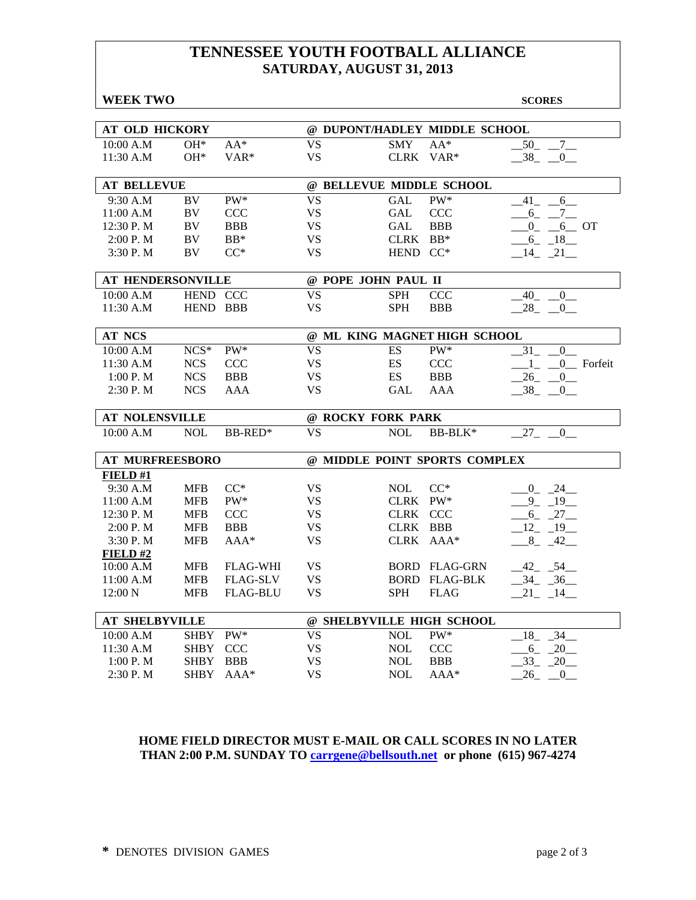# TENNESSEE YOUTH FOOTBALL ALLIANCE
## SATURDAY, AUGUST 31, 2013

**WEEK TWO** **SCORES**

| AT OLD HICKORY | | | @ DUPONT/HADLEY MIDDLE SCHOOL | | | |
|---|---|---|---|---|---|---|
| 10:00 A.M | OH* | AA* | VS | SMY | AA* | 50 7 |
| 11:30 A.M | OH* | VAR* | VS | CLRK | VAR* | 38 0 |

| AT BELLEVUE | | | @ BELLEVUE MIDDLE SCHOOL | | | |
|---|---|---|---|---|---|---|
| 9:30 A.M | BV | PW* | VS | GAL | PW* | 41 6 |
| 11:00 A.M | BV | CCC | VS | GAL | CCC | 6 7 |
| 12:30 P. M | BV | BBB | VS | GAL | BBB | 0 6 OT |
| 2:00 P. M | BV | BB* | VS | CLRK | BB* | 6 18 |
| 3:30 P. M | BV | CC* | VS | HEND | CC* | 14 21 |

| AT HENDERSONVILLE | | | @ POPE JOHN PAUL II | | | |
|---|---|---|---|---|---|---|
| 10:00 A.M | HEND | CCC | VS | SPH | CCC | 40 0 |
| 11:30 A.M | HEND | BBB | VS | SPH | BBB | 28 0 |

| AT NCS | | | @ ML KING MAGNET HIGH SCHOOL | | | |
|---|---|---|---|---|---|---|
| 10:00 A.M | NCS* | PW* | VS | ES | PW* | 31 0 |
| 11:30 A.M | NCS | CCC | VS | ES | CCC | 1 0 Forfeit |
| 1:00 P. M | NCS | BBB | VS | ES | BBB | 26 0 |
| 2:30 P. M | NCS | AAA | VS | GAL | AAA | 38 0 |

| AT NOLENSVILLE | | | @ ROCKY FORK PARK | | | |
|---|---|---|---|---|---|---|
| 10:00 A.M | NOL | BB-RED* | VS | NOL | BB-BLK* | 27 0 |

| AT MURFREESBORO | | | @ MIDDLE POINT SPORTS COMPLEX | | | |
|---|---|---|---|---|---|---|
| **FIELD #1** | | | | | | |
| 9:30 A.M | MFB | CC* | VS | NOL | CC* | 0 24 |
| 11:00 A.M | MFB | PW* | VS | CLRK | PW* | 9 19 |
| 12:30 P. M | MFB | CCC | VS | CLRK | CCC | 6 27 |
| 2:00 P. M | MFB | BBB | VS | CLRK | BBB | 12 19 |
| 3:30 P. M | MFB | AAA* | VS | CLRK | AAA* | 8 42 |
| **FIELD #2** | | | | | | |
| 10:00 A.M | MFB | FLAG-WHI | VS | BORD | FLAG-GRN | 42 54 |
| 11:00 A.M | MFB | FLAG-SLV | VS | BORD | FLAG-BLK | 34 36 |
| 12:00 N | MFB | FLAG-BLU | VS | SPH | FLAG | 21 14 |

| AT SHELBYVILLE | | | @ SHELBYVILLE HIGH SCHOOL | | | |
|---|---|---|---|---|---|---|
| 10:00 A.M | SHBY | PW* | VS | NOL | PW* | 18 34 |
| 11:30 A.M | SHBY | CCC | VS | NOL | CCC | 6 20 |
| 1:00 P. M | SHBY | BBB | VS | NOL | BBB | 33 20 |
| 2:30 P. M | SHBY | AAA* | VS | NOL | AAA* | 26 0 |

**HOME FIELD DIRECTOR MUST E-MAIL OR CALL SCORES IN NO LATER THAN 2:00 P.M. SUNDAY TO carrgene@bellsouth.net or phone (615) 967-4274**

**\*** DENOTES DIVISION GAMES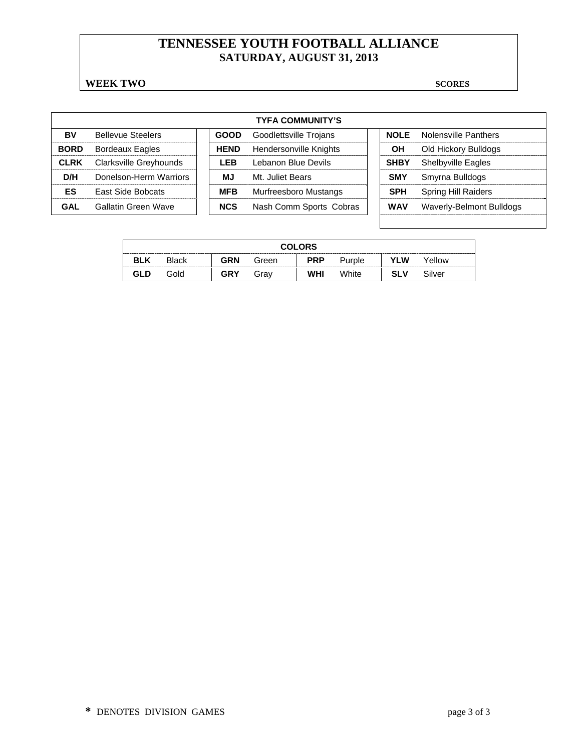# TENNESSEE YOUTH FOOTBALL ALLIANCE
## SATURDAY, AUGUST 31, 2013

**WEEK TWO** **SCORES**

| TYFA COMMUNITY'S | | | | | |
|---|---|---|---|---|---|
| **BV** | Bellevue Steelers | **GOOD** | Goodlettsville Trojans | **NOLE** | Nolensville Panthers |
| **BORD** | Bordeaux Eagles | **HEND** | Hendersonville Knights | **OH** | Old Hickory Bulldogs |
| **CLRK** | Clarksville Greyhounds | **LEB** | Lebanon Blue Devils | **SHBY** | Shelbyville Eagles |
| **D/H** | Donelson-Herm Warriors | **MJ** | Mt. Juliet Bears | **SMY** | Smyrna Bulldogs |
| **ES** | East Side Bobcats | **MFB** | Murfreesboro Mustangs | **SPH** | Spring Hill Raiders |
| **GAL** | Gallatin Green Wave | **NCS** | Nash Comm Sports Cobras | **WAV** | Waverly-Belmont Bulldogs |

| COLORS | | | | | | | |
|---|---|---|---|---|---|---|---|
| **BLK** | Black | **GRN** | Green | **PRP** | Purple | **YLW** | Yellow |
| **GLD** | Gold | **GRY** | Gray | **WHI** | White | **SLV** | Silver |

**\*** DENOTES DIVISION GAMES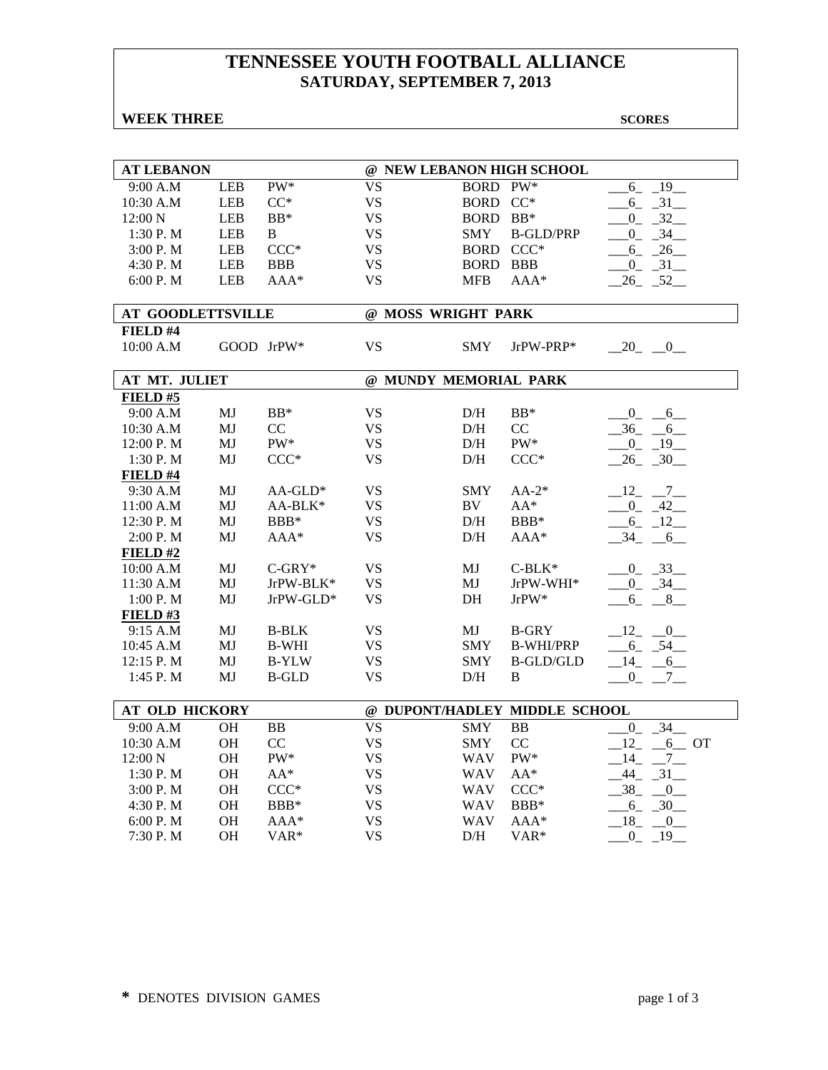# TENNESSEE YOUTH FOOTBALL ALLIANCE
## SATURDAY, SEPTEMBER 7, 2013

**WEEK THREE** **SCORES**

| AT LEBANON | | | @ NEW LEBANON HIGH SCHOOL | | | |
|---|---|---|---|---|---|---|
| 9:00 A.M | LEB | PW* | VS | BORD | PW* | 6 19 |
| 10:30 A.M | LEB | CC* | VS | BORD | CC* | 6 31 |
| 12:00 N | LEB | BB* | VS | BORD | BB* | 0 32 |
| 1:30 P. M | LEB | B | VS | SMY | B-GLD/PRP | 0 34 |
| 3:00 P. M | LEB | CCC* | VS | BORD | CCC* | 6 26 |
| 4:30 P. M | LEB | BBB | VS | BORD | BBB | 0 31 |
| 6:00 P. M | LEB | AAA* | VS | MFB | AAA* | 26 52 |

| AT GOODLETTSVILLE | | | @ MOSS WRIGHT PARK | | | |
|---|---|---|---|---|---|---|
| **FIELD #4** | | | | | | |
| 10:00 A.M | GOOD | JrPW* | VS | SMY | JrPW-PRP* | 20 0 |

| AT MT. JULIET | | | @ MUNDY MEMORIAL PARK | | | |
|---|---|---|---|---|---|---|
| **FIELD #5** | | | | | | |
| 9:00 A.M | MJ | BB* | VS | D/H | BB* | 0 6 |
| 10:30 A.M | MJ | CC | VS | D/H | CC | 36 6 |
| 12:00 P. M | MJ | PW* | VS | D/H | PW* | 0 19 |
| 1:30 P. M | MJ | CCC* | VS | D/H | CCC* | 26 30 |
| **FIELD #4** | | | | | | |
| 9:30 A.M | MJ | AA-GLD* | VS | SMY | AA-2* | 12 7 |
| 11:00 A.M | MJ | AA-BLK* | VS | BV | AA* | 0 42 |
| 12:30 P. M | MJ | BBB* | VS | D/H | BBB* | 6 12 |
| 2:00 P. M | MJ | AAA* | VS | D/H | AAA* | 34 6 |
| **FIELD #2** | | | | | | |
| 10:00 A.M | MJ | C-GRY* | VS | MJ | C-BLK* | 0 33 |
| 11:30 A.M | MJ | JrPW-BLK* | VS | MJ | JrPW-WHI* | 0 34 |
| 1:00 P. M | MJ | JrPW-GLD* | VS | DH | JrPW* | 6 8 |
| **FIELD #3** | | | | | | |
| 9:15 A.M | MJ | B-BLK | VS | MJ | B-GRY | 12 0 |
| 10:45 A.M | MJ | B-WHI | VS | SMY | B-WHI/PRP | 6 54 |
| 12:15 P. M | MJ | B-YLW | VS | SMY | B-GLD/GLD | 14 6 |
| 1:45 P. M | MJ | B-GLD | VS | D/H | B | 0 7 |

| AT OLD HICKORY | | | @ DUPONT/HADLEY MIDDLE SCHOOL | | | |
|---|---|---|---|---|---|---|
| 9:00 A.M | OH | BB | VS | SMY | BB | 0 34 |
| 10:30 A.M | OH | CC | VS | SMY | CC | 12 6 OT |
| 12:00 N | OH | PW* | VS | WAV | PW* | 14 7 |
| 1:30 P. M | OH | AA* | VS | WAV | AA* | 44 31 |
| 3:00 P. M | OH | CCC* | VS | WAV | CCC* | 38 0 |
| 4:30 P. M | OH | BBB* | VS | WAV | BBB* | 6 30 |
| 6:00 P. M | OH | AAA* | VS | WAV | AAA* | 18 0 |
| 7:30 P. M | OH | VAR* | VS | D/H | VAR* | 0 19 |

**\*** DENOTES DIVISION GAMES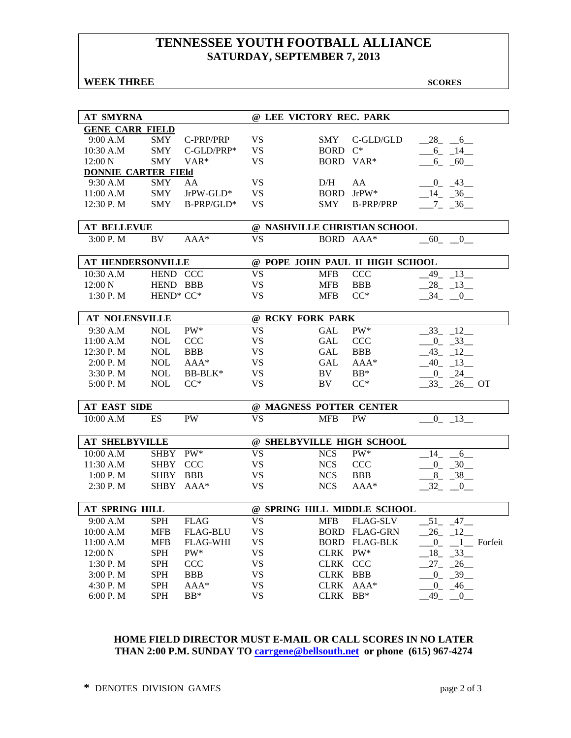# TENNESSEE YOUTH FOOTBALL ALLIANCE
## SATURDAY, SEPTEMBER 7, 2013

**WEEK THREE** **SCORES**

| AT SMYRNA | | | | @ LEE VICTORY REC. PARK | | |
|---|---|---|---|---|---|---|
| **GENE CARR FIELD** | | | | | | |
| 9:00 A.M | SMY | C-PRP/PRP | VS | SMY | C-GLD/GLD | 28 6 |
| 10:30 A.M | SMY | C-GLD/PRP* | VS | BORD | C* | 6 14 |
| 12:00 N | SMY | VAR* | VS | BORD | VAR* | 6 60 |
| **DONNIE CARTER FIEld** | | | | | | |
| 9:30 A.M | SMY | AA | VS | D/H | AA | 0 43 |
| 11:00 A.M | SMY | JrPW-GLD* | VS | BORD | JrPW* | 14 36 |
| 12:30 P. M | SMY | B-PRP/GLD* | VS | SMY | B-PRP/PRP | 7 36 |

| AT BELLEVUE | | | | @ NASHVILLE CHRISTIAN SCHOOL | | |
|---|---|---|---|---|---|---|
| 3:00 P. M | BV | AAA* | VS | BORD | AAA* | 60 0 |

| AT HENDERSONVILLE | | | | @ POPE JOHN PAUL II HIGH SCHOOL | | |
|---|---|---|---|---|---|---|
| 10:30 A.M | HEND | CCC | VS | MFB | CCC | 49 13 |
| 12:00 N | HEND | BBB | VS | MFB | BBB | 28 13 |
| 1:30 P. M | HEND* | CC* | VS | MFB | CC* | 34 0 |

| AT NOLENSVILLE | | | | @ RCKY FORK PARK | | |
|---|---|---|---|---|---|---|
| 9:30 A.M | NOL | PW* | VS | GAL | PW* | 33 12 |
| 11:00 A.M | NOL | CCC | VS | GAL | CCC | 0 33 |
| 12:30 P. M | NOL | BBB | VS | GAL | BBB | 43 12 |
| 2:00 P. M | NOL | AAA* | VS | GAL | AAA* | 40 13 |
| 3:30 P. M | NOL | BB-BLK* | VS | BV | BB* | 0 24 |
| 5:00 P. M | NOL | CC* | VS | BV | CC* | 33 26 OT |

| AT EAST SIDE | | | | @ MAGNESS POTTER CENTER | | |
|---|---|---|---|---|---|---|
| 10:00 A.M | ES | PW | VS | MFB | PW | 0 13 |

| AT SHELBYVILLE | | | | @ SHELBYVILLE HIGH SCHOOL | | |
|---|---|---|---|---|---|---|
| 10:00 A.M | SHBY | PW* | VS | NCS | PW* | 14 6 |
| 11:30 A.M | SHBY | CCC | VS | NCS | CCC | 0 30 |
| 1:00 P. M | SHBY | BBB | VS | NCS | BBB | 8 38 |
| 2:30 P. M | SHBY | AAA* | VS | NCS | AAA* | 32 0 |

| AT SPRING HILL | | | | @ SPRING HILL MIDDLE SCHOOL | | |
|---|---|---|---|---|---|---|
| 9:00 A.M | SPH | FLAG | VS | MFB | FLAG-SLV | 51 47 |
| 10:00 A.M | MFB | FLAG-BLU | VS | BORD | FLAG-GRN | 26 12 |
| 11:00 A.M | MFB | FLAG-WHI | VS | BORD | FLAG-BLK | 0 1 Forfeit |
| 12:00 N | SPH | PW* | VS | CLRK | PW* | 18 33 |
| 1:30 P. M | SPH | CCC | VS | CLRK | CCC | 27 26 |
| 3:00 P. M | SPH | BBB | VS | CLRK | BBB | 0 39 |
| 4:30 P. M | SPH | AAA* | VS | CLRK | AAA* | 0 46 |
| 6:00 P. M | SPH | BB* | VS | CLRK | BB* | 49 0 |

**HOME FIELD DIRECTOR MUST E-MAIL OR CALL SCORES IN NO LATER THAN 2:00 P.M. SUNDAY TO carrgene@bellsouth.net or phone (615) 967-4274**

**\*** DENOTES DIVISION GAMES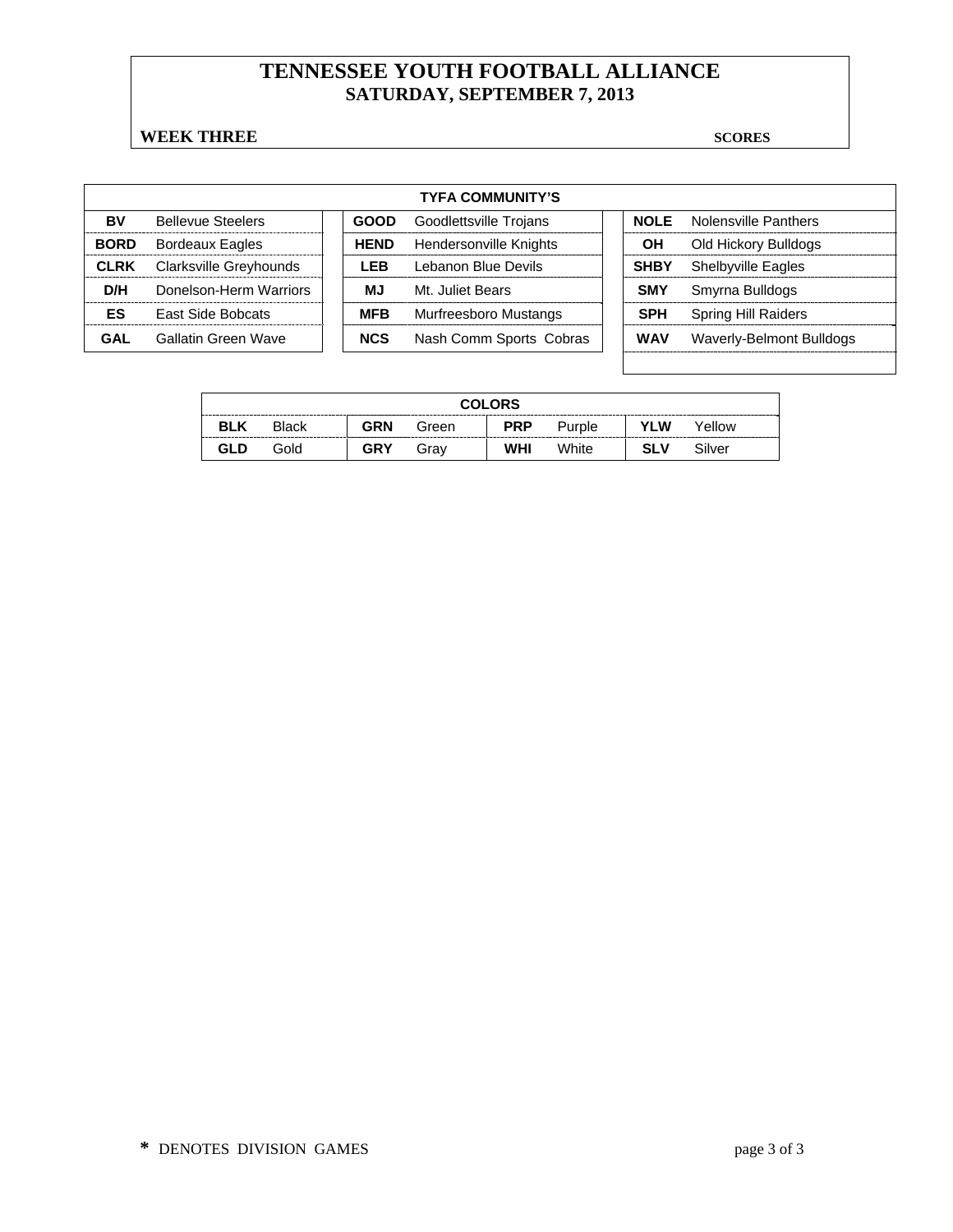# TENNESSEE YOUTH FOOTBALL ALLIANCE
## SATURDAY, SEPTEMBER 7, 2013

**WEEK THREE** **SCORES**

| TYFA COMMUNITY'S | | | | | |
|---|---|---|---|---|---|
| **BV** | Bellevue Steelers | **GOOD** | Goodlettsville Trojans | **NOLE** | Nolensville Panthers |
| **BORD** | Bordeaux Eagles | **HEND** | Hendersonville Knights | **OH** | Old Hickory Bulldogs |
| **CLRK** | Clarksville Greyhounds | **LEB** | Lebanon Blue Devils | **SHBY** | Shelbyville Eagles |
| **D/H** | Donelson-Herm Warriors | **MJ** | Mt. Juliet Bears | **SMY** | Smyrna Bulldogs |
| **ES** | East Side Bobcats | **MFB** | Murfreesboro Mustangs | **SPH** | Spring Hill Raiders |
| **GAL** | Gallatin Green Wave | **NCS** | Nash Comm Sports Cobras | **WAV** | Waverly-Belmont Bulldogs |

| COLORS | | | | | | | |
|---|---|---|---|---|---|---|---|
| **BLK** | Black | **GRN** | Green | **PRP** | Purple | **YLW** | Yellow |
| **GLD** | Gold | **GRY** | Gray | **WHI** | White | **SLV** | Silver |

**\*** DENOTES DIVISION GAMES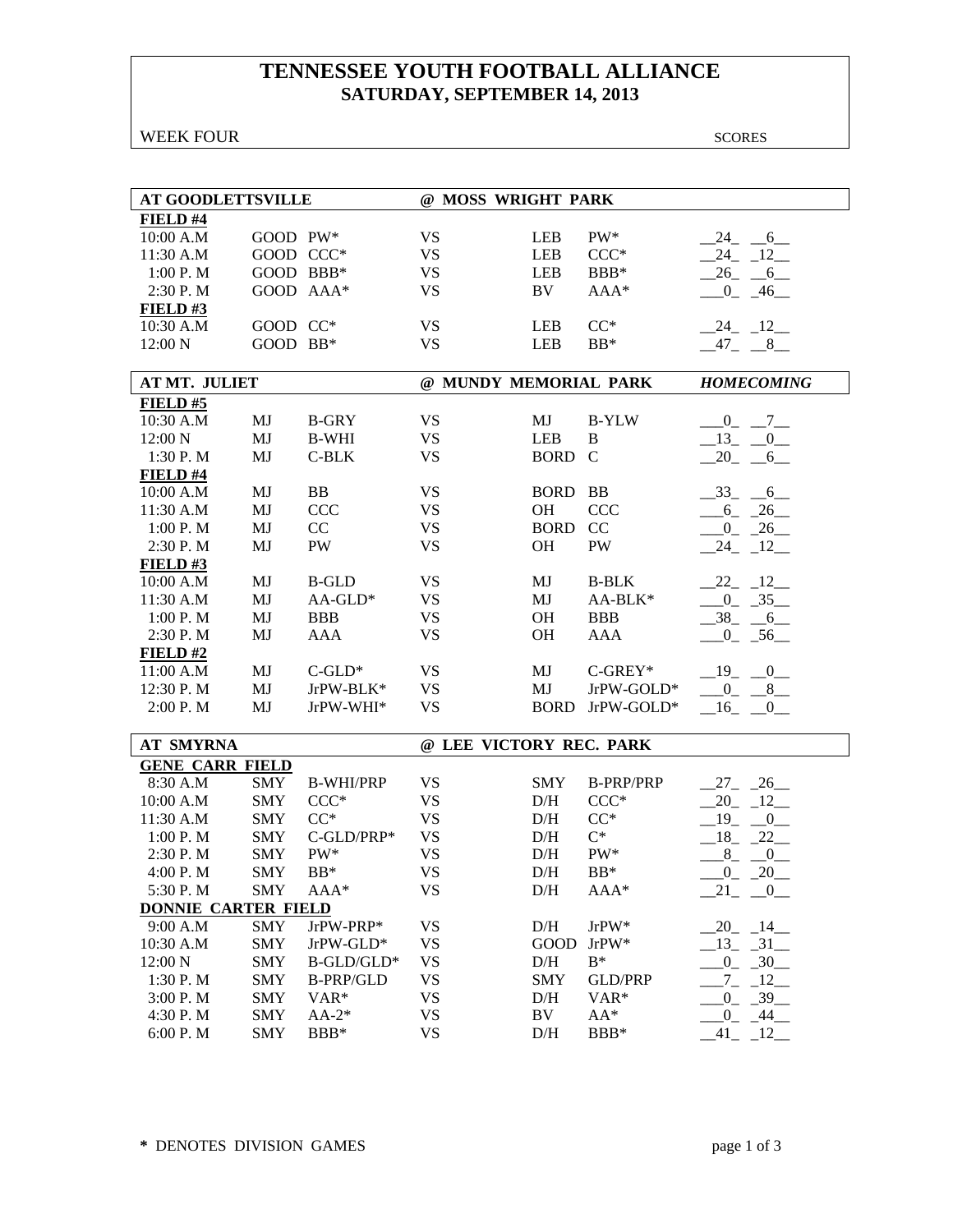# TENNESSEE YOUTH FOOTBALL ALLIANCE
## SATURDAY, SEPTEMBER 14, 2013

WEEK FOUR SCORES

| AT GOODLETTSVILLE | | | @ MOSS WRIGHT PARK | | | |
|---|---|---|---|---|---|---|
| **FIELD #4** | | | | | | |
| 10:00 A.M | GOOD | PW* | VS | LEB | PW* | 24 6 |
| 11:30 A.M | GOOD | CCC* | VS | LEB | CCC* | 24 12 |
| 1:00 P. M | GOOD | BBB* | VS | LEB | BBB* | 26 6 |
| 2:30 P. M | GOOD | AAA* | VS | BV | AAA* | 0 46 |
| **FIELD #3** | | | | | | |
| 10:30 A.M | GOOD | CC* | VS | LEB | CC* | 24 12 |
| 12:00 N | GOOD | BB* | VS | LEB | BB* | 47 8 |

| AT MT. JULIET | | | @ MUNDY MEMORIAL PARK | | | *HOMECOMING* |
|---|---|---|---|---|---|---|
| **FIELD #5** | | | | | | |
| 10:30 A.M | MJ | B-GRY | VS | MJ | B-YLW | 0 7 |
| 12:00 N | MJ | B-WHI | VS | LEB | B | 13 0 |
| 1:30 P. M | MJ | C-BLK | VS | BORD | C | 20 6 |
| **FIELD #4** | | | | | | |
| 10:00 A.M | MJ | BB | VS | BORD | BB | 33 6 |
| 11:30 A.M | MJ | CCC | VS | OH | CCC | 6 26 |
| 1:00 P. M | MJ | CC | VS | BORD | CC | 0 26 |
| 2:30 P. M | MJ | PW | VS | OH | PW | 24 12 |
| **FIELD #3** | | | | | | |
| 10:00 A.M | MJ | B-GLD | VS | MJ | B-BLK | 22 12 |
| 11:30 A.M | MJ | AA-GLD* | VS | MJ | AA-BLK* | 0 35 |
| 1:00 P. M | MJ | BBB | VS | OH | BBB | 38 6 |
| 2:30 P. M | MJ | AAA | VS | OH | AAA | 0 56 |
| **FIELD #2** | | | | | | |
| 11:00 A.M | MJ | C-GLD* | VS | MJ | C-GREY* | 19 0 |
| 12:30 P. M | MJ | JrPW-BLK* | VS | MJ | JrPW-GOLD* | 0 8 |
| 2:00 P. M | MJ | JrPW-WHI* | VS | BORD | JrPW-GOLD* | 16 0 |

| AT SMYRNA | | | @ LEE VICTORY REC. PARK | | | |
|---|---|---|---|---|---|---|
| **GENE CARR FIELD** | | | | | | |
| 8:30 A.M | SMY | B-WHI/PRP | VS | SMY | B-PRP/PRP | 27 26 |
| 10:00 A.M | SMY | CCC* | VS | D/H | CCC* | 20 12 |
| 11:30 A.M | SMY | CC* | VS | D/H | CC* | 19 0 |
| 1:00 P. M | SMY | C-GLD/PRP* | VS | D/H | C* | 18 22 |
| 2:30 P. M | SMY | PW* | VS | D/H | PW* | 8 0 |
| 4:00 P. M | SMY | BB* | VS | D/H | BB* | 0 20 |
| 5:30 P. M | SMY | AAA* | VS | D/H | AAA* | 21 0 |
| **DONNIE CARTER FIELD** | | | | | | |
| 9:00 A.M | SMY | JrPW-PRP* | VS | D/H | JrPW* | 20 14 |
| 10:30 A.M | SMY | JrPW-GLD* | VS | GOOD | JrPW* | 13 31 |
| 12:00 N | SMY | B-GLD/GLD* | VS | D/H | B* | 0 30 |
| 1:30 P. M | SMY | B-PRP/GLD | VS | SMY | GLD/PRP | 7 12 |
| 3:00 P. M | SMY | VAR* | VS | D/H | VAR* | 0 39 |
| 4:30 P. M | SMY | AA-2* | VS | BV | AA* | 0 44 |
| 6:00 P. M | SMY | BBB* | VS | D/H | BBB* | 41 12 |

**\*** DENOTES DIVISION GAMES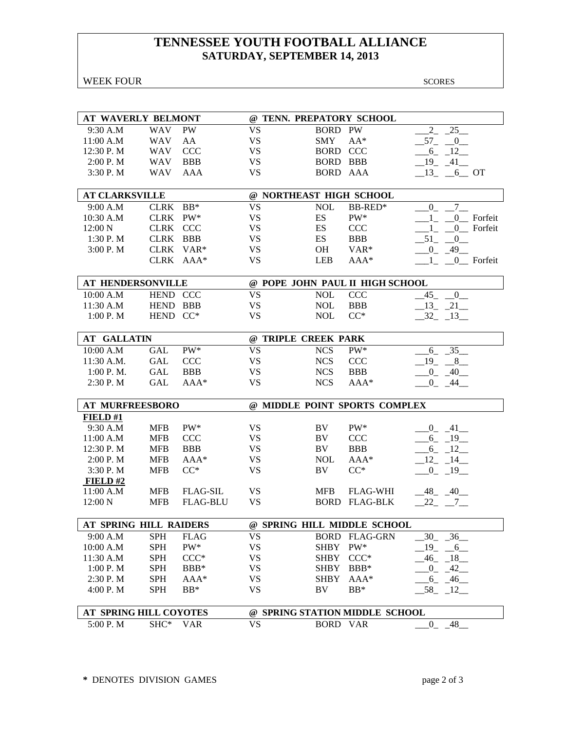# TENNESSEE YOUTH FOOTBALL ALLIANCE
## SATURDAY, SEPTEMBER 14, 2013

WEEK FOUR SCORES

| AT WAVERLY BELMONT | | | @ TENN. PREPATORY SCHOOL | | | |
|---|---|---|---|---|---|---|
| 9:30 A.M | WAV | PW | VS | BORD | PW | 2 25 |
| 11:00 A.M | WAV | AA | VS | SMY | AA* | 57 0 |
| 12:30 P. M | WAV | CCC | VS | BORD | CCC | 6 12 |
| 2:00 P. M | WAV | BBB | VS | BORD | BBB | 19 41 |
| 3:30 P. M | WAV | AAA | VS | BORD | AAA | 13 6 OT |

| AT CLARKSVILLE | | | @ NORTHEAST HIGH SCHOOL | | | |
|---|---|---|---|---|---|---|
| 9:00 A.M | CLRK | BB* | VS | NOL | BB-RED* | 0 7 |
| 10:30 A.M | CLRK | PW* | VS | ES | PW* | 1 0 Forfeit |
| 12:00 N | CLRK | CCC | VS | ES | CCC | 1 0 Forfeit |
| 1:30 P. M | CLRK | BBB | VS | ES | BBB | 51 0 |
| 3:00 P. M | CLRK | VAR* | VS | OH | VAR* | 0 49 |
| | CLRK | AAA* | VS | LEB | AAA* | 1 0 Forfeit |

| AT HENDERSONVILLE | | | @ POPE JOHN PAUL II HIGH SCHOOL | | | |
|---|---|---|---|---|---|---|
| 10:00 A.M | HEND | CCC | VS | NOL | CCC | 45 0 |
| 11:30 A.M | HEND | BBB | VS | NOL | BBB | 13 21 |
| 1:00 P. M | HEND | CC* | VS | NOL | CC* | 32 13 |

| AT GALLATIN | | | @ TRIPLE CREEK PARK | | | |
|---|---|---|---|---|---|---|
| 10:00 A.M | GAL | PW* | VS | NCS | PW* | 6 35 |
| 11:30 A.M. | GAL | CCC | VS | NCS | CCC | 19 8 |
| 1:00 P. M. | GAL | BBB | VS | NCS | BBB | 0 40 |
| 2:30 P. M | GAL | AAA* | VS | NCS | AAA* | 0 44 |

| AT MURFREESBORO | | | @ MIDDLE POINT SPORTS COMPLEX | | | |
|---|---|---|---|---|---|---|
| **FIELD #1** | | | | | | |
| 9:30 A.M | MFB | PW* | VS | BV | PW* | 0 41 |
| 11:00 A.M | MFB | CCC | VS | BV | CCC | 6 19 |
| 12:30 P. M | MFB | BBB | VS | BV | BBB | 6 12 |
| 2:00 P. M | MFB | AAA* | VS | NOL | AAA* | 12 14 |
| 3:30 P. M | MFB | CC* | VS | BV | CC* | 0 19 |
| **FIELD #2** | | | | | | |
| 11:00 A.M | MFB | FLAG-SIL | VS | MFB | FLAG-WHI | 48 40 |
| 12:00 N | MFB | FLAG-BLU | VS | BORD | FLAG-BLK | 22 7 |

| AT SPRING HILL RAIDERS | | | @ SPRING HILL MIDDLE SCHOOL | | | |
|---|---|---|---|---|---|---|
| 9:00 A.M | SPH | FLAG | VS | BORD | FLAG-GRN | 30 36 |
| 10:00 A.M | SPH | PW* | VS | SHBY | PW* | 19 6 |
| 11:30 A.M | SPH | CCC* | VS | SHBY | CCC* | 46 18 |
| 1:00 P. M | SPH | BBB* | VS | SHBY | BBB* | 0 42 |
| 2:30 P. M | SPH | AAA* | VS | SHBY | AAA* | 6 46 |
| 4:00 P. M | SPH | BB* | VS | BV | BB* | 58 12 |

| AT SPRING HILL COYOTES | | | @ SPRING STATION MIDDLE SCHOOL | | | |
|---|---|---|---|---|---|---|
| 5:00 P. M | SHC* | VAR | VS | BORD | VAR | 0 48 |

**\*** DENOTES DIVISION GAMES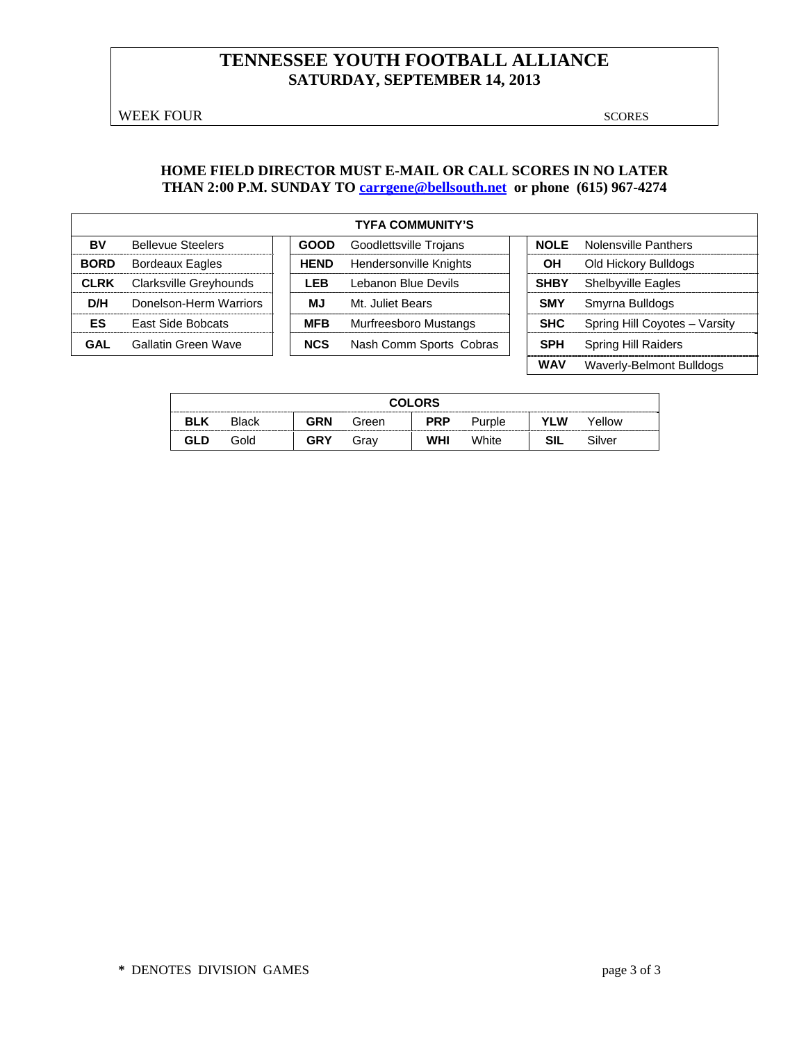# TENNESSEE YOUTH FOOTBALL ALLIANCE
## SATURDAY, SEPTEMBER 14, 2013

WEEK FOUR SCORES

**HOME FIELD DIRECTOR MUST E-MAIL OR CALL SCORES IN NO LATER THAN 2:00 P.M. SUNDAY TO carrgene@bellsouth.net or phone (615) 967-4274**

| TYFA COMMUNITY'S | | | | | |
|---|---|---|---|---|---|
| **BV** | Bellevue Steelers | **GOOD** | Goodlettsville Trojans | **NOLE** | Nolensville Panthers |
| **BORD** | Bordeaux Eagles | **HEND** | Hendersonville Knights | **OH** | Old Hickory Bulldogs |
| **CLRK** | Clarksville Greyhounds | **LEB** | Lebanon Blue Devils | **SHBY** | Shelbyville Eagles |
| **D/H** | Donelson-Herm Warriors | **MJ** | Mt. Juliet Bears | **SMY** | Smyrna Bulldogs |
| **ES** | East Side Bobcats | **MFB** | Murfreesboro Mustangs | **SHC** | Spring Hill Coyotes – Varsity |
| **GAL** | Gallatin Green Wave | **NCS** | Nash Comm Sports Cobras | **SPH** | Spring Hill Raiders |
| | | | | **WAV** | Waverly-Belmont Bulldogs |

| COLORS | | | | | | | |
|---|---|---|---|---|---|---|---|
| **BLK** | Black | **GRN** | Green | **PRP** | Purple | **YLW** | Yellow |
| **GLD** | Gold | **GRY** | Gray | **WHI** | White | **SIL** | Silver |

**\*** DENOTES DIVISION GAMES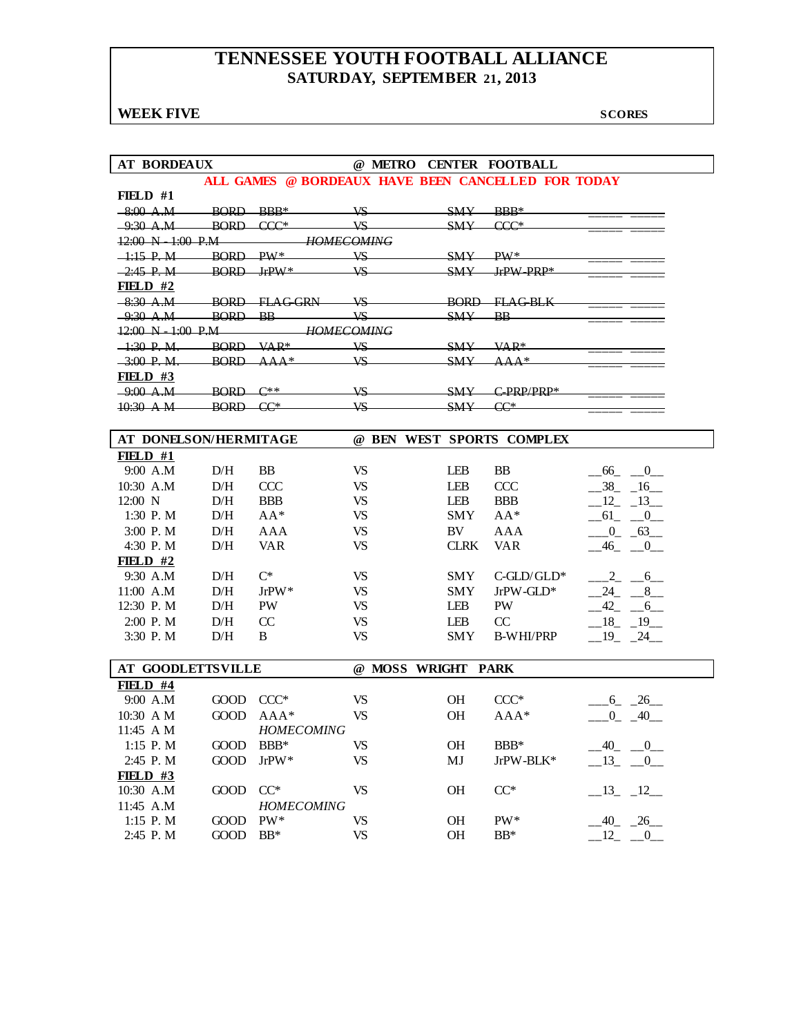# TENNESSEE YOUTH FOOTBALL ALLIANCE
## SATURDAY, SEPTEMBER 21, 2013

**WEEK FIVE** **SCORES**

**AT BORDEAUX** **@ METRO CENTER FOOTBALL**

**ALL GAMES @ BORDEAUX HAVE BEEN CANCELLED FOR TODAY**

**FIELD #1**

| Time | Team | Div | | Team | Div | Score | |
|---|---|---|---|---|---|---|---|
| ~~8:00 A.M~~ | ~~BORD~~ | ~~BBB*~~ | ~~VS~~ | ~~SMY~~ | ~~BBB*~~ | | |
| ~~9:30 A.M~~ | ~~BORD~~ | ~~CCC*~~ | ~~VS~~ | ~~SMY~~ | ~~CCC*~~ | | |
| ~~12:00 N - 1:00 P.M~~ | | | ~~*HOMECOMING*~~ | | | | |
| ~~1:15 P. M~~ | ~~BORD~~ | ~~PW*~~ | ~~VS~~ | ~~SMY~~ | ~~PW*~~ | | |
| ~~2:45 P. M~~ | ~~BORD~~ | ~~JrPW*~~ | ~~VS~~ | ~~SMY~~ | ~~JrPW-PRP*~~ | | |

**FIELD #2**

| Time | Team | Div | | Team | Div | Score | |
|---|---|---|---|---|---|---|---|
| ~~8:30 A.M~~ | ~~BORD~~ | ~~FLAG-GRN~~ | ~~VS~~ | ~~BORD~~ | ~~FLAG-BLK~~ | | |
| ~~9:30 A.M~~ | ~~BORD~~ | ~~BB~~ | ~~VS~~ | ~~SMY~~ | ~~BB~~ | | |
| ~~12:00 N - 1:00 P.M~~ | | | ~~*HOMECOMING*~~ | | | | |
| ~~1:30 P. M.~~ | ~~BORD~~ | ~~VAR*~~ | ~~VS~~ | ~~SMY~~ | ~~VAR*~~ | | |
| ~~3:00 P. M.~~ | ~~BORD~~ | ~~AAA*~~ | ~~VS~~ | ~~SMY~~ | ~~AAA*~~ | | |

**FIELD #3**

| Time | Team | Div | | Team | Div | Score | |
|---|---|---|---|---|---|---|---|
| ~~9:00 A.M~~ | ~~BORD~~ | ~~C**~~ | ~~VS~~ | ~~SMY~~ | ~~C-PRP/PRP*~~ | | |
| ~~10:30 A.M~~ | ~~BORD~~ | ~~CC*~~ | ~~VS~~ | ~~SMY~~ | ~~CC*~~ | | |

**AT DONELSON/HERMITAGE** **@ BEN WEST SPORTS COMPLEX**

**FIELD #1**

| Time | Team | Div | | Team | Div | Score | |
|---|---|---|---|---|---|---|---|
| 9:00 A.M | D/H | BB | VS | LEB | BB | 66 | 0 |
| 10:30 A.M | D/H | CCC | VS | LEB | CCC | 38 | 16 |
| 12:00 N | D/H | BBB | VS | LEB | BBB | 12 | 13 |
| 1:30 P. M | D/H | AA* | VS | SMY | AA* | 61 | 0 |
| 3:00 P. M | D/H | AAA | VS | BV | AAA | 0 | 63 |
| 4:30 P. M | D/H | VAR | VS | CLRK | VAR | 46 | 0 |

**FIELD #2**

| Time | Team | Div | | Team | Div | Score | |
|---|---|---|---|---|---|---|---|
| 9:30 A.M | D/H | C* | VS | SMY | C-GLD/GLD* | 2 | 6 |
| 11:00 A.M | D/H | JrPW* | VS | SMY | JrPW-GLD* | 24 | 8 |
| 12:30 P. M | D/H | PW | VS | LEB | PW | 42 | 6 |
| 2:00 P. M | D/H | CC | VS | LEB | CC | 18 | 19 |
| 3:30 P. M | D/H | B | VS | SMY | B-WHI/PRP | 19 | 24 |

**AT GOODLETTSVILLE** **@ MOSS WRIGHT PARK**

**FIELD #4**

| Time | Team | Div | | Team | Div | Score | |
|---|---|---|---|---|---|---|---|
| 9:00 A.M | GOOD | CCC* | VS | OH | CCC* | 6 | 26 |
| 10:30 A M | GOOD | AAA* | VS | OH | AAA* | 0 | 40 |
| 11:45 A M | | *HOMECOMING* | | | | | |
| 1:15 P. M | GOOD | BBB* | VS | OH | BBB* | 40 | 0 |
| 2:45 P. M | GOOD | JrPW* | VS | MJ | JrPW-BLK* | 13 | 0 |

**FIELD #3**

| Time | Team | Div | | Team | Div | Score | |
|---|---|---|---|---|---|---|---|
| 10:30 A.M | GOOD | CC* | VS | OH | CC* | 13 | 12 |
| 11:45 A.M | | *HOMECOMING* | | | | | |
| 1:15 P. M | GOOD | PW* | VS | OH | PW* | 40 | 26 |
| 2:45 P. M | GOOD | BB* | VS | OH | BB* | 12 | 0 |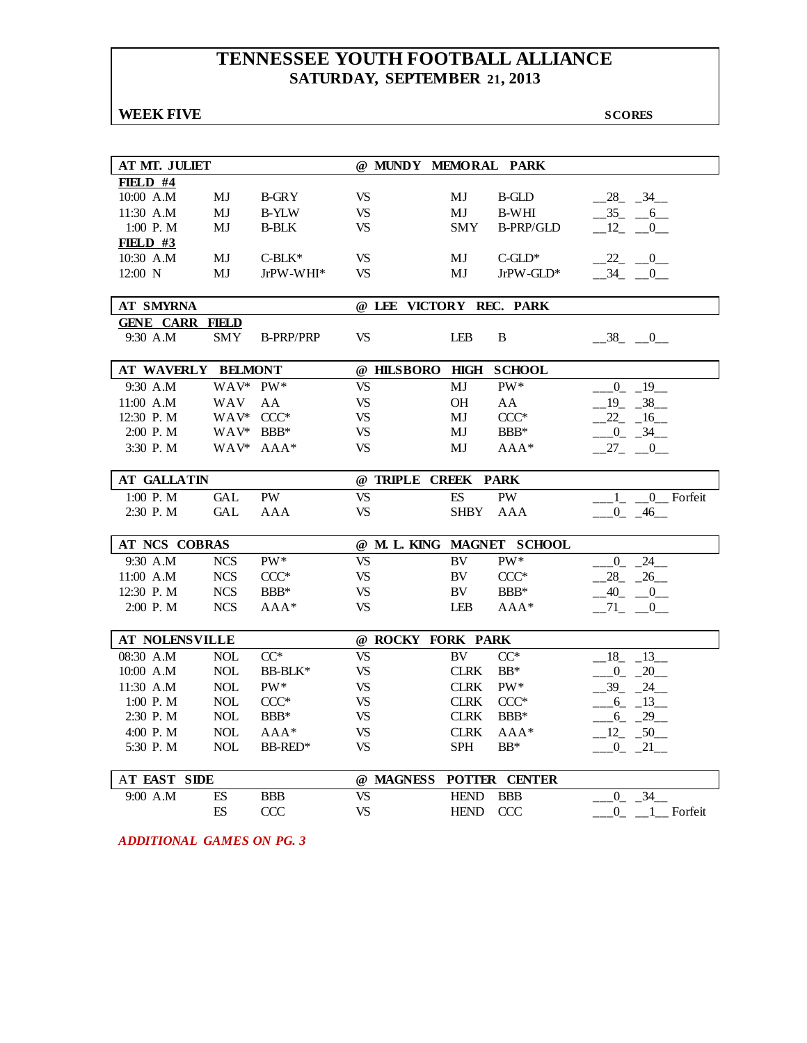# TENNESSEE YOUTH FOOTBALL ALLIANCE
## SATURDAY, SEPTEMBER 21, 2013

**WEEK FIVE** — **SCORES**

| AT MT. JULIET | | | @ MUNDY MEMORAL PARK | | | |
|---|---|---|---|---|---|---|
| **FIELD #4** | | | | | | |
| 10:00 A.M | MJ | B-GRY | VS | MJ | B-GLD | 28 34 |
| 11:30 A.M | MJ | B-YLW | VS | MJ | B-WHI | 35 6 |
| 1:00 P. M | MJ | B-BLK | VS | SMY | B-PRP/GLD | 12 0 |
| **FIELD #3** | | | | | | |
| 10:30 A.M | MJ | C-BLK* | VS | MJ | C-GLD* | 22 0 |
| 12:00 N | MJ | JrPW-WHI* | VS | MJ | JrPW-GLD* | 34 0 |

| AT SMYRNA | | | @ LEE VICTORY REC. PARK | | | |
|---|---|---|---|---|---|---|
| **GENE CARR FIELD** | | | | | | |
| 9:30 A.M | SMY | B-PRP/PRP | VS | LEB | B | 38 0 |

| AT WAVERLY BELMONT | | | @ HILSBORO HIGH SCHOOL | | | |
|---|---|---|---|---|---|---|
| 9:30 A.M | WAV* | PW* | VS | MJ | PW* | 0 19 |
| 11:00 A.M | WAV | AA | VS | OH | AA | 19 38 |
| 12:30 P. M | WAV* | CCC* | VS | MJ | CCC* | 22 16 |
| 2:00 P. M | WAV* | BBB* | VS | MJ | BBB* | 0 34 |
| 3:30 P. M | WAV* | AAA* | VS | MJ | AAA* | 27 0 |

| AT GALLATIN | | | @ TRIPLE CREEK PARK | | | |
|---|---|---|---|---|---|---|
| 1:00 P. M | GAL | PW | VS | ES | PW | 1 0 Forfeit |
| 2:30 P. M | GAL | AAA | VS | SHBY | AAA | 0 46 |

| AT NCS COBRAS | | | @ M. L. KING MAGNET SCHOOL | | | |
|---|---|---|---|---|---|---|
| 9:30 A.M | NCS | PW* | VS | BV | PW* | 0 24 |
| 11:00 A.M | NCS | CCC* | VS | BV | CCC* | 28 26 |
| 12:30 P. M | NCS | BBB* | VS | BV | BBB* | 40 0 |
| 2:00 P. M | NCS | AAA* | VS | LEB | AAA* | 71 0 |

| AT NOLENSVILLE | | | @ ROCKY FORK PARK | | | |
|---|---|---|---|---|---|---|
| 08:30 A.M | NOL | CC* | VS | BV | CC* | 18 13 |
| 10:00 A.M | NOL | BB-BLK* | VS | CLRK | BB* | 0 20 |
| 11:30 A.M | NOL | PW* | VS | CLRK | PW* | 39 24 |
| 1:00 P. M | NOL | CCC* | VS | CLRK | CCC* | 6 13 |
| 2:30 P. M | NOL | BBB* | VS | CLRK | BBB* | 6 29 |
| 4:00 P. M | NOL | AAA* | VS | CLRK | AAA* | 12 50 |
| 5:30 P. M | NOL | BB-RED* | VS | SPH | BB* | 0 21 |

| AT EAST SIDE | | | @ MAGNESS POTTER CENTER | | | |
|---|---|---|---|---|---|---|
| 9:00 A.M | ES | BBB | VS | HEND | BBB | 0 34 |
| | ES | CCC | VS | HEND | CCC | 0 1 Forfeit |

*ADDITIONAL GAMES ON PG. 3*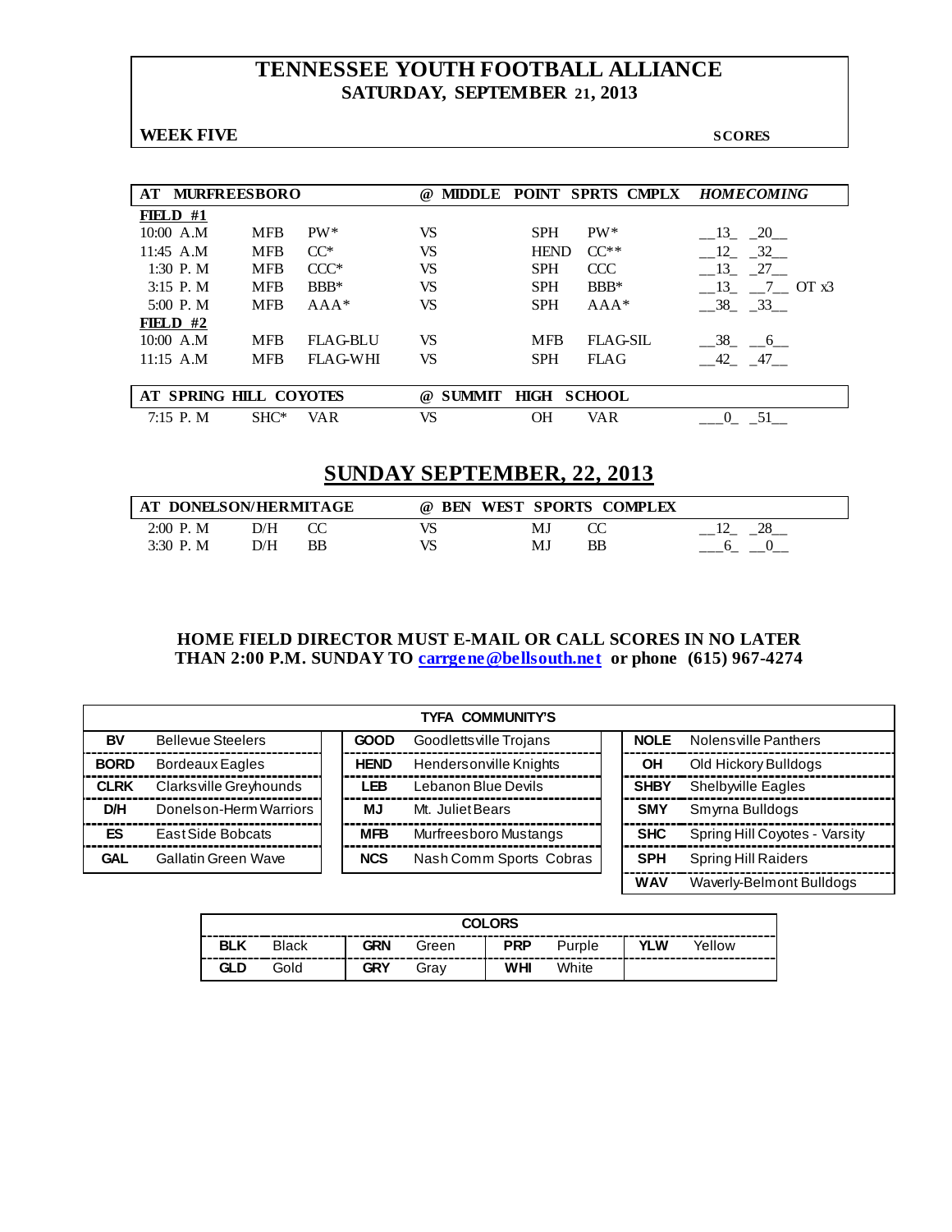# TENNESSEE YOUTH FOOTBALL ALLIANCE
## SATURDAY, SEPTEMBER 21, 2013

**WEEK FIVE** **SCORES**

| AT MURFREESBORO | | | @ MIDDLE POINT SPRTS CMPLX | | | *HOMECOMING* |
|---|---|---|---|---|---|---|
| **FIELD #1** | | | | | | |
| 10:00 A.M | MFB | PW* | VS | SPH | PW* | __13_ _20__ |
| 11:45 A.M | MFB | CC* | VS | HEND | CC** | __12_ _32__ |
| 1:30 P. M | MFB | CCC* | VS | SPH | CCC | __13_ _27__ |
| 3:15 P. M | MFB | BBB* | VS | SPH | BBB* | __13_ __7__ OT x3 |
| 5:00 P. M | MFB | AAA* | VS | SPH | AAA* | __38_ _33__ |
| **FIELD #2** | | | | | | |
| 10:00 A.M | MFB | FLAG-BLU | VS | MFB | FLAG-SIL | __38_ __6__ |
| 11:15 A.M | MFB | FLAG-WHI | VS | SPH | FLAG | __42_ _47__ |

| AT SPRING HILL COYOTES | | | @ SUMMIT HIGH SCHOOL | | | |
|---|---|---|---|---|---|---|
| 7:15 P. M | SHC* | VAR | VS | OH | VAR | ___0_ _51__ |

## SUNDAY SEPTEMBER, 22, 2013

| AT DONELSON/HERMITAGE | | | @ BEN WEST SPORTS COMPLEX | | | |
|---|---|---|---|---|---|---|
| 2:00 P. M | D/H | CC | VS | MJ | CC | __12_ _28__ |
| 3:30 P. M | D/H | BB | VS | MJ | BB | ___6_ __0__ |

**HOME FIELD DIRECTOR MUST E-MAIL OR CALL SCORES IN NO LATER THAN 2:00 P.M. SUNDAY TO carrgene@bellsouth.net or phone (615) 967-4274**

| TYFA COMMUNITY'S | | | | | |
|---|---|---|---|---|---|
| **BV** | Bellevue Steelers | **GOOD** | Goodlettsville Trojans | **NOLE** | Nolensville Panthers |
| **BORD** | Bordeaux Eagles | **HEND** | Hendersonville Knights | **OH** | Old Hickory Bulldogs |
| **CLRK** | Clarksville Greyhounds | **LEB** | Lebanon Blue Devils | **SHBY** | Shelbyville Eagles |
| **D/H** | Donelson-Herm Warriors | **MJ** | Mt. Juliet Bears | **SMY** | Smyrna Bulldogs |
| **ES** | East Side Bobcats | **MFB** | Murfreesboro Mustangs | **SHC** | Spring Hill Coyotes - Varsity |
| **GAL** | Gallatin Green Wave | **NCS** | Nash Comm Sports Cobras | **SPH** | Spring Hill Raiders |
| | | | | **WAV** | Waverly-Belmont Bulldogs |

| COLORS | | | | | | | |
|---|---|---|---|---|---|---|---|
| **BLK** | Black | **GRN** | Green | **PRP** | Purple | **YLW** | Yellow |
| **GLD** | Gold | **GRY** | Gray | **WHI** | White | | |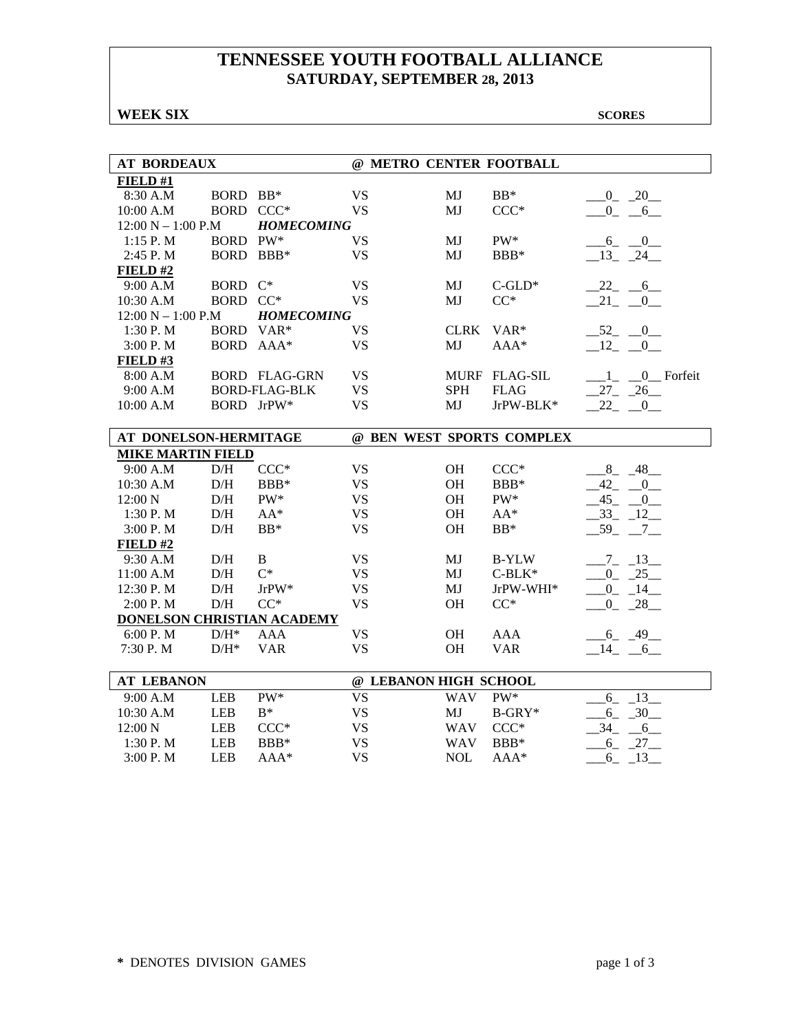# TENNESSEE YOUTH FOOTBALL ALLIANCE
## SATURDAY, SEPTEMBER 28, 2013

**WEEK SIX** **SCORES**

| AT BORDEAUX | | | @ METRO CENTER FOOTBALL | | | |
|---|---|---|---|---|---|---|
| **FIELD #1** | | | | | | |
| 8:30 A.M | BORD | BB* | VS | MJ | BB* | 0 20 |
| 10:00 A.M | BORD | CCC* | VS | MJ | CCC* | 0 6 |
| 12:00 N – 1:00 P.M | | ***HOMECOMING*** | | | | |
| 1:15 P. M | BORD | PW* | VS | MJ | PW* | 6 0 |
| 2:45 P. M | BORD | BBB* | VS | MJ | BBB* | 13 24 |
| **FIELD #2** | | | | | | |
| 9:00 A.M | BORD | C* | VS | MJ | C-GLD* | 22 6 |
| 10:30 A.M | BORD | CC* | VS | MJ | CC* | 21 0 |
| 12:00 N – 1:00 P.M | | ***HOMECOMING*** | | | | |
| 1:30 P. M | BORD | VAR* | VS | CLRK | VAR* | 52 0 |
| 3:00 P. M | BORD | AAA* | VS | MJ | AAA* | 12 0 |
| **FIELD #3** | | | | | | |
| 8:00 A.M | BORD | FLAG-GRN | VS | MURF | FLAG-SIL | 1 0 Forfeit |
| 9:00 A.M | BORD-FLAG-BLK | | VS | SPH | FLAG | 27 26 |
| 10:00 A.M | BORD | JrPW* | VS | MJ | JrPW-BLK* | 22 0 |

| AT DONELSON-HERMITAGE | | | @ BEN WEST SPORTS COMPLEX | | | |
|---|---|---|---|---|---|---|
| **MIKE MARTIN FIELD** | | | | | | |
| 9:00 A.M | D/H | CCC* | VS | OH | CCC* | 8 48 |
| 10:30 A.M | D/H | BBB* | VS | OH | BBB* | 42 0 |
| 12:00 N | D/H | PW* | VS | OH | PW* | 45 0 |
| 1:30 P. M | D/H | AA* | VS | OH | AA* | 33 12 |
| 3:00 P. M | D/H | BB* | VS | OH | BB* | 59 7 |
| **FIELD #2** | | | | | | |
| 9:30 A.M | D/H | B | VS | MJ | B-YLW | 7 13 |
| 11:00 A.M | D/H | C* | VS | MJ | C-BLK* | 0 25 |
| 12:30 P. M | D/H | JrPW* | VS | MJ | JrPW-WHI* | 0 14 |
| 2:00 P. M | D/H | CC* | VS | OH | CC* | 0 28 |
| **DONELSON CHRISTIAN ACADEMY** | | | | | | |
| 6:00 P. M | D/H* | AAA | VS | OH | AAA | 6 49 |
| 7:30 P. M | D/H* | VAR | VS | OH | VAR | 14 6 |

| AT LEBANON | | | @ LEBANON HIGH SCHOOL | | | |
|---|---|---|---|---|---|---|
| 9:00 A.M | LEB | PW* | VS | WAV | PW* | 6 13 |
| 10:30 A.M | LEB | B* | VS | MJ | B-GRY* | 6 30 |
| 12:00 N | LEB | CCC* | VS | WAV | CCC* | 34 6 |
| 1:30 P. M | LEB | BBB* | VS | WAV | BBB* | 6 27 |
| 3:00 P. M | LEB | AAA* | VS | NOL | AAA* | 6 13 |

**\*** DENOTES DIVISION GAMES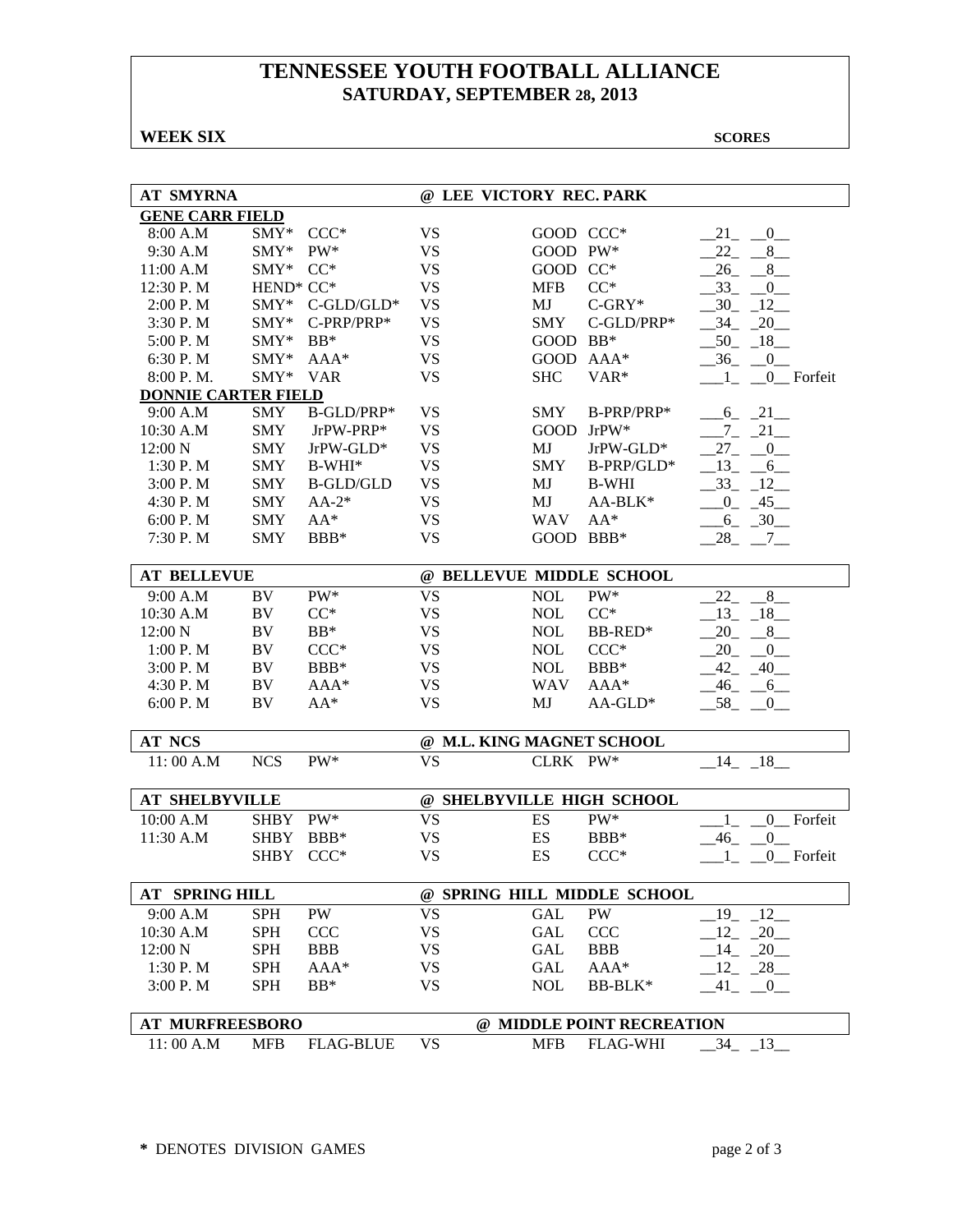# TENNESSEE YOUTH FOOTBALL ALLIANCE
## SATURDAY, SEPTEMBER 28, 2013

**WEEK SIX** **SCORES**

| AT SMYRNA | | | @ LEE VICTORY REC. PARK | | | |
|---|---|---|---|---|---|---|
| **GENE CARR FIELD** | | | | | | |
| 8:00 A.M | SMY* | CCC* | VS | GOOD | CCC* | __21_ __0__ |
| 9:30 A.M | SMY* | PW* | VS | GOOD | PW* | __22_ __8__ |
| 11:00 A.M | SMY* | CC* | VS | GOOD | CC* | __26_ __8__ |
| 12:30 P. M | HEND* | CC* | VS | MFB | CC* | __33_ __0__ |
| 2:00 P. M | SMY* | C-GLD/GLD* | VS | MJ | C-GRY* | __30_ _12__ |
| 3:30 P. M | SMY* | C-PRP/PRP* | VS | SMY | C-GLD/PRP* | __34_ _20__ |
| 5:00 P. M | SMY* | BB* | VS | GOOD | BB* | __50_ _18__ |
| 6:30 P. M | SMY* | AAA* | VS | GOOD | AAA* | __36_ __0__ |
| 8:00 P. M. | SMY* | VAR | VS | SHC | VAR* | ___1_ __0__ Forfeit |
| **DONNIE CARTER FIELD** | | | | | | |
| 9:00 A.M | SMY | B-GLD/PRP* | VS | SMY | B-PRP/PRP* | ___6_ _21__ |
| 10:30 A.M | SMY | JrPW-PRP* | VS | GOOD | JrPW* | ___7_ _21__ |
| 12:00 N | SMY | JrPW-GLD* | VS | MJ | JrPW-GLD* | __27_ __0__ |
| 1:30 P. M | SMY | B-WHI* | VS | SMY | B-PRP/GLD* | __13_ __6__ |
| 3:00 P. M | SMY | B-GLD/GLD | VS | MJ | B-WHI | __33_ _12__ |
| 4:30 P. M | SMY | AA-2* | VS | MJ | AA-BLK* | ___0_ _45__ |
| 6:00 P. M | SMY | AA* | VS | WAV | AA* | ___6_ _30__ |
| 7:30 P. M | SMY | BBB* | VS | GOOD | BBB* | __28_ __7__ |

| AT BELLEVUE | | | @ BELLEVUE MIDDLE SCHOOL | | | |
|---|---|---|---|---|---|---|
| 9:00 A.M | BV | PW* | VS | NOL | PW* | __22_ __8__ |
| 10:30 A.M | BV | CC* | VS | NOL | CC* | __13_ _18__ |
| 12:00 N | BV | BB* | VS | NOL | BB-RED* | __20_ __8__ |
| 1:00 P. M | BV | CCC* | VS | NOL | CCC* | __20_ __0__ |
| 3:00 P. M | BV | BBB* | VS | NOL | BBB* | __42_ _40__ |
| 4:30 P. M | BV | AAA* | VS | WAV | AAA* | __46_ __6__ |
| 6:00 P. M | BV | AA* | VS | MJ | AA-GLD* | __58_ __0__ |

| AT NCS | | | @ M.L. KING MAGNET SCHOOL | | | |
|---|---|---|---|---|---|---|
| 11: 00 A.M | NCS | PW* | VS | CLRK | PW* | __14_ _18__ |

| AT SHELBYVILLE | | | @ SHELBYVILLE HIGH SCHOOL | | | |
|---|---|---|---|---|---|---|
| 10:00 A.M | SHBY | PW* | VS | ES | PW* | ___1_ __0__ Forfeit |
| 11:30 A.M | SHBY | BBB* | VS | ES | BBB* | __46_ __0__ |
| | SHBY | CCC* | VS | ES | CCC* | ___1_ __0__ Forfeit |

| AT SPRING HILL | | | @ SPRING HILL MIDDLE SCHOOL | | | |
|---|---|---|---|---|---|---|
| 9:00 A.M | SPH | PW | VS | GAL | PW | __19_ _12__ |
| 10:30 A.M | SPH | CCC | VS | GAL | CCC | __12_ _20__ |
| 12:00 N | SPH | BBB | VS | GAL | BBB | __14_ _20__ |
| 1:30 P. M | SPH | AAA* | VS | GAL | AAA* | __12_ _28__ |
| 3:00 P. M | SPH | BB* | VS | NOL | BB-BLK* | __41_ __0__ |

| AT MURFREESBORO | | | @ MIDDLE POINT RECREATION | | | |
|---|---|---|---|---|---|---|
| 11: 00 A.M | MFB | FLAG-BLUE | VS | MFB | FLAG-WHI | __34_ _13__ |

**\*** DENOTES DIVISION GAMES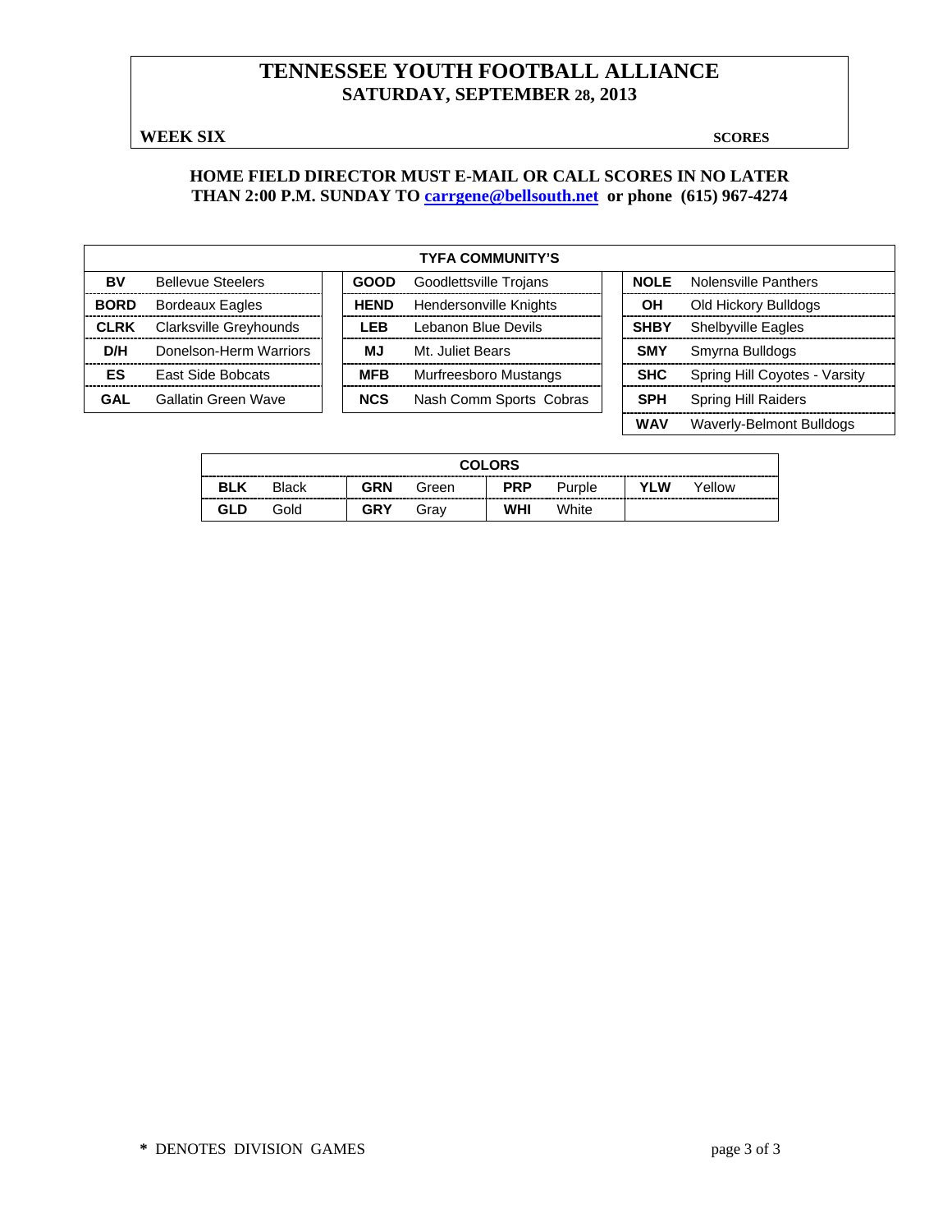# TENNESSEE YOUTH FOOTBALL ALLIANCE
## SATURDAY, SEPTEMBER 28, 2013

**WEEK SIX** **SCORES**

**HOME FIELD DIRECTOR MUST E-MAIL OR CALL SCORES IN NO LATER THAN 2:00 P.M. SUNDAY TO [carrgene@bellsouth.net](mailto:carrgene@bellsouth.net) or phone (615) 967-4274**

| TYFA COMMUNITY'S | | | | | |
|---|---|---|---|---|---|
| **BV** | Bellevue Steelers | **GOOD** | Goodlettsville Trojans | **NOLE** | Nolensville Panthers |
| **BORD** | Bordeaux Eagles | **HEND** | Hendersonville Knights | **OH** | Old Hickory Bulldogs |
| **CLRK** | Clarksville Greyhounds | **LEB** | Lebanon Blue Devils | **SHBY** | Shelbyville Eagles |
| **D/H** | Donelson-Herm Warriors | **MJ** | Mt. Juliet Bears | **SMY** | Smyrna Bulldogs |
| **ES** | East Side Bobcats | **MFB** | Murfreesboro Mustangs | **SHC** | Spring Hill Coyotes - Varsity |
| **GAL** | Gallatin Green Wave | **NCS** | Nash Comm Sports Cobras | **SPH** | Spring Hill Raiders |
| | | | | **WAV** | Waverly-Belmont Bulldogs |

| COLORS | | | | | | | |
|---|---|---|---|---|---|---|---|
| **BLK** | Black | **GRN** | Green | **PRP** | Purple | **YLW** | Yellow |
| **GLD** | Gold | **GRY** | Gray | **WHI** | White | | |

**\*** DENOTES DIVISION GAMES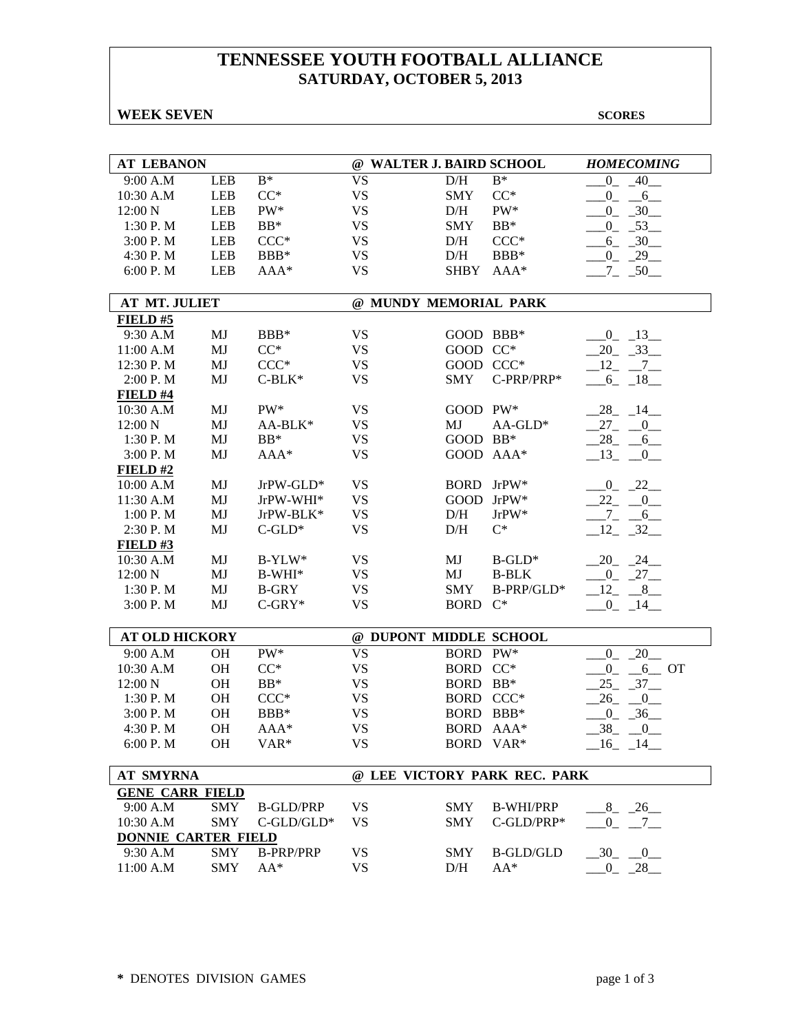# TENNESSEE YOUTH FOOTBALL ALLIANCE
## SATURDAY, OCTOBER 5, 2013

**WEEK SEVEN** **SCORES**

| **AT LEBANON** | | | **@ WALTER J. BAIRD SCHOOL** | | | ***HOMECOMING*** |
|---|---|---|---|---|---|---|
| 9:00 A.M | LEB | B* | VS | D/H | B* | 0 40 |
| 10:30 A.M | LEB | CC* | VS | SMY | CC* | 0 6 |
| 12:00 N | LEB | PW* | VS | D/H | PW* | 0 30 |
| 1:30 P. M | LEB | BB* | VS | SMY | BB* | 0 53 |
| 3:00 P. M | LEB | CCC* | VS | D/H | CCC* | 6 30 |
| 4:30 P. M | LEB | BBB* | VS | D/H | BBB* | 0 29 |
| 6:00 P. M | LEB | AAA* | VS | SHBY | AAA* | 7 50 |

| **AT MT. JULIET** | | | **@ MUNDY MEMORIAL PARK** | | | |
|---|---|---|---|---|---|---|
| **FIELD #5** | | | | | | |
| 9:30 A.M | MJ | BBB* | VS | GOOD | BBB* | 0 13 |
| 11:00 A.M | MJ | CC* | VS | GOOD | CC* | 20 33 |
| 12:30 P. M | MJ | CCC* | VS | GOOD | CCC* | 12 7 |
| 2:00 P. M | MJ | C-BLK* | VS | SMY | C-PRP/PRP* | 6 18 |
| **FIELD #4** | | | | | | |
| 10:30 A.M | MJ | PW* | VS | GOOD | PW* | 28 14 |
| 12:00 N | MJ | AA-BLK* | VS | MJ | AA-GLD* | 27 0 |
| 1:30 P. M | MJ | BB* | VS | GOOD | BB* | 28 6 |
| 3:00 P. M | MJ | AAA* | VS | GOOD | AAA* | 13 0 |
| **FIELD #2** | | | | | | |
| 10:00 A.M | MJ | JrPW-GLD* | VS | BORD | JrPW* | 0 22 |
| 11:30 A.M | MJ | JrPW-WHI* | VS | GOOD | JrPW* | 22 0 |
| 1:00 P. M | MJ | JrPW-BLK* | VS | D/H | JrPW* | 7 6 |
| 2:30 P. M | MJ | C-GLD* | VS | D/H | C* | 12 32 |
| **FIELD #3** | | | | | | |
| 10:30 A.M | MJ | B-YLW* | VS | MJ | B-GLD* | 20 24 |
| 12:00 N | MJ | B-WHI* | VS | MJ | B-BLK | 0 27 |
| 1:30 P. M | MJ | B-GRY | VS | SMY | B-PRP/GLD* | 12 8 |
| 3:00 P. M | MJ | C-GRY* | VS | BORD | C* | 0 14 |

| **AT OLD HICKORY** | | | **@ DUPONT MIDDLE SCHOOL** | | | |
|---|---|---|---|---|---|---|
| 9:00 A.M | OH | PW* | VS | BORD | PW* | 0 20 |
| 10:30 A.M | OH | CC* | VS | BORD | CC* | 0 6 OT |
| 12:00 N | OH | BB* | VS | BORD | BB* | 25 37 |
| 1:30 P. M | OH | CCC* | VS | BORD | CCC* | 26 0 |
| 3:00 P. M | OH | BBB* | VS | BORD | BBB* | 0 36 |
| 4:30 P. M | OH | AAA* | VS | BORD | AAA* | 38 0 |
| 6:00 P. M | OH | VAR* | VS | BORD | VAR* | 16 14 |

| **AT SMYRNA** | | | **@ LEE VICTORY PARK REC. PARK** | | | |
|---|---|---|---|---|---|---|
| **GENE CARR FIELD** | | | | | | |
| 9:00 A.M | SMY | B-GLD/PRP | VS | SMY | B-WHI/PRP | 8 26 |
| 10:30 A.M | SMY | C-GLD/GLD* | VS | SMY | C-GLD/PRP* | 0 7 |
| **DONNIE CARTER FIELD** | | | | | | |
| 9:30 A.M | SMY | B-PRP/PRP | VS | SMY | B-GLD/GLD | 30 0 |
| 11:00 A.M | SMY | AA* | VS | D/H | AA* | 0 28 |

**\*** DENOTES DIVISION GAMES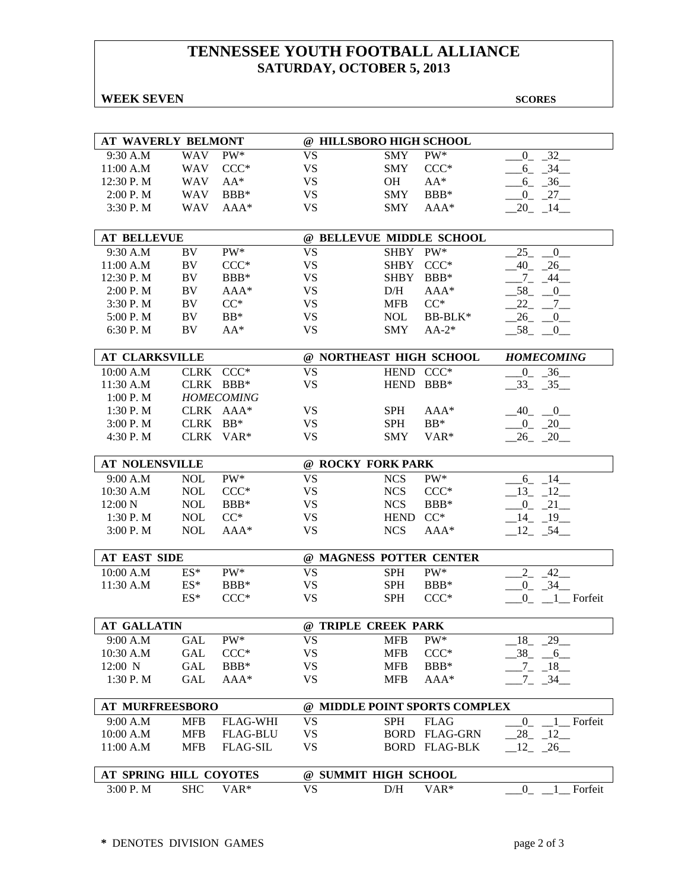# TENNESSEE YOUTH FOOTBALL ALLIANCE
## SATURDAY, OCTOBER 5, 2013

**WEEK SEVEN** **SCORES**

| AT WAVERLY BELMONT | | | @ HILLSBORO HIGH SCHOOL | | | |
|---|---|---|---|---|---|---|
| 9:30 A.M | WAV | PW* | VS | SMY | PW* | 0 32 |
| 11:00 A.M | WAV | CCC* | VS | SMY | CCC* | 6 34 |
| 12:30 P. M | WAV | AA* | VS | OH | AA* | 6 36 |
| 2:00 P. M | WAV | BBB* | VS | SMY | BBB* | 0 27 |
| 3:30 P. M | WAV | AAA* | VS | SMY | AAA* | 20 14 |

| AT BELLEVUE | | | @ BELLEVUE MIDDLE SCHOOL | | | |
|---|---|---|---|---|---|---|
| 9:30 A.M | BV | PW* | VS | SHBY | PW* | 25 0 |
| 11:00 A.M | BV | CCC* | VS | SHBY | CCC* | 40 26 |
| 12:30 P. M | BV | BBB* | VS | SHBY | BBB* | 7 44 |
| 2:00 P. M | BV | AAA* | VS | D/H | AAA* | 58 0 |
| 3:30 P. M | BV | CC* | VS | MFB | CC* | 22 7 |
| 5:00 P. M | BV | BB* | VS | NOL | BB-BLK* | 26 0 |
| 6:30 P. M | BV | AA* | VS | SMY | AA-2* | 58 0 |

| AT CLARKSVILLE | | | @ NORTHEAST HIGH SCHOOL | | | *HOMECOMING* |
|---|---|---|---|---|---|---|
| 10:00 A.M | CLRK | CCC* | VS | HEND | CCC* | 0 36 |
| 11:30 A.M | CLRK | BBB* | VS | HEND | BBB* | 33 35 |
| 1:00 P. M | *HOMECOMING* | | | | | |
| 1:30 P. M | CLRK | AAA* | VS | SPH | AAA* | 40 0 |
| 3:00 P. M | CLRK | BB* | VS | SPH | BB* | 0 20 |
| 4:30 P. M | CLRK | VAR* | VS | SMY | VAR* | 26 20 |

| AT NOLENSVILLE | | | @ ROCKY FORK PARK | | | |
|---|---|---|---|---|---|---|
| 9:00 A.M | NOL | PW* | VS | NCS | PW* | 6 14 |
| 10:30 A.M | NOL | CCC* | VS | NCS | CCC* | 13 12 |
| 12:00 N | NOL | BBB* | VS | NCS | BBB* | 0 21 |
| 1:30 P. M | NOL | CC* | VS | HEND | CC* | 14 19 |
| 3:00 P. M | NOL | AAA* | VS | NCS | AAA* | 12 54 |

| AT EAST SIDE | | | @ MAGNESS POTTER CENTER | | | |
|---|---|---|---|---|---|---|
| 10:00 A.M | ES* | PW* | VS | SPH | PW* | 2 42 |
| 11:30 A.M | ES* | BBB* | VS | SPH | BBB* | 0 34 |
| | ES* | CCC* | VS | SPH | CCC* | 0 1 Forfeit |

| AT GALLATIN | | | @ TRIPLE CREEK PARK | | | |
|---|---|---|---|---|---|---|
| 9:00 A.M | GAL | PW* | VS | MFB | PW* | 18 29 |
| 10:30 A.M | GAL | CCC* | VS | MFB | CCC* | 38 6 |
| 12:00 N | GAL | BBB* | VS | MFB | BBB* | 7 18 |
| 1:30 P. M | GAL | AAA* | VS | MFB | AAA* | 7 34 |

| AT MURFREESBORO | | | @ MIDDLE POINT SPORTS COMPLEX | | | |
|---|---|---|---|---|---|---|
| 9:00 A.M | MFB | FLAG-WHI | VS | SPH | FLAG | 0 1 Forfeit |
| 10:00 A.M | MFB | FLAG-BLU | VS | BORD | FLAG-GRN | 28 12 |
| 11:00 A.M | MFB | FLAG-SIL | VS | BORD | FLAG-BLK | 12 26 |

| AT SPRING HILL COYOTES | | | @ SUMMIT HIGH SCHOOL | | | |
|---|---|---|---|---|---|---|
| 3:00 P. M | SHC | VAR* | VS | D/H | VAR* | 0 1 Forfeit |

**\*** DENOTES DIVISION GAMES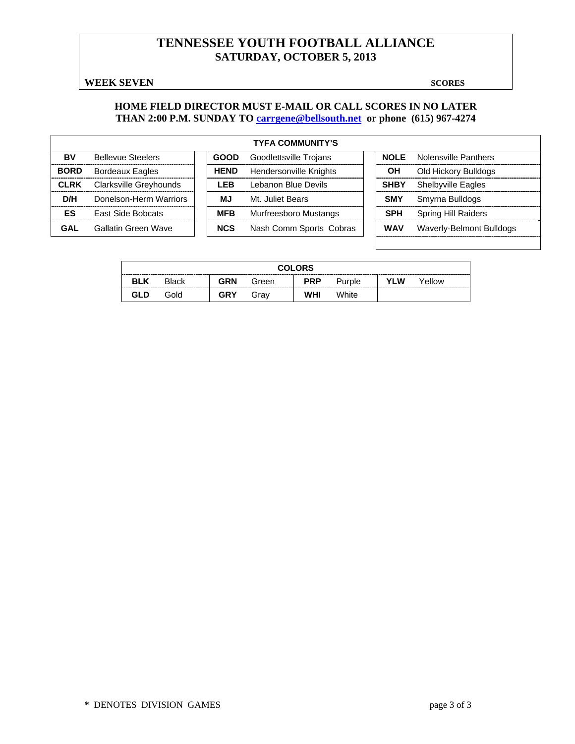# TENNESSEE YOUTH FOOTBALL ALLIANCE

## SATURDAY, OCTOBER 5, 2013

**WEEK SEVEN** **SCORES**

**HOME FIELD DIRECTOR MUST E-MAIL OR CALL SCORES IN NO LATER THAN 2:00 P.M. SUNDAY TO carrgene@bellsouth.net or phone (615) 967-4274**

| TYFA COMMUNITY'S | | | | | |
|---|---|---|---|---|---|
| **BV** | Bellevue Steelers | **GOOD** | Goodlettsville Trojans | **NOLE** | Nolensville Panthers |
| **BORD** | Bordeaux Eagles | **HEND** | Hendersonville Knights | **OH** | Old Hickory Bulldogs |
| **CLRK** | Clarksville Greyhounds | **LEB** | Lebanon Blue Devils | **SHBY** | Shelbyville Eagles |
| **D/H** | Donelson-Herm Warriors | **MJ** | Mt. Juliet Bears | **SMY** | Smyrna Bulldogs |
| **ES** | East Side Bobcats | **MFB** | Murfreesboro Mustangs | **SPH** | Spring Hill Raiders |
| **GAL** | Gallatin Green Wave | **NCS** | Nash Comm Sports Cobras | **WAV** | Waverly-Belmont Bulldogs |

| COLORS | | | | | | | |
|---|---|---|---|---|---|---|---|
| **BLK** | Black | **GRN** | Green | **PRP** | Purple | **YLW** | Yellow |
| **GLD** | Gold | **GRY** | Gray | **WHI** | White | | |

**\*** DENOTES DIVISION GAMES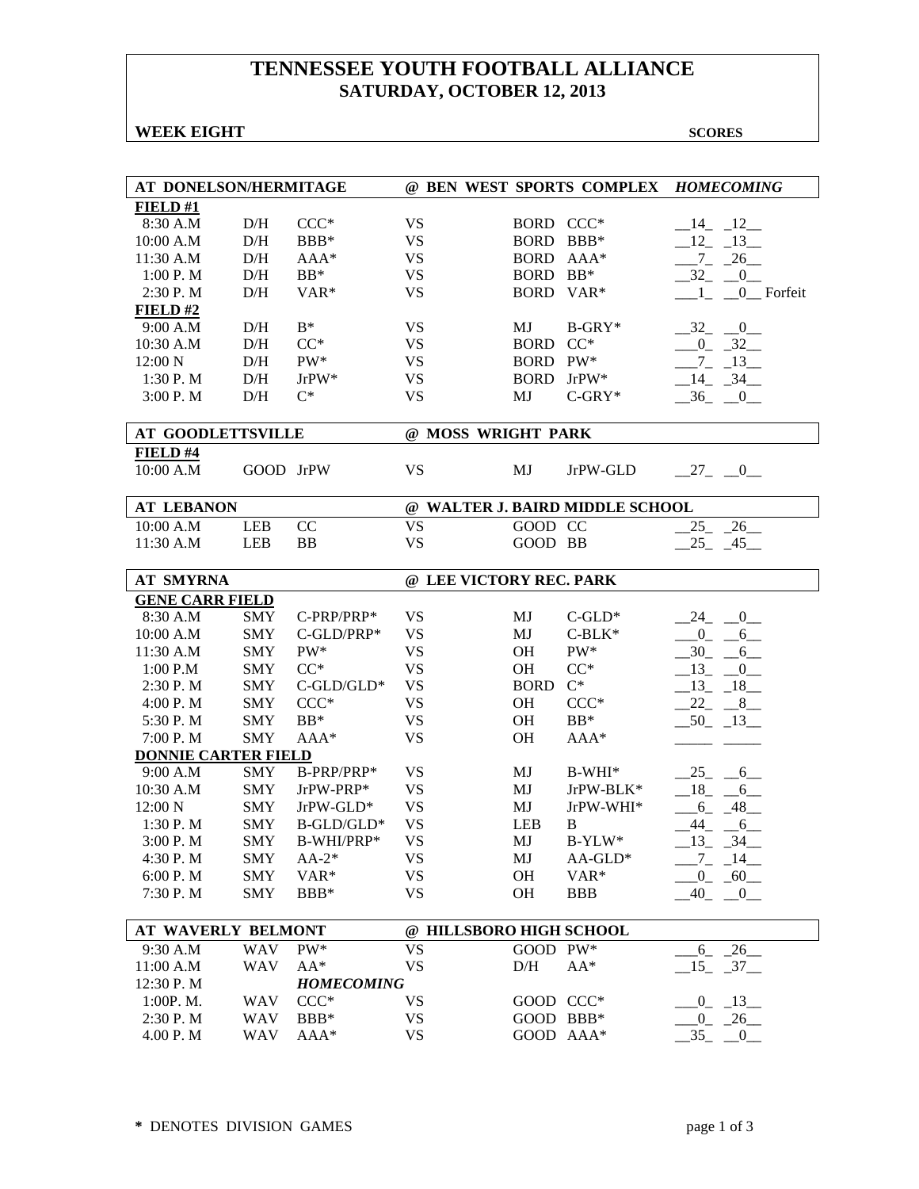# TENNESSEE YOUTH FOOTBALL ALLIANCE
## SATURDAY, OCTOBER 12, 2013

**WEEK EIGHT** **SCORES**

| AT DONELSON/HERMITAGE | | | @ BEN WEST SPORTS COMPLEX | | | *HOMECOMING* |
|---|---|---|---|---|---|---|
| **FIELD #1** | | | | | | |
| 8:30 A.M | D/H | CCC* | VS | BORD | CCC* | 14 12 |
| 10:00 A.M | D/H | BBB* | VS | BORD | BBB* | 12 13 |
| 11:30 A.M | D/H | AAA* | VS | BORD | AAA* | 7 26 |
| 1:00 P. M | D/H | BB* | VS | BORD | BB* | 32 0 |
| 2:30 P. M | D/H | VAR* | VS | BORD | VAR* | 1 0 Forfeit |
| **FIELD #2** | | | | | | |
| 9:00 A.M | D/H | B* | VS | MJ | B-GRY* | 32 0 |
| 10:30 A.M | D/H | CC* | VS | BORD | CC* | 0 32 |
| 12:00 N | D/H | PW* | VS | BORD | PW* | 7 13 |
| 1:30 P. M | D/H | JrPW* | VS | BORD | JrPW* | 14 34 |
| 3:00 P. M | D/H | C* | VS | MJ | C-GRY* | 36 0 |

| AT GOODLETTSVILLE | | | @ MOSS WRIGHT PARK | | | |
|---|---|---|---|---|---|---|
| **FIELD #4** | | | | | | |
| 10:00 A.M | GOOD | JrPW | VS | MJ | JrPW-GLD | 27 0 |

| AT LEBANON | | | @ WALTER J. BAIRD MIDDLE SCHOOL | | | |
|---|---|---|---|---|---|---|
| 10:00 A.M | LEB | CC | VS | GOOD | CC | 25 26 |
| 11:30 A.M | LEB | BB | VS | GOOD | BB | 25 45 |

| AT SMYRNA | | | @ LEE VICTORY REC. PARK | | | |
|---|---|---|---|---|---|---|
| **GENE CARR FIELD** | | | | | | |
| 8:30 A.M | SMY | C-PRP/PRP* | VS | MJ | C-GLD* | 24 0 |
| 10:00 A.M | SMY | C-GLD/PRP* | VS | MJ | C-BLK* | 0 6 |
| 11:30 A.M | SMY | PW* | VS | OH | PW* | 30 6 |
| 1:00 P.M | SMY | CC* | VS | OH | CC* | 13 0 |
| 2:30 P. M | SMY | C-GLD/GLD* | VS | BORD | C* | 13 18 |
| 4:00 P. M | SMY | CCC* | VS | OH | CCC* | 22 8 |
| 5:30 P. M | SMY | BB* | VS | OH | BB* | 50 13 |
| 7:00 P. M | SMY | AAA* | VS | OH | AAA* | |
| **DONNIE CARTER FIELD** | | | | | | |
| 9:00 A.M | SMY | B-PRP/PRP* | VS | MJ | B-WHI* | 25 6 |
| 10:30 A.M | SMY | JrPW-PRP* | VS | MJ | JrPW-BLK* | 18 6 |
| 12:00 N | SMY | JrPW-GLD* | VS | MJ | JrPW-WHI* | 6 48 |
| 1:30 P. M | SMY | B-GLD/GLD* | VS | LEB | B | 44 6 |
| 3:00 P. M | SMY | B-WHI/PRP* | VS | MJ | B-YLW* | 13 34 |
| 4:30 P. M | SMY | AA-2* | VS | MJ | AA-GLD* | 7 14 |
| 6:00 P. M | SMY | VAR* | VS | OH | VAR* | 0 60 |
| 7:30 P. M | SMY | BBB* | VS | OH | BBB | 40 0 |

| AT WAVERLY BELMONT | | | @ HILLSBORO HIGH SCHOOL | | | |
|---|---|---|---|---|---|---|
| 9:30 A.M | WAV | PW* | VS | GOOD | PW* | 6 26 |
| 11:00 A.M | WAV | AA* | VS | D/H | AA* | 15 37 |
| 12:30 P. M | | *HOMECOMING* | | | | |
| 1:00P. M. | WAV | CCC* | VS | GOOD | CCC* | 0 13 |
| 2:30 P. M | WAV | BBB* | VS | GOOD | BBB* | 0 26 |
| 4.00 P. M | WAV | AAA* | VS | GOOD | AAA* | 35 0 |

**\*** DENOTES DIVISION GAMES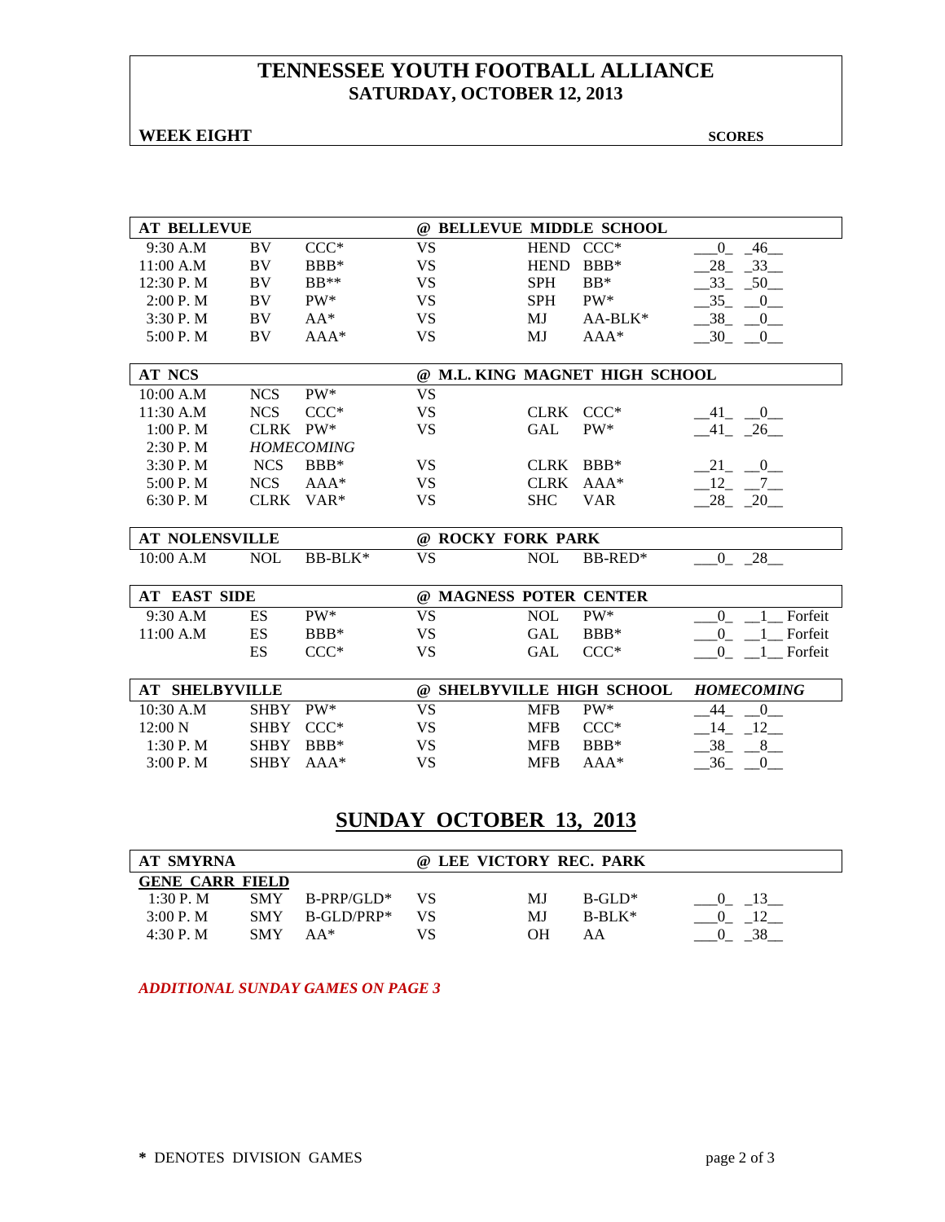# TENNESSEE YOUTH FOOTBALL ALLIANCE
## SATURDAY, OCTOBER 12, 2013

**WEEK EIGHT** **SCORES**

| AT BELLEVUE | | | @ BELLEVUE MIDDLE SCHOOL | | | |
|---|---|---|---|---|---|---|
| 9:30 A.M | BV | CCC* | VS | HEND | CCC* | 0 46 |
| 11:00 A.M | BV | BBB* | VS | HEND | BBB* | 28 33 |
| 12:30 P. M | BV | BB** | VS | SPH | BB* | 33 50 |
| 2:00 P. M | BV | PW* | VS | SPH | PW* | 35 0 |
| 3:30 P. M | BV | AA* | VS | MJ | AA-BLK* | 38 0 |
| 5:00 P. M | BV | AAA* | VS | MJ | AAA* | 30 0 |

| AT NCS | | | @ M.L. KING MAGNET HIGH SCHOOL | | | |
|---|---|---|---|---|---|---|
| 10:00 A.M | NCS | PW* | VS | | | |
| 11:30 A.M | NCS | CCC* | VS | CLRK | CCC* | 41 0 |
| 1:00 P. M | CLRK | PW* | VS | GAL | PW* | 41 26 |
| 2:30 P. M | *HOMECOMING* | | | | | |
| 3:30 P. M | NCS | BBB* | VS | CLRK | BBB* | 21 0 |
| 5:00 P. M | NCS | AAA* | VS | CLRK | AAA* | 12 7 |
| 6:30 P. M | CLRK | VAR* | VS | SHC | VAR | 28 20 |

| AT NOLENSVILLE | | | @ ROCKY FORK PARK | | | |
|---|---|---|---|---|---|---|
| 10:00 A.M | NOL | BB-BLK* | VS | NOL | BB-RED* | 0 28 |

| AT EAST SIDE | | | @ MAGNESS POTER CENTER | | | |
|---|---|---|---|---|---|---|
| 9:30 A.M | ES | PW* | VS | NOL | PW* | 0 1 Forfeit |
| 11:00 A.M | ES | BBB* | VS | GAL | BBB* | 0 1 Forfeit |
| | ES | CCC* | VS | GAL | CCC* | 0 1 Forfeit |

| AT SHELBYVILLE | | | @ SHELBYVILLE HIGH SCHOOL | | | *HOMECOMING* |
|---|---|---|---|---|---|---|
| 10:30 A.M | SHBY | PW* | VS | MFB | PW* | 44 0 |
| 12:00 N | SHBY | CCC* | VS | MFB | CCC* | 14 12 |
| 1:30 P. M | SHBY | BBB* | VS | MFB | BBB* | 38 8 |
| 3:00 P. M | SHBY | AAA* | VS | MFB | AAA* | 36 0 |

## SUNDAY OCTOBER 13, 2013

| AT SMYRNA | | | @ LEE VICTORY REC. PARK | | | |
|---|---|---|---|---|---|---|
| **GENE CARR FIELD** | | | | | | |
| 1:30 P. M | SMY | B-PRP/GLD* | VS | MJ | B-GLD* | 0 13 |
| 3:00 P. M | SMY | B-GLD/PRP* | VS | MJ | B-BLK* | 0 12 |
| 4:30 P. M | SMY | AA* | VS | OH | AA | 0 38 |

*ADDITIONAL SUNDAY GAMES ON PAGE 3*

\* DENOTES DIVISION GAMES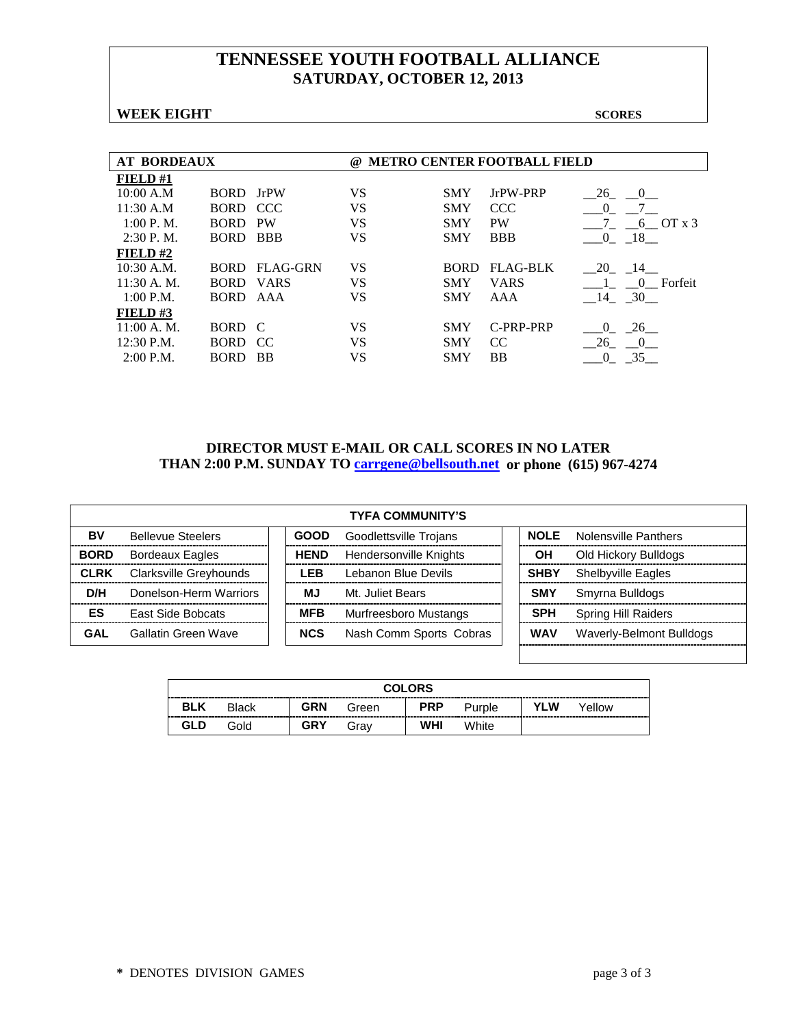# TENNESSEE YOUTH FOOTBALL ALLIANCE
## SATURDAY, OCTOBER 12, 2013

**WEEK EIGHT** **SCORES**

| AT BORDEAUX | | | | @ METRO CENTER FOOTBALL FIELD | | |
|---|---|---|---|---|---|---|
| **FIELD #1** | | | | | | |
| 10:00 A.M | BORD | JrPW | VS | SMY | JrPW-PRP | __26_ __0__ |
| 11:30 A.M | BORD | CCC | VS | SMY | CCC | ___0_ __7__ |
| 1:00 P. M. | BORD | PW | VS | SMY | PW | ___7_ __6__ OT x 3 |
| 2:30 P. M. | BORD | BBB | VS | SMY | BBB | ___0_ _18__ |
| **FIELD #2** | | | | | | |
| 10:30 A.M. | BORD | FLAG-GRN | VS | BORD | FLAG-BLK | __20_ _14__ |
| 11:30 A. M. | BORD | VARS | VS | SMY | VARS | ___1_ __0__ Forfeit |
| 1:00 P.M. | BORD | AAA | VS | SMY | AAA | __14_ _30__ |
| **FIELD #3** | | | | | | |
| 11:00 A. M. | BORD | C | VS | SMY | C-PRP-PRP | ___0_ _26__ |
| 12:30 P.M. | BORD | CC | VS | SMY | CC | __26_ __0__ |
| 2:00 P.M. | BORD | BB | VS | SMY | BB | ___0_ _35__ |

**DIRECTOR MUST E-MAIL OR CALL SCORES IN NO LATER THAN 2:00 P.M. SUNDAY TO carrgene@bellsouth.net or phone (615) 967-4274**

| TYFA COMMUNITY'S | | | | | |
|---|---|---|---|---|---|
| **BV** | Bellevue Steelers | **GOOD** | Goodlettsville Trojans | **NOLE** | Nolensville Panthers |
| **BORD** | Bordeaux Eagles | **HEND** | Hendersonville Knights | **OH** | Old Hickory Bulldogs |
| **CLRK** | Clarksville Greyhounds | **LEB** | Lebanon Blue Devils | **SHBY** | Shelbyville Eagles |
| **D/H** | Donelson-Herm Warriors | **MJ** | Mt. Juliet Bears | **SMY** | Smyrna Bulldogs |
| **ES** | East Side Bobcats | **MFB** | Murfreesboro Mustangs | **SPH** | Spring Hill Raiders |
| **GAL** | Gallatin Green Wave | **NCS** | Nash Comm Sports Cobras | **WAV** | Waverly-Belmont Bulldogs |

| COLORS | | | | | | | |
|---|---|---|---|---|---|---|---|
| **BLK** | Black | **GRN** | Green | **PRP** | Purple | **YLW** | Yellow |
| **GLD** | Gold | **GRY** | Gray | **WHI** | White | | |

\* DENOTES DIVISION GAMES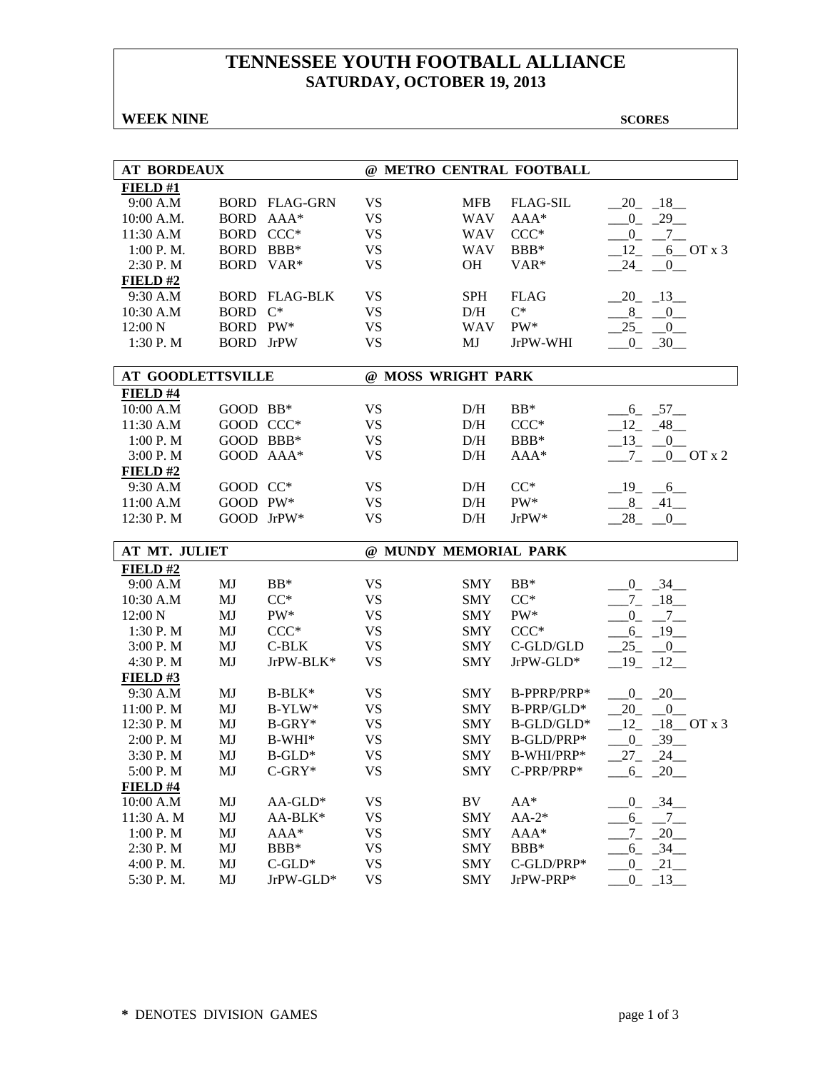# TENNESSEE YOUTH FOOTBALL ALLIANCE
## SATURDAY, OCTOBER 19, 2013

**WEEK NINE** **SCORES**

| AT BORDEAUX | | | @ METRO CENTRAL FOOTBALL | | | |
|---|---|---|---|---|---|---|
| **FIELD #1** | | | | | | |
| 9:00 A.M | BORD | FLAG-GRN | VS | MFB | FLAG-SIL | 20 18 |
| 10:00 A.M. | BORD | AAA* | VS | WAV | AAA* | 0 29 |
| 11:30 A.M | BORD | CCC* | VS | WAV | CCC* | 0 7 |
| 1:00 P. M. | BORD | BBB* | VS | WAV | BBB* | 12 6 OT x 3 |
| 2:30 P. M | BORD | VAR* | VS | OH | VAR* | 24 0 |
| **FIELD #2** | | | | | | |
| 9:30 A.M | BORD | FLAG-BLK | VS | SPH | FLAG | 20 13 |
| 10:30 A.M | BORD | C* | VS | D/H | C* | 8 0 |
| 12:00 N | BORD | PW* | VS | WAV | PW* | 25 0 |
| 1:30 P. M | BORD | JrPW | VS | MJ | JrPW-WHI | 0 30 |

| AT GOODLETTSVILLE | | | @ MOSS WRIGHT PARK | | | |
|---|---|---|---|---|---|---|
| **FIELD #4** | | | | | | |
| 10:00 A.M | GOOD | BB* | VS | D/H | BB* | 6 57 |
| 11:30 A.M | GOOD | CCC* | VS | D/H | CCC* | 12 48 |
| 1:00 P. M | GOOD | BBB* | VS | D/H | BBB* | 13 0 |
| 3:00 P. M | GOOD | AAA* | VS | D/H | AAA* | 7 0 OT x 2 |
| **FIELD #2** | | | | | | |
| 9:30 A.M | GOOD | CC* | VS | D/H | CC* | 19 6 |
| 11:00 A.M | GOOD | PW* | VS | D/H | PW* | 8 41 |
| 12:30 P. M | GOOD | JrPW* | VS | D/H | JrPW* | 28 0 |

| AT MT. JULIET | | | @ MUNDY MEMORIAL PARK | | | |
|---|---|---|---|---|---|---|
| **FIELD #2** | | | | | | |
| 9:00 A.M | MJ | BB* | VS | SMY | BB* | 0 34 |
| 10:30 A.M | MJ | CC* | VS | SMY | CC* | 7 18 |
| 12:00 N | MJ | PW* | VS | SMY | PW* | 0 7 |
| 1:30 P. M | MJ | CCC* | VS | SMY | CCC* | 6 19 |
| 3:00 P. M | MJ | C-BLK | VS | SMY | C-GLD/GLD | 25 0 |
| 4:30 P. M | MJ | JrPW-BLK* | VS | SMY | JrPW-GLD* | 19 12 |
| **FIELD #3** | | | | | | |
| 9:30 A.M | MJ | B-BLK* | VS | SMY | B-PPRP/PRP* | 0 20 |
| 11:00 P. M | MJ | B-YLW* | VS | SMY | B-PRP/GLD* | 20 0 |
| 12:30 P. M | MJ | B-GRY* | VS | SMY | B-GLD/GLD* | 12 18 OT x 3 |
| 2:00 P. M | MJ | B-WHI* | VS | SMY | B-GLD/PRP* | 0 39 |
| 3:30 P. M | MJ | B-GLD* | VS | SMY | B-WHI/PRP* | 27 24 |
| 5:00 P. M | MJ | C-GRY* | VS | SMY | C-PRP/PRP* | 6 20 |
| **FIELD #4** | | | | | | |
| 10:00 A.M | MJ | AA-GLD* | VS | BV | AA* | 0 34 |
| 11:30 A. M | MJ | AA-BLK* | VS | SMY | AA-2* | 6 7 |
| 1:00 P. M | MJ | AAA* | VS | SMY | AAA* | 7 20 |
| 2:30 P. M | MJ | BBB* | VS | SMY | BBB* | 6 34 |
| 4:00 P. M. | MJ | C-GLD* | VS | SMY | C-GLD/PRP* | 0 21 |
| 5:30 P. M. | MJ | JrPW-GLD* | VS | SMY | JrPW-PRP* | 0 13 |

**\*** DENOTES DIVISION GAMES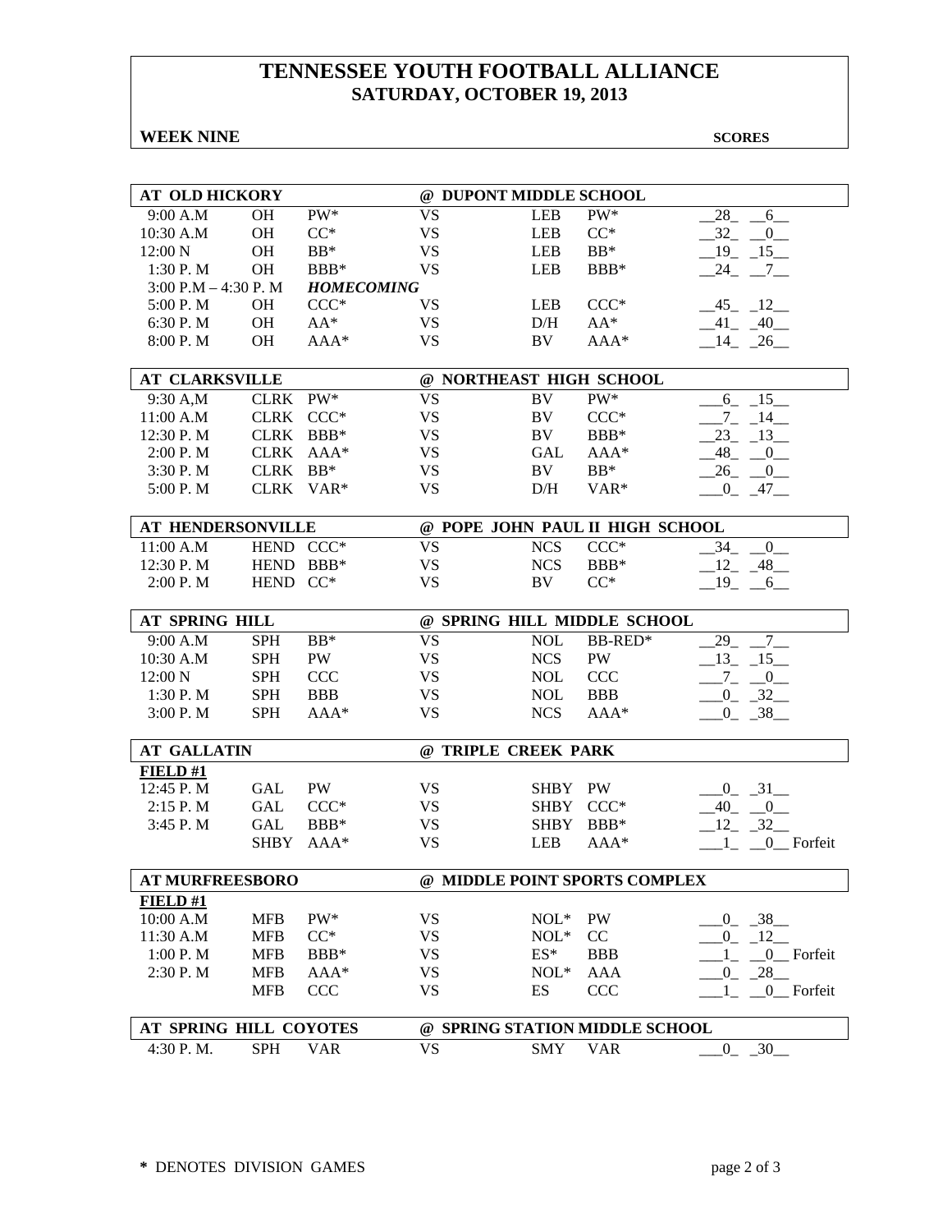# TENNESSEE YOUTH FOOTBALL ALLIANCE
## SATURDAY, OCTOBER 19, 2013

**WEEK NINE** **SCORES**

| AT OLD HICKORY | | | @ DUPONT MIDDLE SCHOOL | | | |
|---|---|---|---|---|---|---|
| 9:00 A.M | OH | PW* | VS | LEB | PW* | __28_ __6__ |
| 10:30 A.M | OH | CC* | VS | LEB | CC* | __32_ __0__ |
| 12:00 N | OH | BB* | VS | LEB | BB* | __19_ _15__ |
| 1:30 P. M | OH | BBB* | VS | LEB | BBB* | __24_ __7__ |
| 3:00 P.M – 4:30 P. M | | ***HOMECOMING*** | | | | |
| 5:00 P. M | OH | CCC* | VS | LEB | CCC* | __45_ _12__ |
| 6:30 P. M | OH | AA* | VS | D/H | AA* | __41_ _40__ |
| 8:00 P. M | OH | AAA* | VS | BV | AAA* | __14_ _26__ |

| AT CLARKSVILLE | | | @ NORTHEAST HIGH SCHOOL | | | |
|---|---|---|---|---|---|---|
| 9:30 A,M | CLRK | PW* | VS | BV | PW* | ___6_ _15__ |
| 11:00 A.M | CLRK | CCC* | VS | BV | CCC* | ___7_ _14__ |
| 12:30 P. M | CLRK | BBB* | VS | BV | BBB* | __23_ _13__ |
| 2:00 P. M | CLRK | AAA* | VS | GAL | AAA* | __48_ __0__ |
| 3:30 P. M | CLRK | BB* | VS | BV | BB* | __26_ __0__ |
| 5:00 P. M | CLRK | VAR* | VS | D/H | VAR* | ___0_ _47__ |

| AT HENDERSONVILLE | | | @ POPE JOHN PAUL II HIGH SCHOOL | | | |
|---|---|---|---|---|---|---|
| 11:00 A.M | HEND | CCC* | VS | NCS | CCC* | __34_ __0__ |
| 12:30 P. M | HEND | BBB* | VS | NCS | BBB* | __12_ _48__ |
| 2:00 P. M | HEND | CC* | VS | BV | CC* | __19_ __6__ |

| AT SPRING HILL | | | @ SPRING HILL MIDDLE SCHOOL | | | |
|---|---|---|---|---|---|---|
| 9:00 A.M | SPH | BB* | VS | NOL | BB-RED* | __29_ __7__ |
| 10:30 A.M | SPH | PW | VS | NCS | PW | __13_ _15__ |
| 12:00 N | SPH | CCC | VS | NOL | CCC | ___7_ __0__ |
| 1:30 P. M | SPH | BBB | VS | NOL | BBB | ___0_ _32__ |
| 3:00 P. M | SPH | AAA* | VS | NCS | AAA* | ___0_ _38__ |

| AT GALLATIN | | | @ TRIPLE CREEK PARK | | | |
|---|---|---|---|---|---|---|
| **FIELD #1** | | | | | | |
| 12:45 P. M | GAL | PW | VS | SHBY | PW | ___0_ _31__ |
| 2:15 P. M | GAL | CCC* | VS | SHBY | CCC* | __40_ __0__ |
| 3:45 P. M | GAL | BBB* | VS | SHBY | BBB* | __12_ _32__ |
| | SHBY | AAA* | VS | LEB | AAA* | ___1_ __0__ Forfeit |

| AT MURFREESBORO | | | @ MIDDLE POINT SPORTS COMPLEX | | | |
|---|---|---|---|---|---|---|
| **FIELD #1** | | | | | | |
| 10:00 A.M | MFB | PW* | VS | NOL* | PW | ___0_ _38__ |
| 11:30 A.M | MFB | CC* | VS | NOL* | CC | ___0_ _12__ |
| 1:00 P. M | MFB | BBB* | VS | ES* | BBB | ___1_ __0__ Forfeit |
| 2:30 P. M | MFB | AAA* | VS | NOL* | AAA | ___0_ _28__ |
| | MFB | CCC | VS | ES | CCC | ___1_ __0__ Forfeit |

| AT SPRING HILL COYOTES | | | @ SPRING STATION MIDDLE SCHOOL | | | |
|---|---|---|---|---|---|---|
| 4:30 P. M. | SPH | VAR | VS | SMY | VAR | ___0_ _30__ |

**\*** DENOTES DIVISION GAMES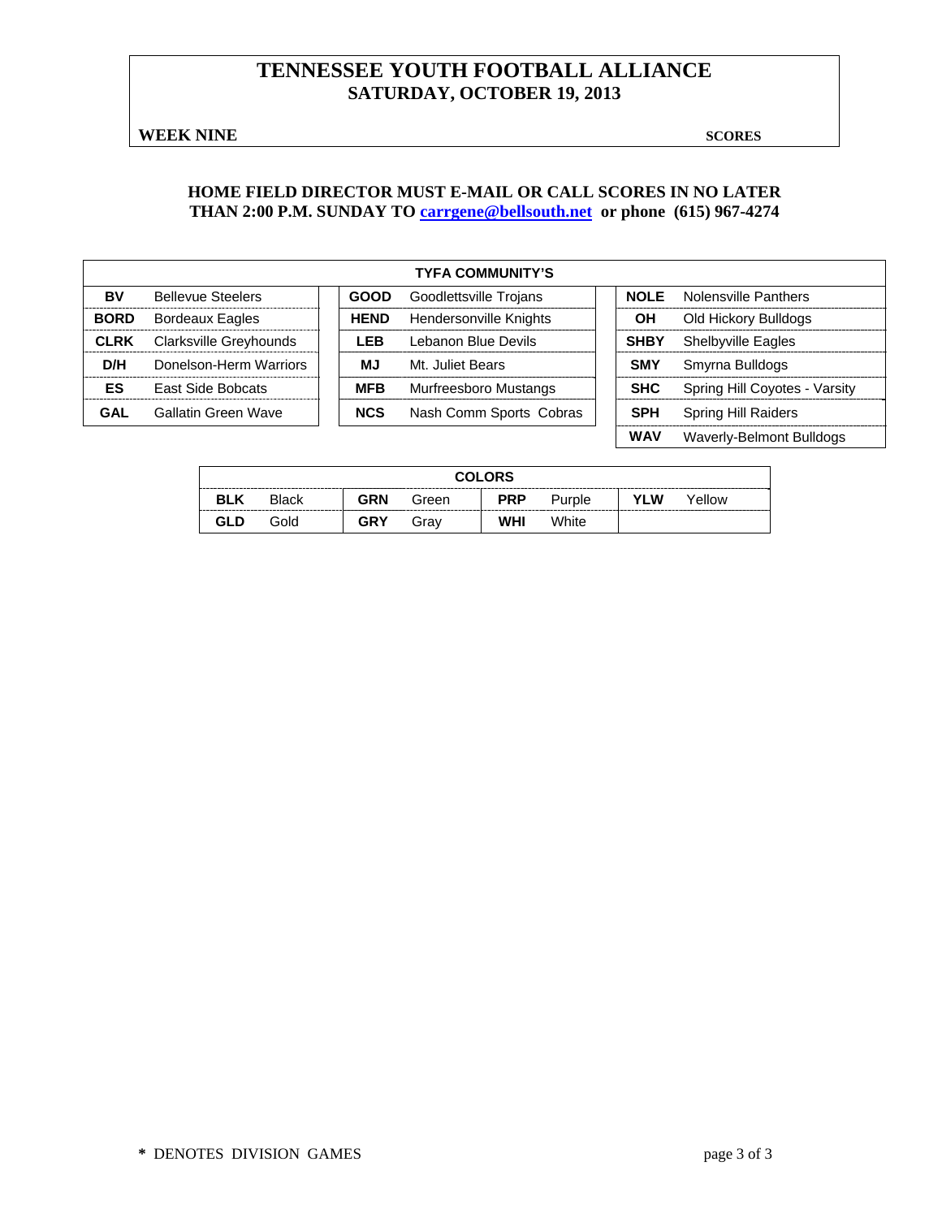# TENNESSEE YOUTH FOOTBALL ALLIANCE
## SATURDAY, OCTOBER 19, 2013

**WEEK NINE** **SCORES**

**HOME FIELD DIRECTOR MUST E-MAIL OR CALL SCORES IN NO LATER THAN 2:00 P.M. SUNDAY TO carrgene@bellsouth.net or phone (615) 967-4274**

| TYFA COMMUNITY'S | | | | | |
|---|---|---|---|---|---|
| **BV** | Bellevue Steelers | **GOOD** | Goodlettsville Trojans | **NOLE** | Nolensville Panthers |
| **BORD** | Bordeaux Eagles | **HEND** | Hendersonville Knights | **OH** | Old Hickory Bulldogs |
| **CLRK** | Clarksville Greyhounds | **LEB** | Lebanon Blue Devils | **SHBY** | Shelbyville Eagles |
| **D/H** | Donelson-Herm Warriors | **MJ** | Mt. Juliet Bears | **SMY** | Smyrna Bulldogs |
| **ES** | East Side Bobcats | **MFB** | Murfreesboro Mustangs | **SHC** | Spring Hill Coyotes - Varsity |
| **GAL** | Gallatin Green Wave | **NCS** | Nash Comm Sports Cobras | **SPH** | Spring Hill Raiders |
| | | | | **WAV** | Waverly-Belmont Bulldogs |

| COLORS | | | | | | | |
|---|---|---|---|---|---|---|---|
| **BLK** | Black | **GRN** | Green | **PRP** | Purple | **YLW** | Yellow |
| **GLD** | Gold | **GRY** | Gray | **WHI** | White | | |

**\*** DENOTES DIVISION GAMES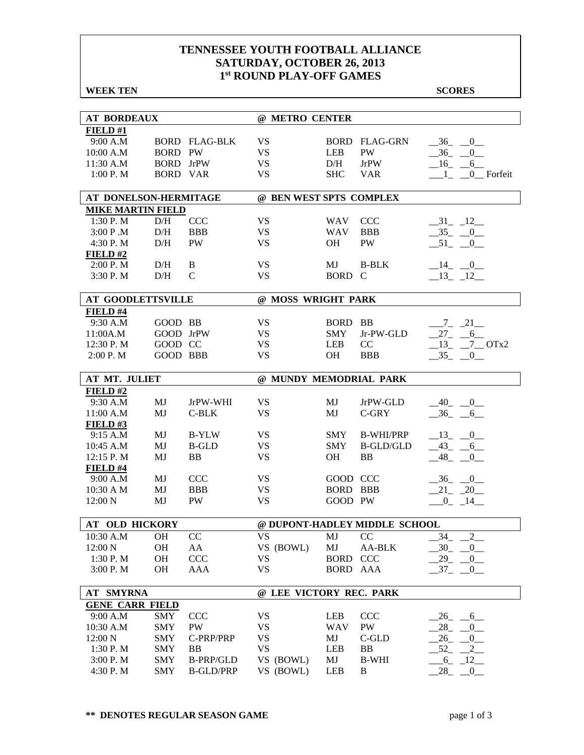# TENNESSEE YOUTH FOOTBALL ALLIANCE
## SATURDAY, OCTOBER 26, 2013
## 1st ROUND PLAY-OFF GAMES

**WEEK TEN** **SCORES**

| AT BORDEAUX | | | @ METRO CENTER | | | |
|---|---|---|---|---|---|---|
| **FIELD #1** | | | | | | |
| 9:00 A.M | BORD | FLAG-BLK | VS | BORD | FLAG-GRN | 36 0 |
| 10:00 A.M | BORD | PW | VS | LEB | PW | 36 0 |
| 11:30 A.M | BORD | JrPW | VS | D/H | JrPW | 16 6 |
| 1:00 P. M | BORD | VAR | VS | SHC | VAR | 1 0 Forfeit |

| AT DONELSON-HERMITAGE | | | @ BEN WEST SPTS COMPLEX | | | |
|---|---|---|---|---|---|---|
| **MIKE MARTIN FIELD** | | | | | | |
| 1:30 P. M | D/H | CCC | VS | WAV | CCC | 31 12 |
| 3:00 P .M | D/H | BBB | VS | WAV | BBB | 35 0 |
| 4:30 P. M | D/H | PW | VS | OH | PW | 51 0 |
| **FIELD #2** | | | | | | |
| 2:00 P. M | D/H | B | VS | MJ | B-BLK | 14 0 |
| 3:30 P. M | D/H | C | VS | BORD | C | 13 12 |

| AT GOODLETTSVILLE | | | @ MOSS WRIGHT PARK | | | |
|---|---|---|---|---|---|---|
| **FIELD #4** | | | | | | |
| 9:30 A.M | GOOD | BB | VS | BORD | BB | 7 21 |
| 11:00A.M | GOOD | JrPW | VS | SMY | Jr-PW-GLD | 27 6 |
| 12:30 P. M | GOOD | CC | VS | LEB | CC | 13 7 OTx2 |
| 2:00 P. M | GOOD | BBB | VS | OH | BBB | 35 0 |

| AT MT. JULIET | | | @ MUNDY MEMODRIAL PARK | | | |
|---|---|---|---|---|---|---|
| **FIELD #2** | | | | | | |
| 9:30 A.M | MJ | JrPW-WHI | VS | MJ | JrPW-GLD | 40 0 |
| 11:00 A.M | MJ | C-BLK | VS | MJ | C-GRY | 36 6 |
| **FIELD #3** | | | | | | |
| 9:15 A.M | MJ | B-YLW | VS | SMY | B-WHI/PRP | 13 0 |
| 10:45 A.M | MJ | B-GLD | VS | SMY | B-GLD/GLD | 43 6 |
| 12:15 P. M | MJ | BB | VS | OH | BB | 48 0 |
| **FIELD #4** | | | | | | |
| 9:00 A.M | MJ | CCC | VS | GOOD | CCC | 36 0 |
| 10:30 A M | MJ | BBB | VS | BORD | BBB | 21 20 |
| 12:00 N | MJ | PW | VS | GOOD | PW | 0 14 |

| AT OLD HICKORY | | | @ DUPONT-HADLEY MIDDLE SCHOOL | | | |
|---|---|---|---|---|---|---|
| 10:30 A.M | OH | CC | VS | MJ | CC | 34 2 |
| 12:00 N | OH | AA | VS (BOWL) | MJ | AA-BLK | 30 0 |
| 1:30 P. M | OH | CCC | VS | BORD | CCC | 29 0 |
| 3:00 P. M | OH | AAA | VS | BORD | AAA | 37 0 |

| AT SMYRNA | | | @ LEE VICTORY REC. PARK | | | |
|---|---|---|---|---|---|---|
| **GENE CARR FIELD** | | | | | | |
| 9:00 A.M | SMY | CCC | VS | LEB | CCC | 26 6 |
| 10:30 A.M | SMY | PW | VS | WAV | PW | 28 0 |
| 12:00 N | SMY | C-PRP/PRP | VS | MJ | C-GLD | 26 0 |
| 1:30 P. M | SMY | BB | VS | LEB | BB | 52 2 |
| 3:00 P. M | SMY | B-PRP/GLD | VS (BOWL) | MJ | B-WHI | 6 12 |
| 4:30 P. M | SMY | B-GLD/PRP | VS (BOWL) | LEB | B | 28 0 |

**\*\* DENOTES REGULAR SEASON GAME**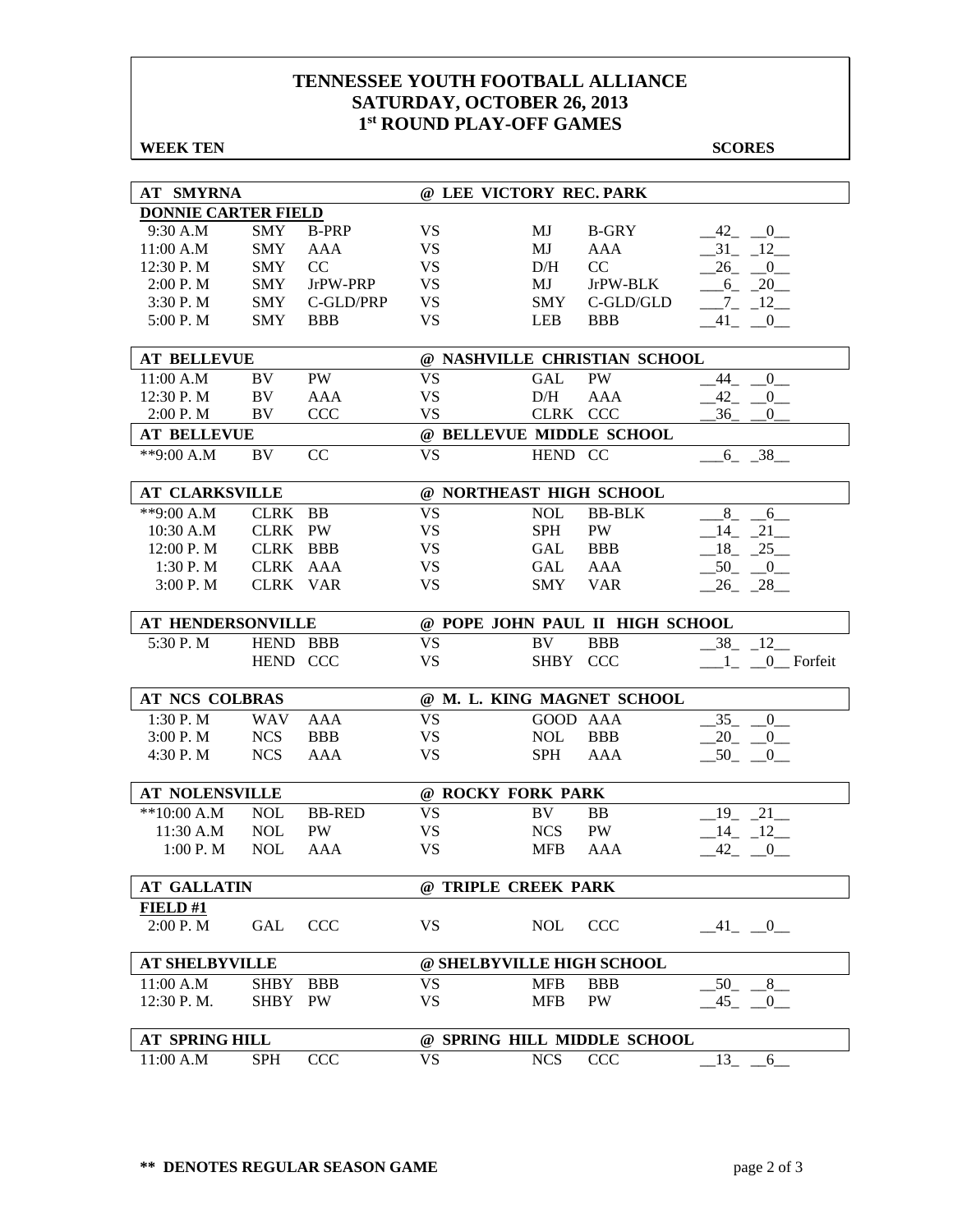# TENNESSEE YOUTH FOOTBALL ALLIANCE
## SATURDAY, OCTOBER 26, 2013
## 1st ROUND PLAY-OFF GAMES

**WEEK TEN** **SCORES**

| AT SMYRNA | | | @ LEE VICTORY REC. PARK | | | |
|---|---|---|---|---|---|---|
| **DONNIE CARTER FIELD** | | | | | | |
| 9:30 A.M | SMY | B-PRP | VS | MJ | B-GRY | 42 0 |
| 11:00 A.M | SMY | AAA | VS | MJ | AAA | 31 12 |
| 12:30 P. M | SMY | CC | VS | D/H | CC | 26 0 |
| 2:00 P. M | SMY | JrPW-PRP | VS | MJ | JrPW-BLK | 6 20 |
| 3:30 P. M | SMY | C-GLD/PRP | VS | SMY | C-GLD/GLD | 7 12 |
| 5:00 P. M | SMY | BBB | VS | LEB | BBB | 41 0 |

| AT BELLEVUE | | | @ NASHVILLE CHRISTIAN SCHOOL | | | |
|---|---|---|---|---|---|---|
| 11:00 A.M | BV | PW | VS | GAL | PW | 44 0 |
| 12:30 P. M | BV | AAA | VS | D/H | AAA | 42 0 |
| 2:00 P. M | BV | CCC | VS | CLRK | CCC | 36 0 |
| **AT BELLEVUE** | | | **@ BELLEVUE MIDDLE SCHOOL** | | | |
| **9:00 A.M | BV | CC | VS | HEND | CC | 6 38 |

| AT CLARKSVILLE | | | @ NORTHEAST HIGH SCHOOL | | | |
|---|---|---|---|---|---|---|
| **9:00 A.M | CLRK | BB | VS | NOL | BB-BLK | 8 6 |
| 10:30 A.M | CLRK | PW | VS | SPH | PW | 14 21 |
| 12:00 P. M | CLRK | BBB | VS | GAL | BBB | 18 25 |
| 1:30 P. M | CLRK | AAA | VS | GAL | AAA | 50 0 |
| 3:00 P. M | CLRK | VAR | VS | SMY | VAR | 26 28 |

| AT HENDERSONVILLE | | | @ POPE JOHN PAUL II HIGH SCHOOL | | | |
|---|---|---|---|---|---|---|
| 5:30 P. M | HEND | BBB | VS | BV | BBB | 38 12 |
| | HEND | CCC | VS | SHBY | CCC | 1 0 Forfeit |

| AT NCS COLBRAS | | | @ M. L. KING MAGNET SCHOOL | | | |
|---|---|---|---|---|---|---|
| 1:30 P. M | WAV | AAA | VS | GOOD | AAA | 35 0 |
| 3:00 P. M | NCS | BBB | VS | NOL | BBB | 20 0 |
| 4:30 P. M | NCS | AAA | VS | SPH | AAA | 50 0 |

| AT NOLENSVILLE | | | @ ROCKY FORK PARK | | | |
|---|---|---|---|---|---|---|
| **10:00 A.M | NOL | BB-RED | VS | BV | BB | 19 21 |
| 11:30 A.M | NOL | PW | VS | NCS | PW | 14 12 |
| 1:00 P. M | NOL | AAA | VS | MFB | AAA | 42 0 |

| AT GALLATIN | | | @ TRIPLE CREEK PARK | | | |
|---|---|---|---|---|---|---|
| **FIELD #1** | | | | | | |
| 2:00 P. M | GAL | CCC | VS | NOL | CCC | 41 0 |

| AT SHELBYVILLE | | | @ SHELBYVILLE HIGH SCHOOL | | | |
|---|---|---|---|---|---|---|
| 11:00 A.M | SHBY | BBB | VS | MFB | BBB | 50 8 |
| 12:30 P. M. | SHBY | PW | VS | MFB | PW | 45 0 |

| AT SPRING HILL | | | @ SPRING HILL MIDDLE SCHOOL | | | |
|---|---|---|---|---|---|---|
| 11:00 A.M | SPH | CCC | VS | NCS | CCC | 13 6 |

**** DENOTES REGULAR SEASON GAME**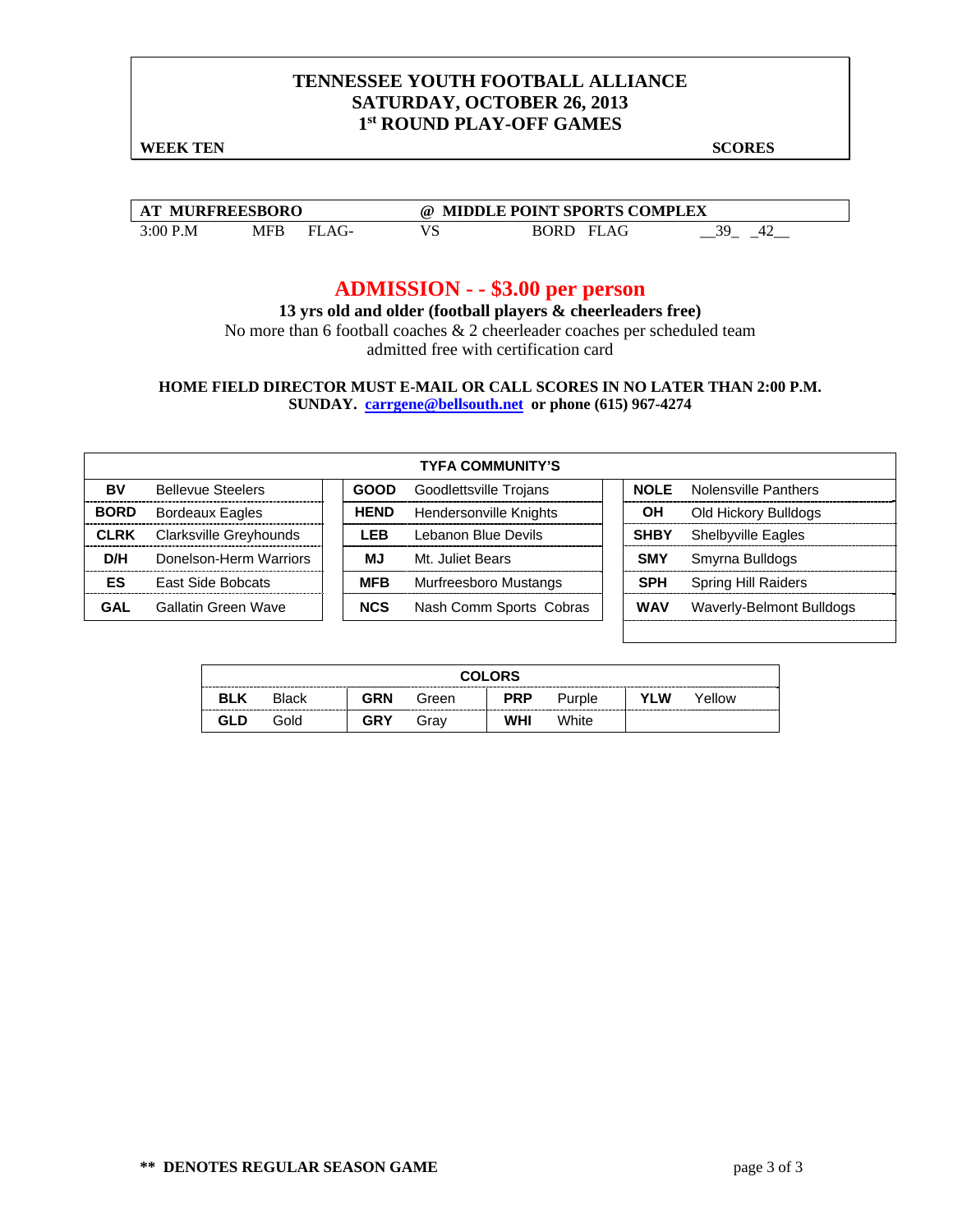**TENNESSEE YOUTH FOOTBALL ALLIANCE**
**SATURDAY, OCTOBER 26, 2013**
**1st ROUND PLAY-OFF GAMES**

**WEEK TEN** **SCORES**

| AT MURFREESBORO | | | @ MIDDLE POINT SPORTS COMPLEX | | |
|---|---|---|---|---|---|
| 3:00 P.M | MFB | FLAG- | VS | BORD FLAG | __39_ _42__ |

## ADMISSION - - $3.00 per person

**13 yrs old and older (football players & cheerleaders free)**

No more than 6 football coaches & 2 cheerleader coaches per scheduled team admitted free with certification card

**HOME FIELD DIRECTOR MUST E-MAIL OR CALL SCORES IN NO LATER THAN 2:00 P.M. SUNDAY. carrgene@bellsouth.net or phone (615) 967-4274**

| TYFA COMMUNITY'S | | | | | |
|---|---|---|---|---|---|
| **BV** | Bellevue Steelers | **GOOD** | Goodlettsville Trojans | **NOLE** | Nolensville Panthers |
| **BORD** | Bordeaux Eagles | **HEND** | Hendersonville Knights | **OH** | Old Hickory Bulldogs |
| **CLRK** | Clarksville Greyhounds | **LEB** | Lebanon Blue Devils | **SHBY** | Shelbyville Eagles |
| **D/H** | Donelson-Herm Warriors | **MJ** | Mt. Juliet Bears | **SMY** | Smyrna Bulldogs |
| **ES** | East Side Bobcats | **MFB** | Murfreesboro Mustangs | **SPH** | Spring Hill Raiders |
| **GAL** | Gallatin Green Wave | **NCS** | Nash Comm Sports Cobras | **WAV** | Waverly-Belmont Bulldogs |

| COLORS | | | | | | | |
|---|---|---|---|---|---|---|---|
| **BLK** | Black | **GRN** | Green | **PRP** | Purple | **YLW** | Yellow |
| **GLD** | Gold | **GRY** | Gray | **WHI** | White | | |

**\*\* DENOTES REGULAR SEASON GAME**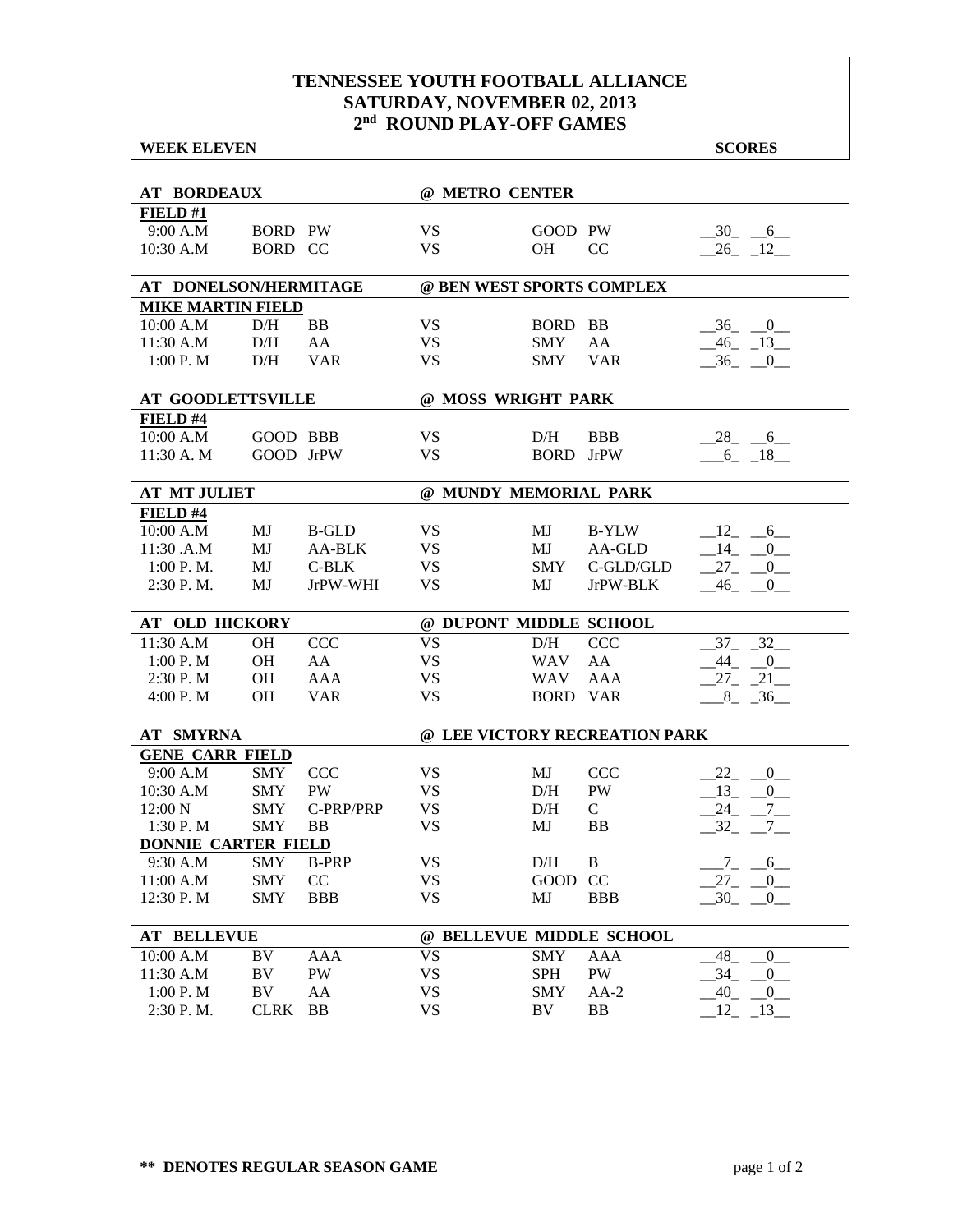# TENNESSEE YOUTH FOOTBALL ALLIANCE
## SATURDAY, NOVEMBER 02, 2013
## 2nd ROUND PLAY-OFF GAMES

**WEEK ELEVEN** **SCORES**

| AT BORDEAUX | | | @ METRO CENTER | | | |
|---|---|---|---|---|---|---|
| **FIELD #1** | | | | | | |
| 9:00 A.M | BORD | PW | VS | GOOD | PW | 30 6 |
| 10:30 A.M | BORD | CC | VS | OH | CC | 26 12 |

| AT DONELSON/HERMITAGE | | | @ BEN WEST SPORTS COMPLEX | | | |
|---|---|---|---|---|---|---|
| **MIKE MARTIN FIELD** | | | | | | |
| 10:00 A.M | D/H | BB | VS | BORD | BB | 36 0 |
| 11:30 A.M | D/H | AA | VS | SMY | AA | 46 13 |
| 1:00 P. M | D/H | VAR | VS | SMY | VAR | 36 0 |

| AT GOODLETTSVILLE | | | @ MOSS WRIGHT PARK | | | |
|---|---|---|---|---|---|---|
| **FIELD #4** | | | | | | |
| 10:00 A.M | GOOD | BBB | VS | D/H | BBB | 28 6 |
| 11:30 A. M | GOOD | JrPW | VS | BORD | JrPW | 6 18 |

| AT MT JULIET | | | @ MUNDY MEMORIAL PARK | | | |
|---|---|---|---|---|---|---|
| **FIELD #4** | | | | | | |
| 10:00 A.M | MJ | B-GLD | VS | MJ | B-YLW | 12 6 |
| 11:30 .A.M | MJ | AA-BLK | VS | MJ | AA-GLD | 14 0 |
| 1:00 P. M. | MJ | C-BLK | VS | SMY | C-GLD/GLD | 27 0 |
| 2:30 P. M. | MJ | JrPW-WHI | VS | MJ | JrPW-BLK | 46 0 |

| AT OLD HICKORY | | | @ DUPONT MIDDLE SCHOOL | | | |
|---|---|---|---|---|---|---|
| 11:30 A.M | OH | CCC | VS | D/H | CCC | 37 32 |
| 1:00 P. M | OH | AA | VS | WAV | AA | 44 0 |
| 2:30 P. M | OH | AAA | VS | WAV | AAA | 27 21 |
| 4:00 P. M | OH | VAR | VS | BORD | VAR | 8 36 |

| AT SMYRNA | | | @ LEE VICTORY RECREATION PARK | | | |
|---|---|---|---|---|---|---|
| **GENE CARR FIELD** | | | | | | |
| 9:00 A.M | SMY | CCC | VS | MJ | CCC | 22 0 |
| 10:30 A.M | SMY | PW | VS | D/H | PW | 13 0 |
| 12:00 N | SMY | C-PRP/PRP | VS | D/H | C | 24 7 |
| 1:30 P. M | SMY | BB | VS | MJ | BB | 32 7 |
| **DONNIE CARTER FIELD** | | | | | | |
| 9:30 A.M | SMY | B-PRP | VS | D/H | B | 7 6 |
| 11:00 A.M | SMY | CC | VS | GOOD | CC | 27 0 |
| 12:30 P. M | SMY | BBB | VS | MJ | BBB | 30 0 |

| AT BELLEVUE | | | @ BELLEVUE MIDDLE SCHOOL | | | |
|---|---|---|---|---|---|---|
| 10:00 A.M | BV | AAA | VS | SMY | AAA | 48 0 |
| 11:30 A.M | BV | PW | VS | SPH | PW | 34 0 |
| 1:00 P. M | BV | AA | VS | SMY | AA-2 | 40 0 |
| 2:30 P. M. | CLRK | BB | VS | BV | BB | 12 13 |

**\*\* DENOTES REGULAR SEASON GAME**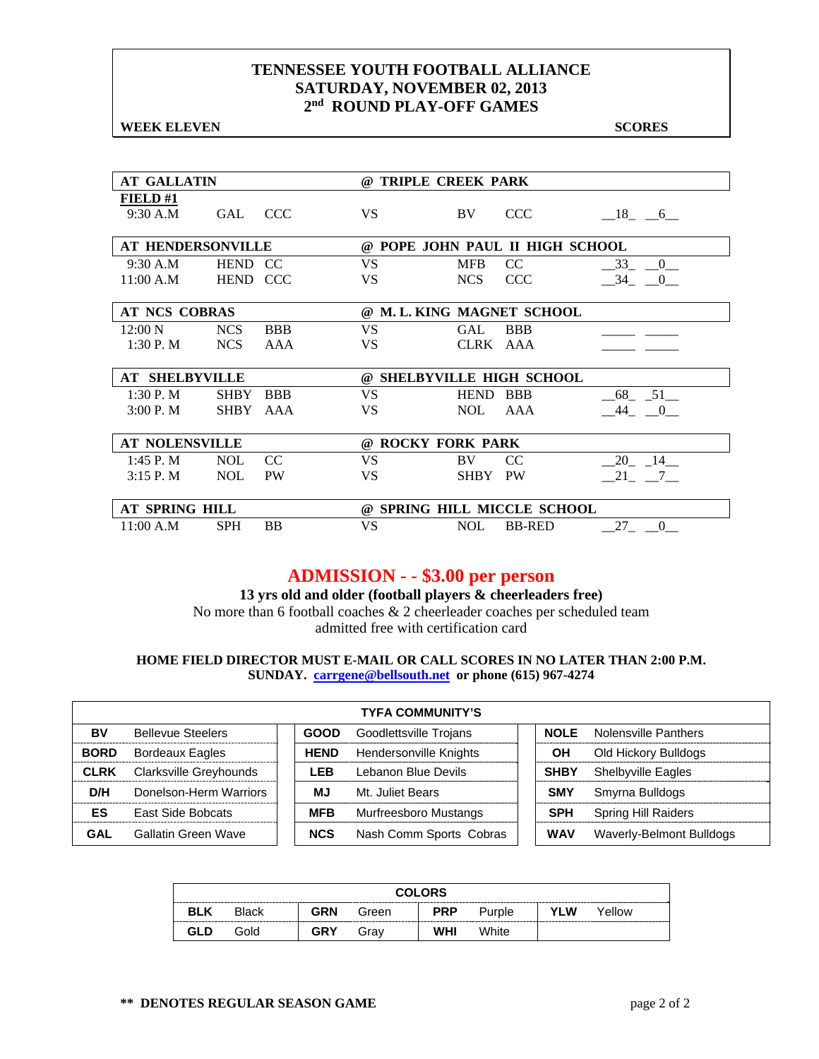# TENNESSEE YOUTH FOOTBALL ALLIANCE
## SATURDAY, NOVEMBER 02, 2013
## 2nd ROUND PLAY-OFF GAMES

**WEEK ELEVEN** **SCORES**

| AT GALLATIN | | | @ TRIPLE CREEK PARK | | | |
|---|---|---|---|---|---|---|
| **FIELD #1** | | | | | | |
| 9:30 A.M | GAL | CCC | VS | BV | CCC | __18_ __6__ |

| AT HENDERSONVILLE | | | @ POPE JOHN PAUL II HIGH SCHOOL | | | |
|---|---|---|---|---|---|---|
| 9:30 A.M | HEND | CC | VS | MFB | CC | __33_ __0__ |
| 11:00 A.M | HEND | CCC | VS | NCS | CCC | __34_ __0__ |

| AT NCS COBRAS | | | @ M. L. KING MAGNET SCHOOL | | | |
|---|---|---|---|---|---|---|
| 12:00 N | NCS | BBB | VS | GAL | BBB | _____ _____ |
| 1:30 P. M | NCS | AAA | VS | CLRK | AAA | _____ _____ |

| AT SHELBYVILLE | | | @ SHELBYVILLE HIGH SCHOOL | | | |
|---|---|---|---|---|---|---|
| 1:30 P. M | SHBY | BBB | VS | HEND | BBB | __68_ _51__ |
| 3:00 P. M | SHBY | AAA | VS | NOL | AAA | __44_ __0__ |

| AT NOLENSVILLE | | | @ ROCKY FORK PARK | | | |
|---|---|---|---|---|---|---|
| 1:45 P. M | NOL | CC | VS | BV | CC | __20_ _14__ |
| 3:15 P. M | NOL | PW | VS | SHBY | PW | __21_ __7__ |

| AT SPRING HILL | | | @ SPRING HILL MICCLE SCHOOL | | | |
|---|---|---|---|---|---|---|
| 11:00 A.M | SPH | BB | VS | NOL | BB-RED | __27_ __0__ |

## ADMISSION - - $3.00 per person

**13 yrs old and older (football players & cheerleaders free)**

No more than 6 football coaches & 2 cheerleader coaches per scheduled team admitted free with certification card

**HOME FIELD DIRECTOR MUST E-MAIL OR CALL SCORES IN NO LATER THAN 2:00 P.M. SUNDAY. carrgene@bellsouth.net or phone (615) 967-4274**

| TYFA COMMUNITY'S | | | | | |
|---|---|---|---|---|---|
| **BV** | Bellevue Steelers | **GOOD** | Goodlettsville Trojans | **NOLE** | Nolensville Panthers |
| **BORD** | Bordeaux Eagles | **HEND** | Hendersonville Knights | **OH** | Old Hickory Bulldogs |
| **CLRK** | Clarksville Greyhounds | **LEB** | Lebanon Blue Devils | **SHBY** | Shelbyville Eagles |
| **D/H** | Donelson-Herm Warriors | **MJ** | Mt. Juliet Bears | **SMY** | Smyrna Bulldogs |
| **ES** | East Side Bobcats | **MFB** | Murfreesboro Mustangs | **SPH** | Spring Hill Raiders |
| **GAL** | Gallatin Green Wave | **NCS** | Nash Comm Sports Cobras | **WAV** | Waverly-Belmont Bulldogs |

| COLORS | | | | | | | |
|---|---|---|---|---|---|---|---|
| **BLK** | Black | **GRN** | Green | **PRP** | Purple | **YLW** | Yellow |
| **GLD** | Gold | **GRY** | Gray | **WHI** | White | | |

**** DENOTES REGULAR SEASON GAME**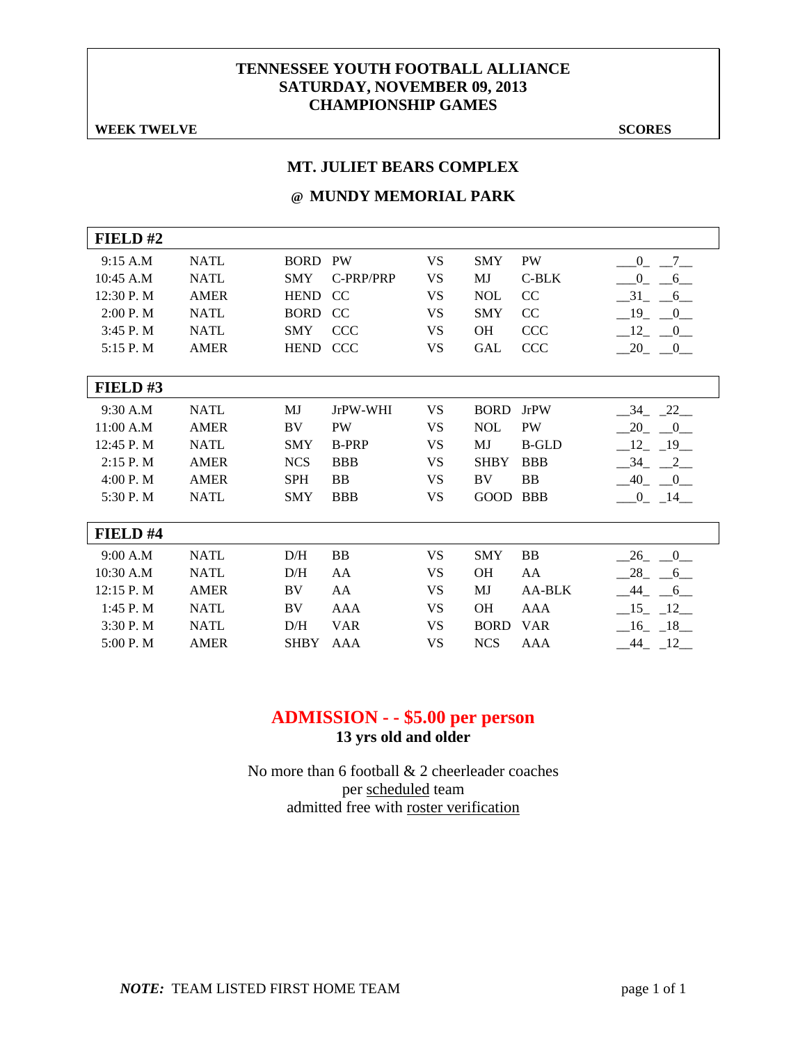**TENNESSEE YOUTH FOOTBALL ALLIANCE**
**SATURDAY, NOVEMBER 09, 2013**
**CHAMPIONSHIP GAMES**

**WEEK TWELVE** **SCORES**

## MT. JULIET BEARS COMPLEX

## @ MUNDY MEMORIAL PARK

| FIELD #2 | | | | | | | | |
|---|---|---|---|---|---|---|---|---|
| 9:15 A.M | NATL | BORD | PW | VS | SMY | PW | 0 | 7 |
| 10:45 A.M | NATL | SMY | C-PRP/PRP | VS | MJ | C-BLK | 0 | 6 |
| 12:30 P. M | AMER | HEND | CC | VS | NOL | CC | 31 | 6 |
| 2:00 P. M | NATL | BORD | CC | VS | SMY | CC | 19 | 0 |
| 3:45 P. M | NATL | SMY | CCC | VS | OH | CCC | 12 | 0 |
| 5:15 P. M | AMER | HEND | CCC | VS | GAL | CCC | 20 | 0 |

| FIELD #3 | | | | | | | | |
|---|---|---|---|---|---|---|---|---|
| 9:30 A.M | NATL | MJ | JrPW-WHI | VS | BORD | JrPW | 34 | 22 |
| 11:00 A.M | AMER | BV | PW | VS | NOL | PW | 20 | 0 |
| 12:45 P. M | NATL | SMY | B-PRP | VS | MJ | B-GLD | 12 | 19 |
| 2:15 P. M | AMER | NCS | BBB | VS | SHBY | BBB | 34 | 2 |
| 4:00 P. M | AMER | SPH | BB | VS | BV | BB | 40 | 0 |
| 5:30 P. M | NATL | SMY | BBB | VS | GOOD | BBB | 0 | 14 |

| FIELD #4 | | | | | | | | |
|---|---|---|---|---|---|---|---|---|
| 9:00 A.M | NATL | D/H | BB | VS | SMY | BB | 26 | 0 |
| 10:30 A.M | NATL | D/H | AA | VS | OH | AA | 28 | 6 |
| 12:15 P. M | AMER | BV | AA | VS | MJ | AA-BLK | 44 | 6 |
| 1:45 P. M | NATL | BV | AAA | VS | OH | AAA | 15 | 12 |
| 3:30 P. M | NATL | D/H | VAR | VS | BORD | VAR | 16 | 18 |
| 5:00 P. M | AMER | SHBY | AAA | VS | NCS | AAA | 44 | 12 |

**ADMISSION - - $5.00 per person**
**13 yrs old and older**

No more than 6 football & 2 cheerleader coaches
per scheduled team
admitted free with roster verification

***NOTE:*** TEAM LISTED FIRST HOME TEAM